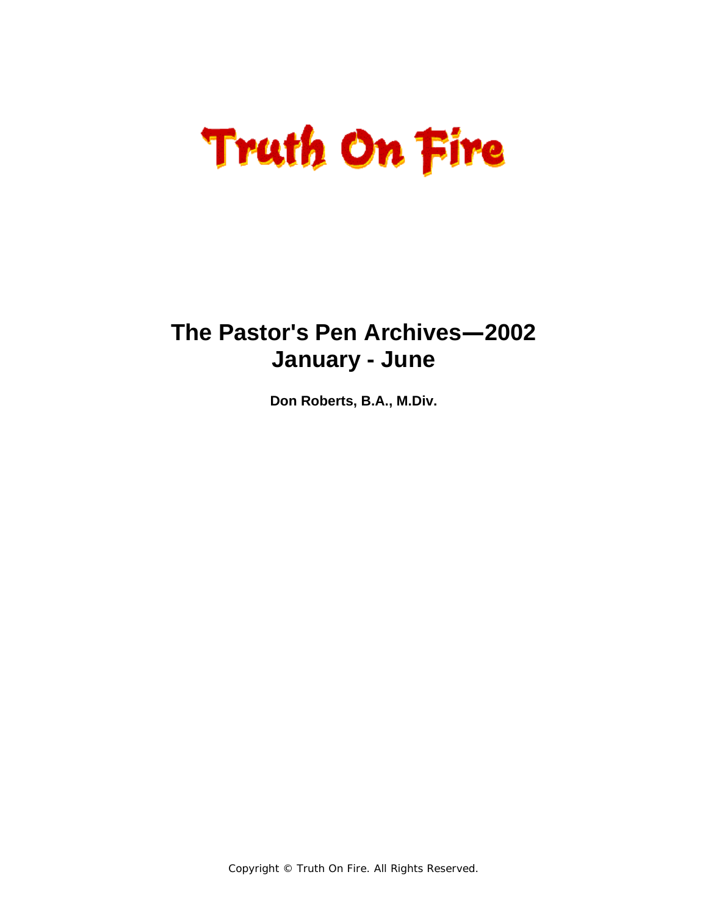# Truth On Fire

## The Pastor's Pen Archives—2002
## January - June

**Don Roberts, B.A., M.Div.**

Copyright © Truth On Fire. All Rights Reserved.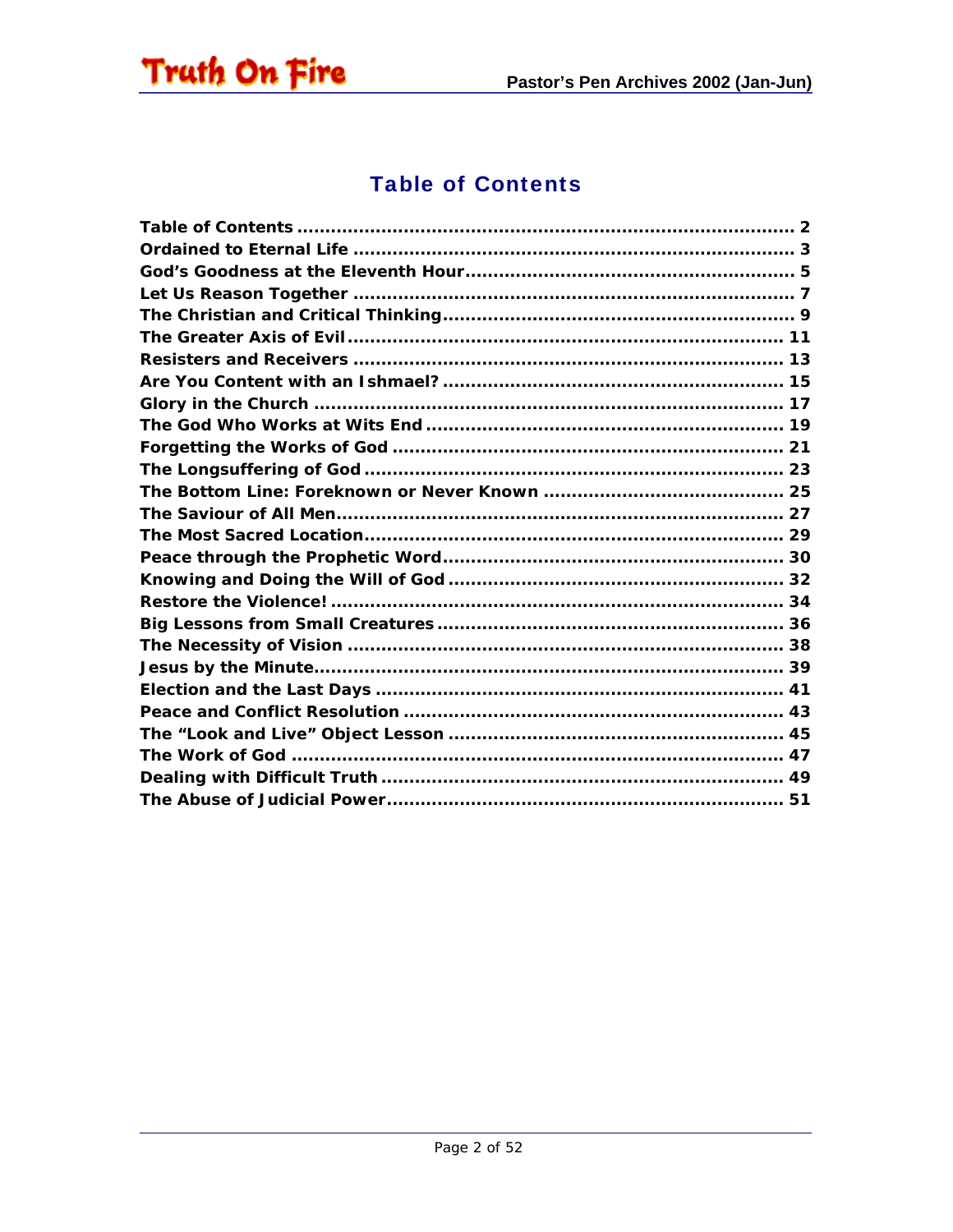# Table of Contents

Table of Contents ........................................................................................ 2
Ordained to Eternal Life ............................................................................... 3
God's Goodness at the Eleventh Hour.......................................................... 5
Let Us Reason Together ............................................................................... 7
The Christian and Critical Thinking............................................................... 9
The Greater Axis of Evil.............................................................................. 11
Resisters and Receivers ............................................................................. 13
Are You Content with an Ishmael? ............................................................. 15
Glory in the Church ................................................................................... 17
The God Who Works at Wits End ................................................................ 19
Forgetting the Works of God ...................................................................... 21
The Longsuffering of God ........................................................................... 23
The Bottom Line: Foreknown or Never Known ............................................ 25
The Saviour of All Men................................................................................ 27
The Most Sacred Location........................................................................... 29
Peace through the Prophetic Word............................................................. 30
Knowing and Doing the Will of God ............................................................ 32
Restore the Violence! ................................................................................. 34
Big Lessons from Small Creatures .............................................................. 36
The Necessity of Vision .............................................................................. 38
Jesus by the Minute.................................................................................... 39
Election and the Last Days ......................................................................... 41
Peace and Conflict Resolution .................................................................... 43
The "Look and Live" Object Lesson ............................................................ 45
The Work of God ........................................................................................ 47
Dealing with Difficult Truth ......................................................................... 49
The Abuse of Judicial Power....................................................................... 51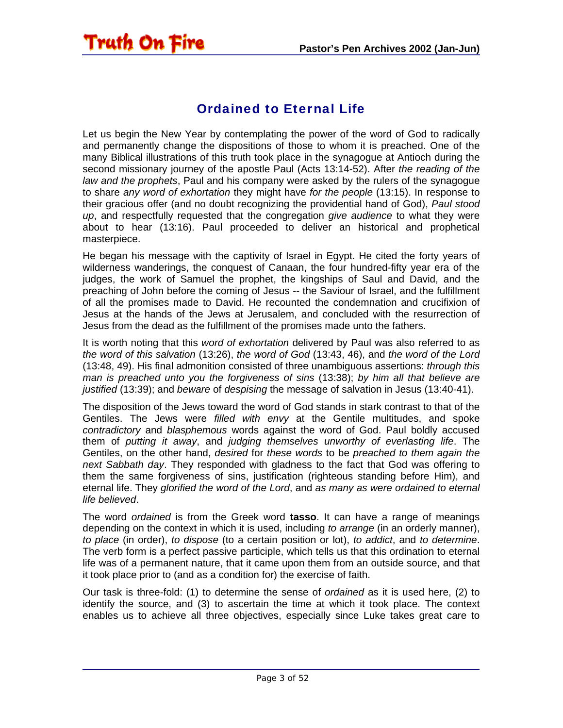## Ordained to Eternal Life

Let us begin the New Year by contemplating the power of the word of God to radically and permanently change the dispositions of those to whom it is preached. One of the many Biblical illustrations of this truth took place in the synagogue at Antioch during the second missionary journey of the apostle Paul (Acts 13:14-52). After *the reading of the law and the prophets*, Paul and his company were asked by the rulers of the synagogue to share *any word of exhortation* they might have *for the people* (13:15). In response to their gracious offer (and no doubt recognizing the providential hand of God), *Paul stood up*, and respectfully requested that the congregation *give audience* to what they were about to hear (13:16). Paul proceeded to deliver an historical and prophetical masterpiece.

He began his message with the captivity of Israel in Egypt. He cited the forty years of wilderness wanderings, the conquest of Canaan, the four hundred-fifty year era of the judges, the work of Samuel the prophet, the kingships of Saul and David, and the preaching of John before the coming of Jesus -- the Saviour of Israel, and the fulfillment of all the promises made to David. He recounted the condemnation and crucifixion of Jesus at the hands of the Jews at Jerusalem, and concluded with the resurrection of Jesus from the dead as the fulfillment of the promises made unto the fathers.

It is worth noting that this *word of exhortation* delivered by Paul was also referred to as *the word of this salvation* (13:26), *the word of God* (13:43, 46), and *the word of the Lord* (13:48, 49). His final admonition consisted of three unambiguous assertions: *through this man is preached unto you the forgiveness of sins* (13:38); *by him all that believe are justified* (13:39); and *beware* of *despising* the message of salvation in Jesus (13:40-41).

The disposition of the Jews toward the word of God stands in stark contrast to that of the Gentiles. The Jews were *filled with envy* at the Gentile multitudes, and spoke *contradictory* and *blasphemous* words against the word of God. Paul boldly accused them of *putting it away*, and *judging themselves unworthy of everlasting life*. The Gentiles, on the other hand, *desired* for *these words* to be *preached to them again the next Sabbath day*. They responded with gladness to the fact that God was offering to them the same forgiveness of sins, justification (righteous standing before Him), and eternal life. They *glorified the word of the Lord*, and *as many as were ordained to eternal life believed*.

The word *ordained* is from the Greek word **tasso**. It can have a range of meanings depending on the context in which it is used, including *to arrange* (in an orderly manner), *to place* (in order), *to dispose* (to a certain position or lot), *to addict*, and *to determine*. The verb form is a perfect passive participle, which tells us that this ordination to eternal life was of a permanent nature, that it came upon them from an outside source, and that it took place prior to (and as a condition for) the exercise of faith.

Our task is three-fold: (1) to determine the sense of *ordained* as it is used here, (2) to identify the source, and (3) to ascertain the time at which it took place. The context enables us to achieve all three objectives, especially since Luke takes great care to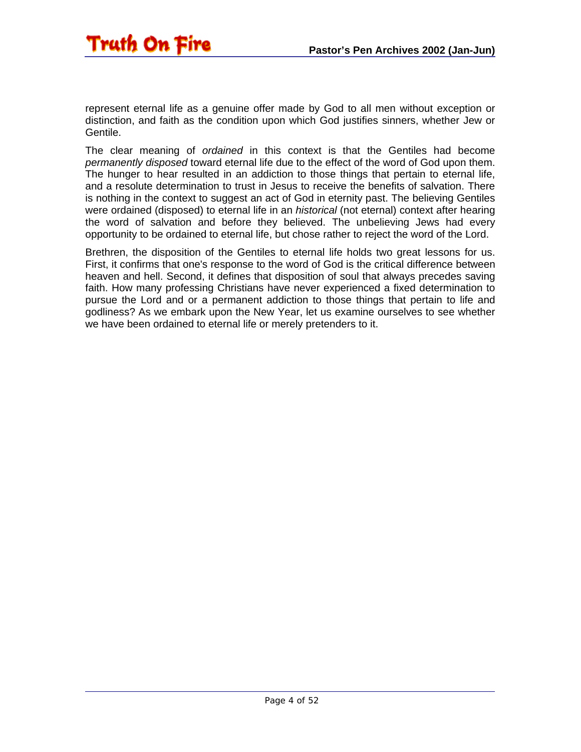represent eternal life as a genuine offer made by God to all men without exception or distinction, and faith as the condition upon which God justifies sinners, whether Jew or Gentile.

The clear meaning of *ordained* in this context is that the Gentiles had become *permanently disposed* toward eternal life due to the effect of the word of God upon them. The hunger to hear resulted in an addiction to those things that pertain to eternal life, and a resolute determination to trust in Jesus to receive the benefits of salvation. There is nothing in the context to suggest an act of God in eternity past. The believing Gentiles were ordained (disposed) to eternal life in an *historical* (not eternal) context after hearing the word of salvation and before they believed. The unbelieving Jews had every opportunity to be ordained to eternal life, but chose rather to reject the word of the Lord.

Brethren, the disposition of the Gentiles to eternal life holds two great lessons for us. First, it confirms that one's response to the word of God is the critical difference between heaven and hell. Second, it defines that disposition of soul that always precedes saving faith. How many professing Christians have never experienced a fixed determination to pursue the Lord and or a permanent addiction to those things that pertain to life and godliness? As we embark upon the New Year, let us examine ourselves to see whether we have been ordained to eternal life or merely pretenders to it.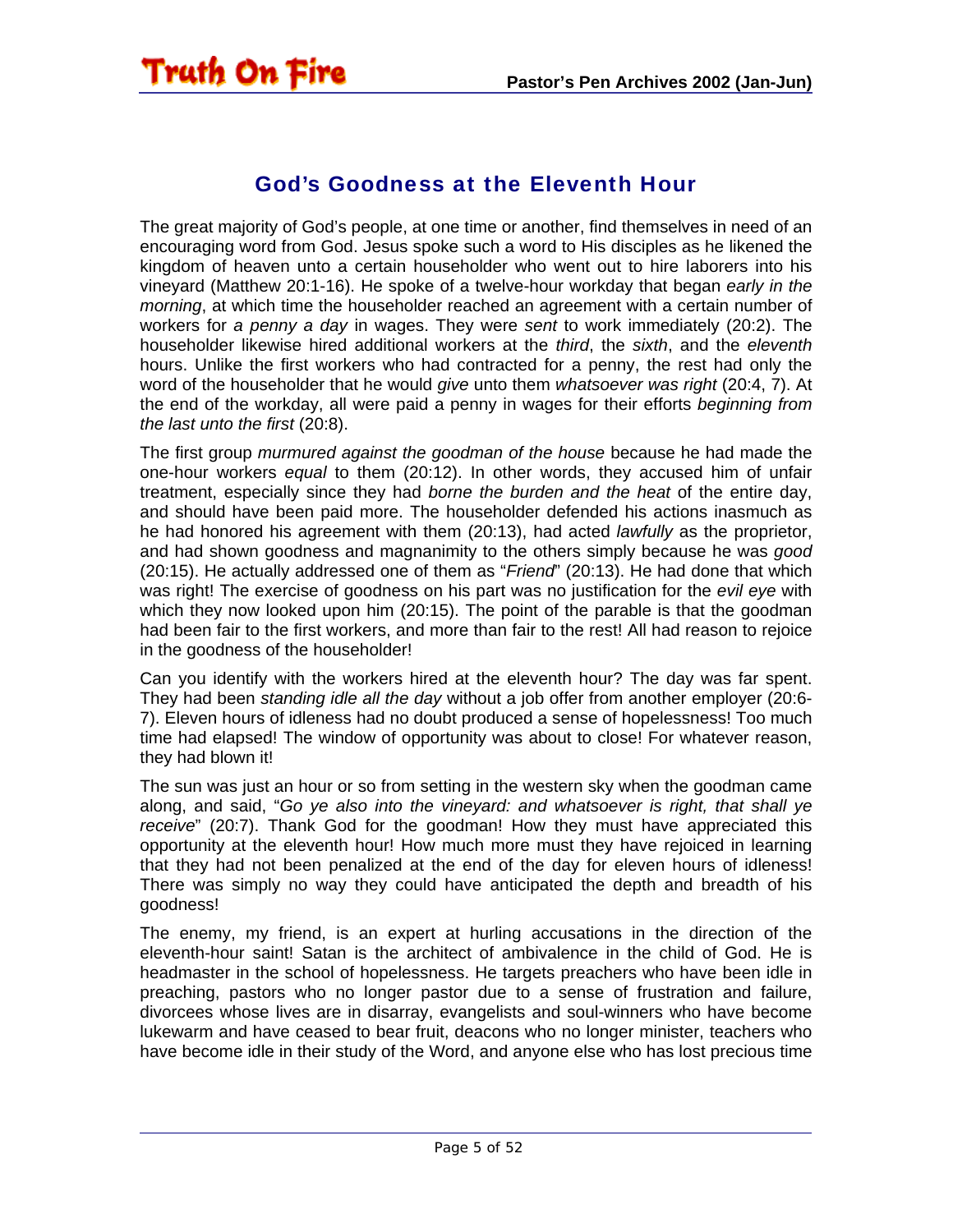## God's Goodness at the Eleventh Hour

The great majority of God's people, at one time or another, find themselves in need of an encouraging word from God. Jesus spoke such a word to His disciples as he likened the kingdom of heaven unto a certain householder who went out to hire laborers into his vineyard (Matthew 20:1-16). He spoke of a twelve-hour workday that began *early in the morning*, at which time the householder reached an agreement with a certain number of workers for *a penny a day* in wages. They were *sent* to work immediately (20:2). The householder likewise hired additional workers at the *third*, the *sixth*, and the *eleventh* hours. Unlike the first workers who had contracted for a penny, the rest had only the word of the householder that he would *give* unto them *whatsoever was right* (20:4, 7). At the end of the workday, all were paid a penny in wages for their efforts *beginning from the last unto the first* (20:8).

The first group *murmured against the goodman of the house* because he had made the one-hour workers *equal* to them (20:12). In other words, they accused him of unfair treatment, especially since they had *borne the burden and the heat* of the entire day, and should have been paid more. The householder defended his actions inasmuch as he had honored his agreement with them (20:13), had acted *lawfully* as the proprietor, and had shown goodness and magnanimity to the others simply because he was *good* (20:15). He actually addressed one of them as "*Friend*" (20:13). He had done that which was right! The exercise of goodness on his part was no justification for the *evil eye* with which they now looked upon him (20:15). The point of the parable is that the goodman had been fair to the first workers, and more than fair to the rest! All had reason to rejoice in the goodness of the householder!

Can you identify with the workers hired at the eleventh hour? The day was far spent. They had been *standing idle all the day* without a job offer from another employer (20:6-7). Eleven hours of idleness had no doubt produced a sense of hopelessness! Too much time had elapsed! The window of opportunity was about to close! For whatever reason, they had blown it!

The sun was just an hour or so from setting in the western sky when the goodman came along, and said, "*Go ye also into the vineyard: and whatsoever is right, that shall ye receive*" (20:7). Thank God for the goodman! How they must have appreciated this opportunity at the eleventh hour! How much more must they have rejoiced in learning that they had not been penalized at the end of the day for eleven hours of idleness! There was simply no way they could have anticipated the depth and breadth of his goodness!

The enemy, my friend, is an expert at hurling accusations in the direction of the eleventh-hour saint! Satan is the architect of ambivalence in the child of God. He is headmaster in the school of hopelessness. He targets preachers who have been idle in preaching, pastors who no longer pastor due to a sense of frustration and failure, divorcees whose lives are in disarray, evangelists and soul-winners who have become lukewarm and have ceased to bear fruit, deacons who no longer minister, teachers who have become idle in their study of the Word, and anyone else who has lost precious time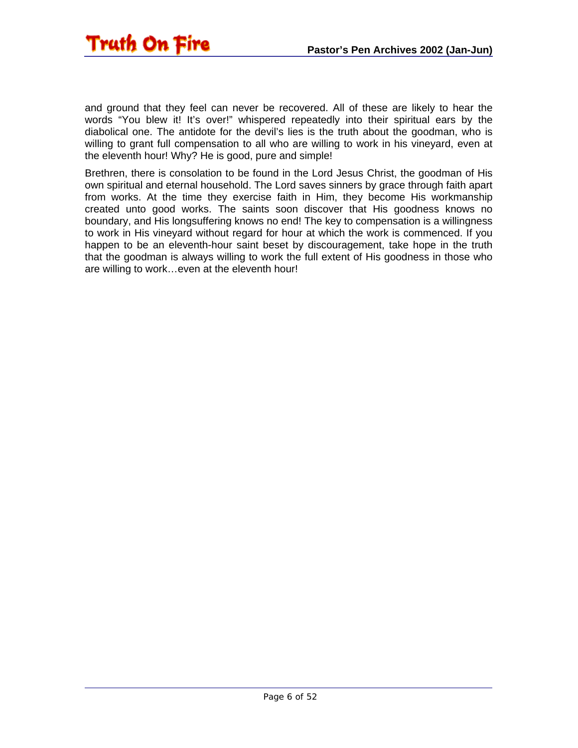and ground that they feel can never be recovered. All of these are likely to hear the words “You blew it! It’s over!” whispered repeatedly into their spiritual ears by the diabolical one. The antidote for the devil’s lies is the truth about the goodman, who is willing to grant full compensation to all who are willing to work in his vineyard, even at the eleventh hour! Why? He is good, pure and simple!

Brethren, there is consolation to be found in the Lord Jesus Christ, the goodman of His own spiritual and eternal household. The Lord saves sinners by grace through faith apart from works. At the time they exercise faith in Him, they become His workmanship created unto good works. The saints soon discover that His goodness knows no boundary, and His longsuffering knows no end! The key to compensation is a willingness to work in His vineyard without regard for hour at which the work is commenced. If you happen to be an eleventh-hour saint beset by discouragement, take hope in the truth that the goodman is always willing to work the full extent of His goodness in those who are willing to work…even at the eleventh hour!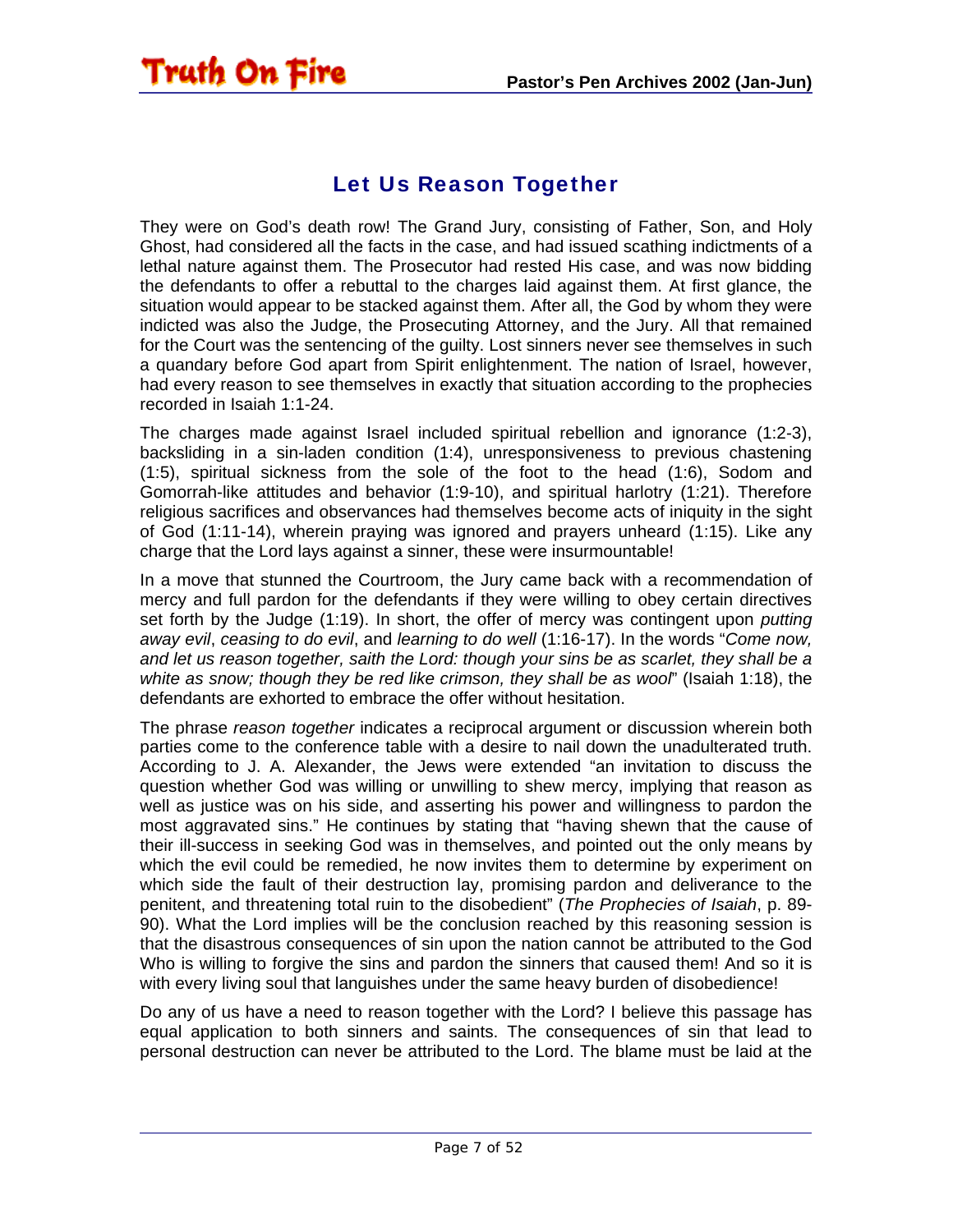## Let Us Reason Together

They were on God's death row! The Grand Jury, consisting of Father, Son, and Holy Ghost, had considered all the facts in the case, and had issued scathing indictments of a lethal nature against them. The Prosecutor had rested His case, and was now bidding the defendants to offer a rebuttal to the charges laid against them. At first glance, the situation would appear to be stacked against them. After all, the God by whom they were indicted was also the Judge, the Prosecuting Attorney, and the Jury. All that remained for the Court was the sentencing of the guilty. Lost sinners never see themselves in such a quandary before God apart from Spirit enlightenment. The nation of Israel, however, had every reason to see themselves in exactly that situation according to the prophecies recorded in Isaiah 1:1-24.

The charges made against Israel included spiritual rebellion and ignorance (1:2-3), backsliding in a sin-laden condition (1:4), unresponsiveness to previous chastening (1:5), spiritual sickness from the sole of the foot to the head (1:6), Sodom and Gomorrah-like attitudes and behavior (1:9-10), and spiritual harlotry (1:21). Therefore religious sacrifices and observances had themselves become acts of iniquity in the sight of God (1:11-14), wherein praying was ignored and prayers unheard (1:15). Like any charge that the Lord lays against a sinner, these were insurmountable!

In a move that stunned the Courtroom, the Jury came back with a recommendation of mercy and full pardon for the defendants if they were willing to obey certain directives set forth by the Judge (1:19). In short, the offer of mercy was contingent upon *putting away evil*, *ceasing to do evil*, and *learning to do well* (1:16-17). In the words "*Come now, and let us reason together, saith the Lord: though your sins be as scarlet, they shall be a white as snow; though they be red like crimson, they shall be as wool*" (Isaiah 1:18), the defendants are exhorted to embrace the offer without hesitation.

The phrase *reason together* indicates a reciprocal argument or discussion wherein both parties come to the conference table with a desire to nail down the unadulterated truth. According to J. A. Alexander, the Jews were extended "an invitation to discuss the question whether God was willing or unwilling to shew mercy, implying that reason as well as justice was on his side, and asserting his power and willingness to pardon the most aggravated sins." He continues by stating that "having shewn that the cause of their ill-success in seeking God was in themselves, and pointed out the only means by which the evil could be remedied, he now invites them to determine by experiment on which side the fault of their destruction lay, promising pardon and deliverance to the penitent, and threatening total ruin to the disobedient" (*The Prophecies of Isaiah*, p. 89-90). What the Lord implies will be the conclusion reached by this reasoning session is that the disastrous consequences of sin upon the nation cannot be attributed to the God Who is willing to forgive the sins and pardon the sinners that caused them! And so it is with every living soul that languishes under the same heavy burden of disobedience!

Do any of us have a need to reason together with the Lord? I believe this passage has equal application to both sinners and saints. The consequences of sin that lead to personal destruction can never be attributed to the Lord. The blame must be laid at the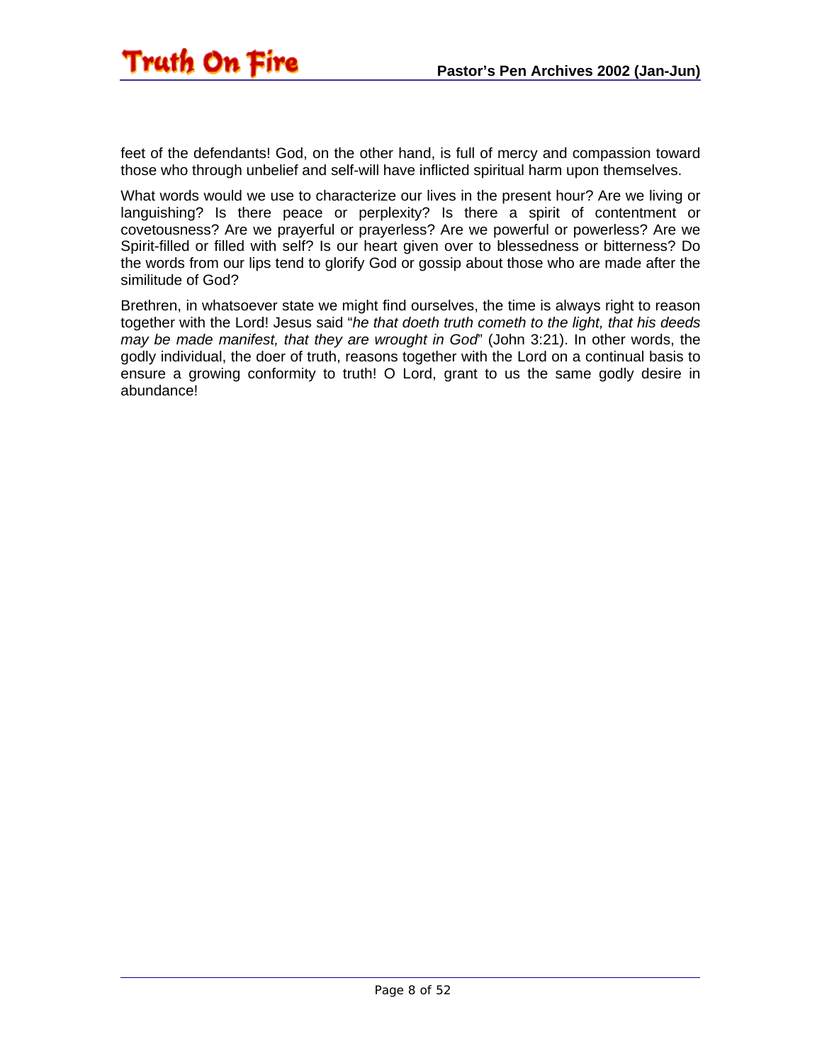feet of the defendants! God, on the other hand, is full of mercy and compassion toward those who through unbelief and self-will have inflicted spiritual harm upon themselves.

What words would we use to characterize our lives in the present hour? Are we living or languishing? Is there peace or perplexity? Is there a spirit of contentment or covetousness? Are we prayerful or prayerless? Are we powerful or powerless? Are we Spirit-filled or filled with self? Is our heart given over to blessedness or bitterness? Do the words from our lips tend to glorify God or gossip about those who are made after the similitude of God?

Brethren, in whatsoever state we might find ourselves, the time is always right to reason together with the Lord! Jesus said "*he that doeth truth cometh to the light, that his deeds may be made manifest, that they are wrought in God*" (John 3:21). In other words, the godly individual, the doer of truth, reasons together with the Lord on a continual basis to ensure a growing conformity to truth! O Lord, grant to us the same godly desire in abundance!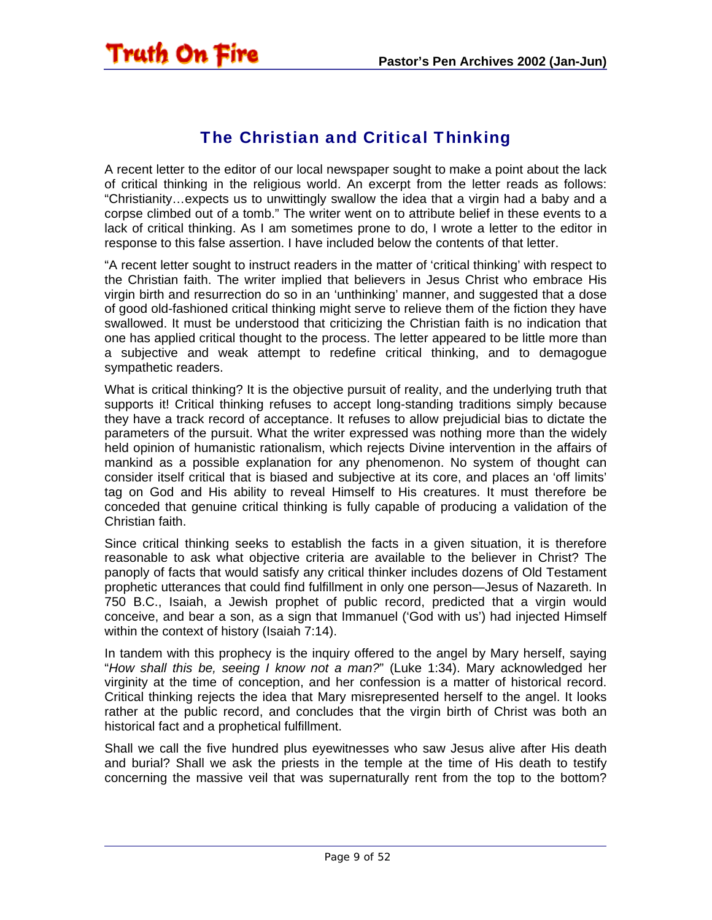## The Christian and Critical Thinking

A recent letter to the editor of our local newspaper sought to make a point about the lack of critical thinking in the religious world. An excerpt from the letter reads as follows: "Christianity…expects us to unwittingly swallow the idea that a virgin had a baby and a corpse climbed out of a tomb." The writer went on to attribute belief in these events to a lack of critical thinking. As I am sometimes prone to do, I wrote a letter to the editor in response to this false assertion. I have included below the contents of that letter.

"A recent letter sought to instruct readers in the matter of 'critical thinking' with respect to the Christian faith. The writer implied that believers in Jesus Christ who embrace His virgin birth and resurrection do so in an 'unthinking' manner, and suggested that a dose of good old-fashioned critical thinking might serve to relieve them of the fiction they have swallowed. It must be understood that criticizing the Christian faith is no indication that one has applied critical thought to the process. The letter appeared to be little more than a subjective and weak attempt to redefine critical thinking, and to demagogue sympathetic readers.

What is critical thinking? It is the objective pursuit of reality, and the underlying truth that supports it! Critical thinking refuses to accept long-standing traditions simply because they have a track record of acceptance. It refuses to allow prejudicial bias to dictate the parameters of the pursuit. What the writer expressed was nothing more than the widely held opinion of humanistic rationalism, which rejects Divine intervention in the affairs of mankind as a possible explanation for any phenomenon. No system of thought can consider itself critical that is biased and subjective at its core, and places an 'off limits' tag on God and His ability to reveal Himself to His creatures. It must therefore be conceded that genuine critical thinking is fully capable of producing a validation of the Christian faith.

Since critical thinking seeks to establish the facts in a given situation, it is therefore reasonable to ask what objective criteria are available to the believer in Christ? The panoply of facts that would satisfy any critical thinker includes dozens of Old Testament prophetic utterances that could find fulfillment in only one person—Jesus of Nazareth. In 750 B.C., Isaiah, a Jewish prophet of public record, predicted that a virgin would conceive, and bear a son, as a sign that Immanuel ('God with us') had injected Himself within the context of history (Isaiah 7:14).

In tandem with this prophecy is the inquiry offered to the angel by Mary herself, saying "*How shall this be, seeing I know not a man?*" (Luke 1:34). Mary acknowledged her virginity at the time of conception, and her confession is a matter of historical record. Critical thinking rejects the idea that Mary misrepresented herself to the angel. It looks rather at the public record, and concludes that the virgin birth of Christ was both an historical fact and a prophetical fulfillment.

Shall we call the five hundred plus eyewitnesses who saw Jesus alive after His death and burial? Shall we ask the priests in the temple at the time of His death to testify concerning the massive veil that was supernaturally rent from the top to the bottom?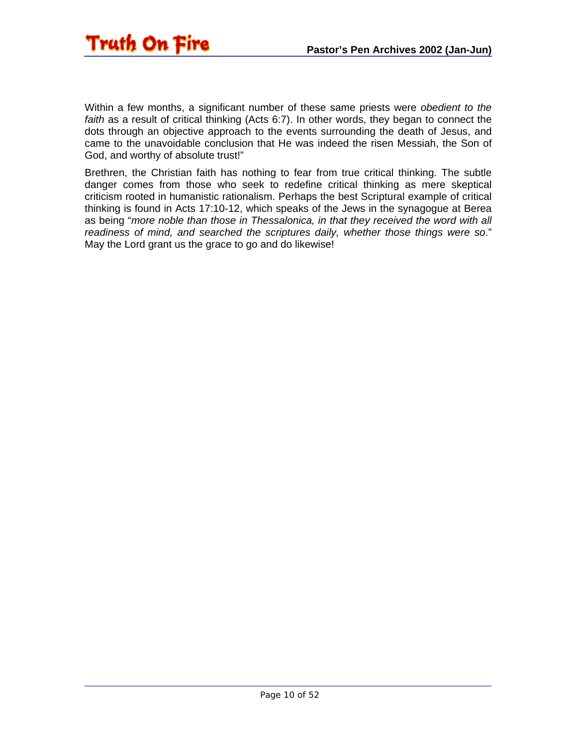Within a few months, a significant number of these same priests were *obedient to the faith* as a result of critical thinking (Acts 6:7). In other words, they began to connect the dots through an objective approach to the events surrounding the death of Jesus, and came to the unavoidable conclusion that He was indeed the risen Messiah, the Son of God, and worthy of absolute trust!"

Brethren, the Christian faith has nothing to fear from true critical thinking. The subtle danger comes from those who seek to redefine critical thinking as mere skeptical criticism rooted in humanistic rationalism. Perhaps the best Scriptural example of critical thinking is found in Acts 17:10-12, which speaks of the Jews in the synagogue at Berea as being "*more noble than those in Thessalonica, in that they received the word with all readiness of mind, and searched the scriptures daily, whether those things were so*." May the Lord grant us the grace to go and do likewise!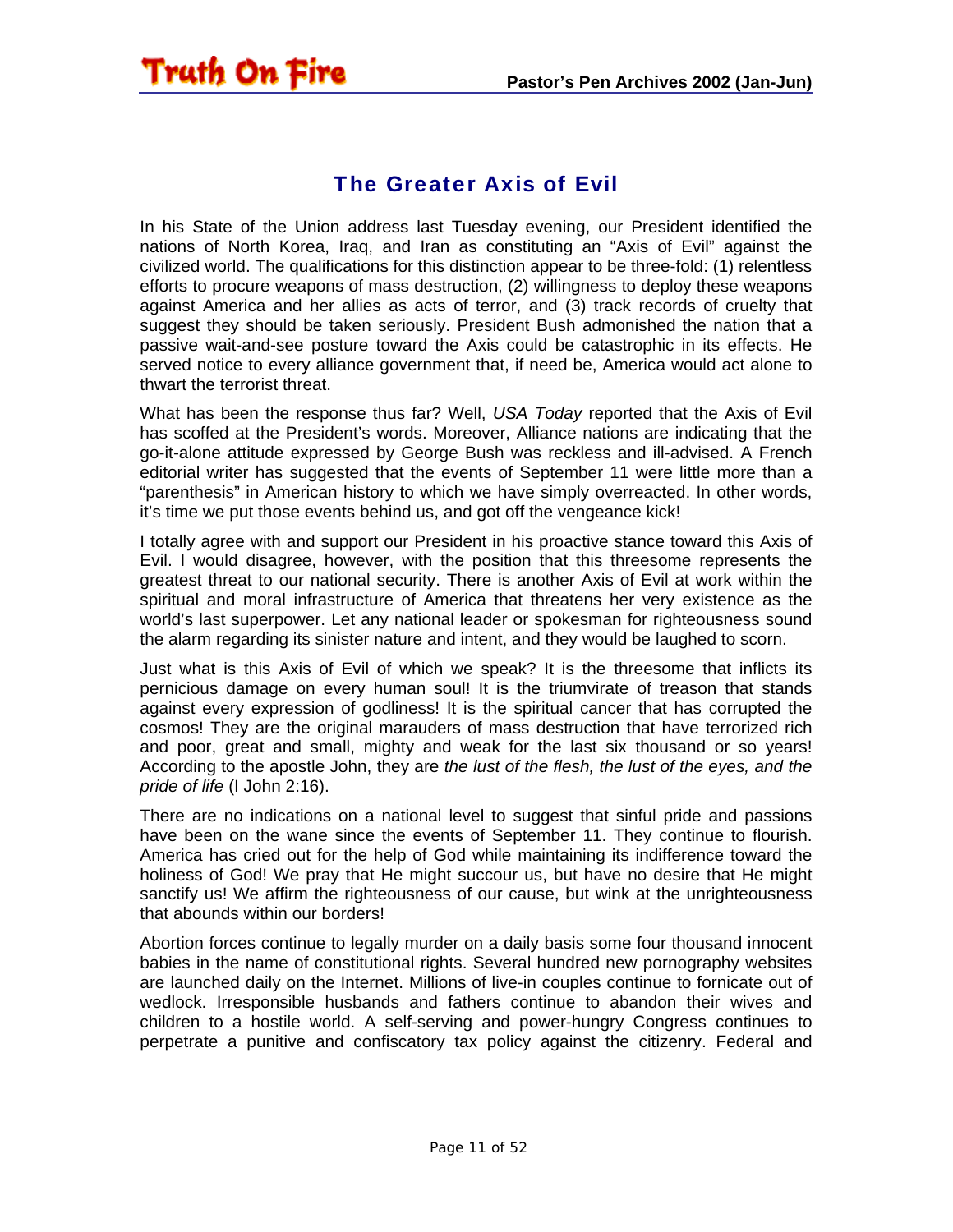## The Greater Axis of Evil

In his State of the Union address last Tuesday evening, our President identified the nations of North Korea, Iraq, and Iran as constituting an "Axis of Evil" against the civilized world. The qualifications for this distinction appear to be three-fold: (1) relentless efforts to procure weapons of mass destruction, (2) willingness to deploy these weapons against America and her allies as acts of terror, and (3) track records of cruelty that suggest they should be taken seriously. President Bush admonished the nation that a passive wait-and-see posture toward the Axis could be catastrophic in its effects. He served notice to every alliance government that, if need be, America would act alone to thwart the terrorist threat.

What has been the response thus far? Well, *USA Today* reported that the Axis of Evil has scoffed at the President's words. Moreover, Alliance nations are indicating that the go-it-alone attitude expressed by George Bush was reckless and ill-advised. A French editorial writer has suggested that the events of September 11 were little more than a "parenthesis" in American history to which we have simply overreacted. In other words, it's time we put those events behind us, and got off the vengeance kick!

I totally agree with and support our President in his proactive stance toward this Axis of Evil. I would disagree, however, with the position that this threesome represents the greatest threat to our national security. There is another Axis of Evil at work within the spiritual and moral infrastructure of America that threatens her very existence as the world's last superpower. Let any national leader or spokesman for righteousness sound the alarm regarding its sinister nature and intent, and they would be laughed to scorn.

Just what is this Axis of Evil of which we speak? It is the threesome that inflicts its pernicious damage on every human soul! It is the triumvirate of treason that stands against every expression of godliness! It is the spiritual cancer that has corrupted the cosmos! They are the original marauders of mass destruction that have terrorized rich and poor, great and small, mighty and weak for the last six thousand or so years! According to the apostle John, they are *the lust of the flesh, the lust of the eyes, and the pride of life* (I John 2:16).

There are no indications on a national level to suggest that sinful pride and passions have been on the wane since the events of September 11. They continue to flourish. America has cried out for the help of God while maintaining its indifference toward the holiness of God! We pray that He might succour us, but have no desire that He might sanctify us! We affirm the righteousness of our cause, but wink at the unrighteousness that abounds within our borders!

Abortion forces continue to legally murder on a daily basis some four thousand innocent babies in the name of constitutional rights. Several hundred new pornography websites are launched daily on the Internet. Millions of live-in couples continue to fornicate out of wedlock. Irresponsible husbands and fathers continue to abandon their wives and children to a hostile world. A self-serving and power-hungry Congress continues to perpetrate a punitive and confiscatory tax policy against the citizenry. Federal and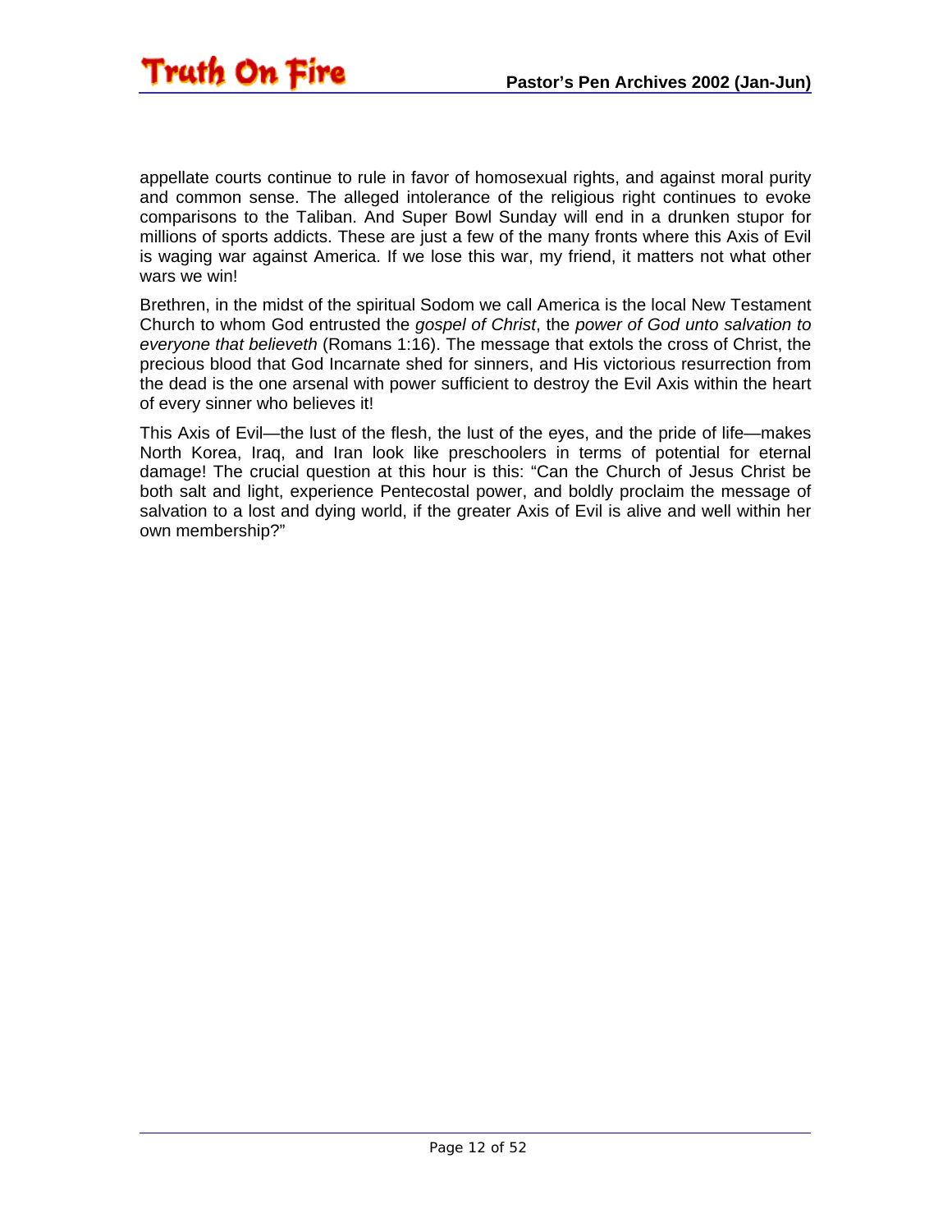appellate courts continue to rule in favor of homosexual rights, and against moral purity and common sense. The alleged intolerance of the religious right continues to evoke comparisons to the Taliban. And Super Bowl Sunday will end in a drunken stupor for millions of sports addicts. These are just a few of the many fronts where this Axis of Evil is waging war against America. If we lose this war, my friend, it matters not what other wars we win!

Brethren, in the midst of the spiritual Sodom we call America is the local New Testament Church to whom God entrusted the *gospel of Christ*, the *power of God unto salvation to everyone that believeth* (Romans 1:16). The message that extols the cross of Christ, the precious blood that God Incarnate shed for sinners, and His victorious resurrection from the dead is the one arsenal with power sufficient to destroy the Evil Axis within the heart of every sinner who believes it!

This Axis of Evil—the lust of the flesh, the lust of the eyes, and the pride of life—makes North Korea, Iraq, and Iran look like preschoolers in terms of potential for eternal damage! The crucial question at this hour is this: "Can the Church of Jesus Christ be both salt and light, experience Pentecostal power, and boldly proclaim the message of salvation to a lost and dying world, if the greater Axis of Evil is alive and well within her own membership?"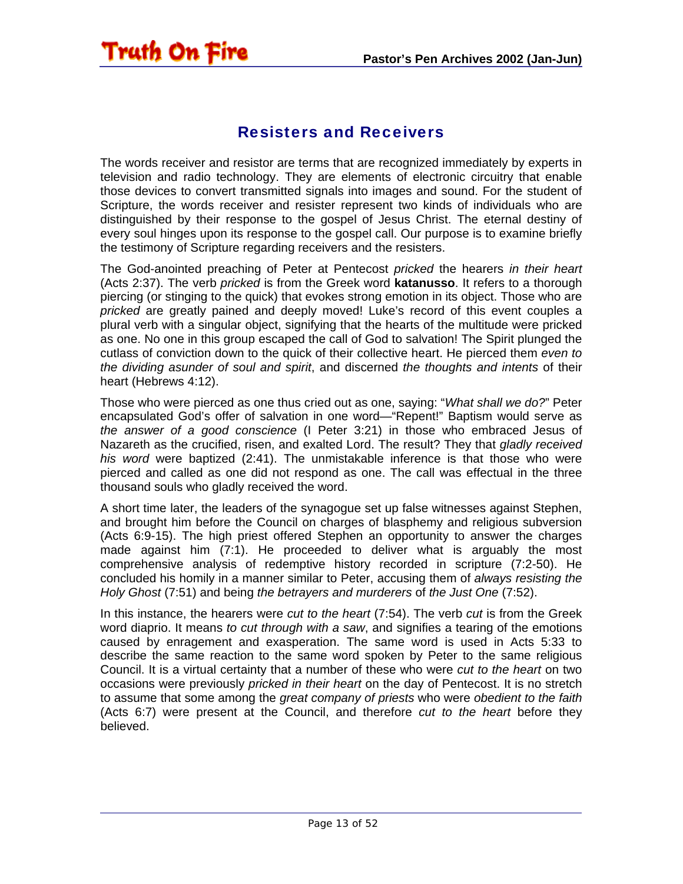## Resisters and Receivers

The words receiver and resistor are terms that are recognized immediately by experts in television and radio technology. They are elements of electronic circuitry that enable those devices to convert transmitted signals into images and sound. For the student of Scripture, the words receiver and resister represent two kinds of individuals who are distinguished by their response to the gospel of Jesus Christ. The eternal destiny of every soul hinges upon its response to the gospel call. Our purpose is to examine briefly the testimony of Scripture regarding receivers and the resisters.

The God-anointed preaching of Peter at Pentecost *pricked* the hearers *in their heart* (Acts 2:37). The verb *pricked* is from the Greek word **katanusso**. It refers to a thorough piercing (or stinging to the quick) that evokes strong emotion in its object. Those who are *pricked* are greatly pained and deeply moved! Luke's record of this event couples a plural verb with a singular object, signifying that the hearts of the multitude were pricked as one. No one in this group escaped the call of God to salvation! The Spirit plunged the cutlass of conviction down to the quick of their collective heart. He pierced them *even to the dividing asunder of soul and spirit*, and discerned *the thoughts and intents* of their heart (Hebrews 4:12).

Those who were pierced as one thus cried out as one, saying: "*What shall we do?*" Peter encapsulated God's offer of salvation in one word—"Repent!" Baptism would serve as *the answer of a good conscience* (I Peter 3:21) in those who embraced Jesus of Nazareth as the crucified, risen, and exalted Lord. The result? They that *gladly received his word* were baptized (2:41). The unmistakable inference is that those who were pierced and called as one did not respond as one. The call was effectual in the three thousand souls who gladly received the word.

A short time later, the leaders of the synagogue set up false witnesses against Stephen, and brought him before the Council on charges of blasphemy and religious subversion (Acts 6:9-15). The high priest offered Stephen an opportunity to answer the charges made against him (7:1). He proceeded to deliver what is arguably the most comprehensive analysis of redemptive history recorded in scripture (7:2-50). He concluded his homily in a manner similar to Peter, accusing them of *always resisting the Holy Ghost* (7:51) and being *the betrayers and murderers* of *the Just One* (7:52).

In this instance, the hearers were *cut to the heart* (7:54). The verb *cut* is from the Greek word diaprio. It means *to cut through with a saw*, and signifies a tearing of the emotions caused by enragement and exasperation. The same word is used in Acts 5:33 to describe the same reaction to the same word spoken by Peter to the same religious Council. It is a virtual certainty that a number of these who were *cut to the heart* on two occasions were previously *pricked in their heart* on the day of Pentecost. It is no stretch to assume that some among the *great company of priests* who were *obedient to the faith* (Acts 6:7) were present at the Council, and therefore *cut to the heart* before they believed.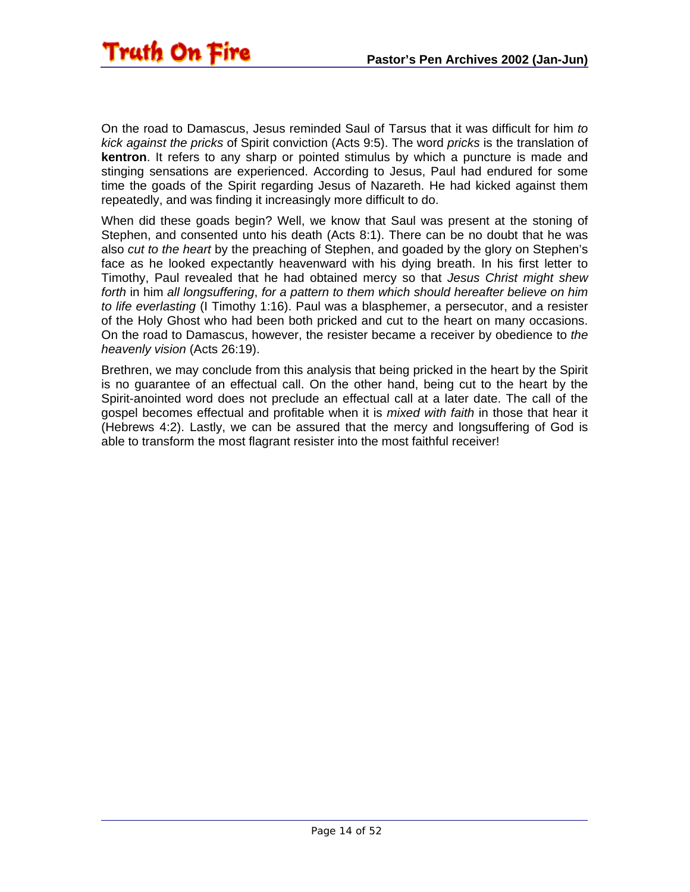On the road to Damascus, Jesus reminded Saul of Tarsus that it was difficult for him *to kick against the pricks* of Spirit conviction (Acts 9:5). The word *pricks* is the translation of **kentron**. It refers to any sharp or pointed stimulus by which a puncture is made and stinging sensations are experienced. According to Jesus, Paul had endured for some time the goads of the Spirit regarding Jesus of Nazareth. He had kicked against them repeatedly, and was finding it increasingly more difficult to do.

When did these goads begin? Well, we know that Saul was present at the stoning of Stephen, and consented unto his death (Acts 8:1). There can be no doubt that he was also *cut to the heart* by the preaching of Stephen, and goaded by the glory on Stephen's face as he looked expectantly heavenward with his dying breath. In his first letter to Timothy, Paul revealed that he had obtained mercy so that *Jesus Christ might shew forth* in him *all longsuffering*, *for a pattern to them which should hereafter believe on him to life everlasting* (I Timothy 1:16). Paul was a blasphemer, a persecutor, and a resister of the Holy Ghost who had been both pricked and cut to the heart on many occasions. On the road to Damascus, however, the resister became a receiver by obedience to *the heavenly vision* (Acts 26:19).

Brethren, we may conclude from this analysis that being pricked in the heart by the Spirit is no guarantee of an effectual call. On the other hand, being cut to the heart by the Spirit-anointed word does not preclude an effectual call at a later date. The call of the gospel becomes effectual and profitable when it is *mixed with faith* in those that hear it (Hebrews 4:2). Lastly, we can be assured that the mercy and longsuffering of God is able to transform the most flagrant resister into the most faithful receiver!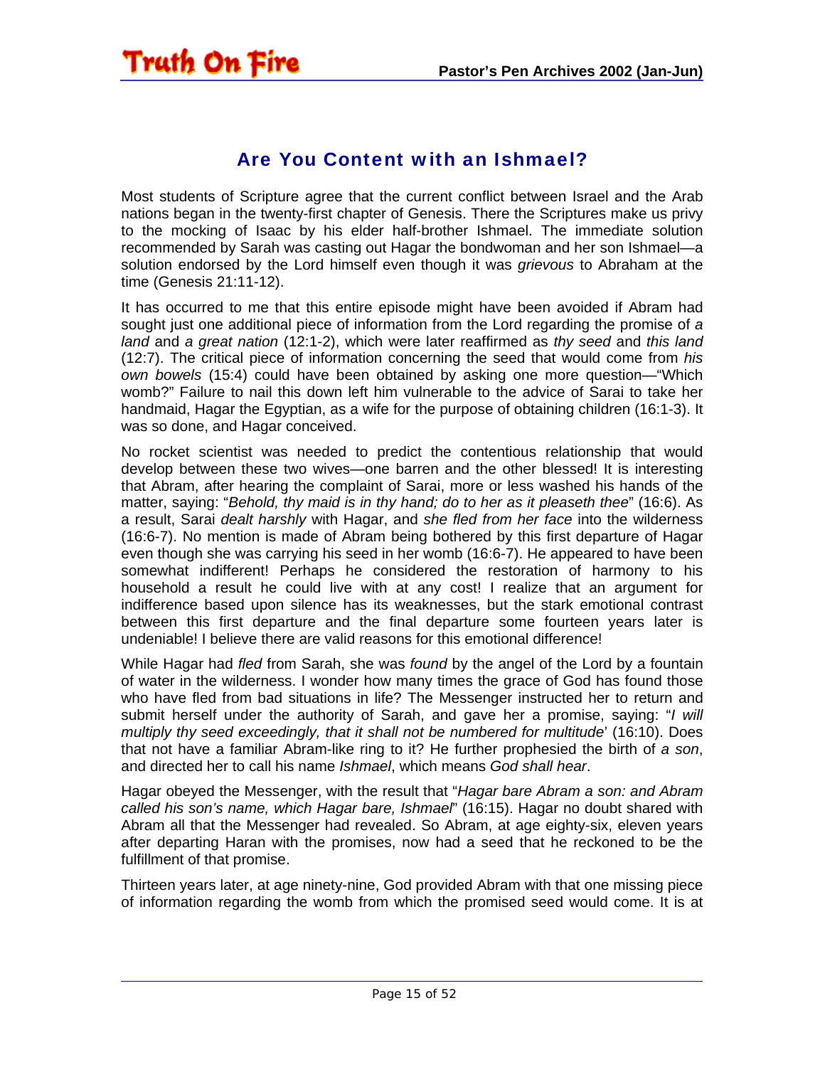## Are You Content with an Ishmael?

Most students of Scripture agree that the current conflict between Israel and the Arab nations began in the twenty-first chapter of Genesis. There the Scriptures make us privy to the mocking of Isaac by his elder half-brother Ishmael. The immediate solution recommended by Sarah was casting out Hagar the bondwoman and her son Ishmael—a solution endorsed by the Lord himself even though it was *grievous* to Abraham at the time (Genesis 21:11-12).

It has occurred to me that this entire episode might have been avoided if Abram had sought just one additional piece of information from the Lord regarding the promise of *a land* and *a great nation* (12:1-2), which were later reaffirmed as *thy seed* and *this land* (12:7). The critical piece of information concerning the seed that would come from *his own bowels* (15:4) could have been obtained by asking one more question—"Which womb?" Failure to nail this down left him vulnerable to the advice of Sarai to take her handmaid, Hagar the Egyptian, as a wife for the purpose of obtaining children (16:1-3). It was so done, and Hagar conceived.

No rocket scientist was needed to predict the contentious relationship that would develop between these two wives—one barren and the other blessed! It is interesting that Abram, after hearing the complaint of Sarai, more or less washed his hands of the matter, saying: "*Behold, thy maid is in thy hand; do to her as it pleaseth thee*" (16:6). As a result, Sarai *dealt harshly* with Hagar, and *she fled from her face* into the wilderness (16:6-7). No mention is made of Abram being bothered by this first departure of Hagar even though she was carrying his seed in her womb (16:6-7). He appeared to have been somewhat indifferent! Perhaps he considered the restoration of harmony to his household a result he could live with at any cost! I realize that an argument for indifference based upon silence has its weaknesses, but the stark emotional contrast between this first departure and the final departure some fourteen years later is undeniable! I believe there are valid reasons for this emotional difference!

While Hagar had *fled* from Sarah, she was *found* by the angel of the Lord by a fountain of water in the wilderness. I wonder how many times the grace of God has found those who have fled from bad situations in life? The Messenger instructed her to return and submit herself under the authority of Sarah, and gave her a promise, saying: "*I will multiply thy seed exceedingly, that it shall not be numbered for multitude*' (16:10). Does that not have a familiar Abram-like ring to it? He further prophesied the birth of *a son*, and directed her to call his name *Ishmael*, which means *God shall hear*.

Hagar obeyed the Messenger, with the result that "*Hagar bare Abram a son: and Abram called his son's name, which Hagar bare, Ishmael*" (16:15). Hagar no doubt shared with Abram all that the Messenger had revealed. So Abram, at age eighty-six, eleven years after departing Haran with the promises, now had a seed that he reckoned to be the fulfillment of that promise.

Thirteen years later, at age ninety-nine, God provided Abram with that one missing piece of information regarding the womb from which the promised seed would come. It is at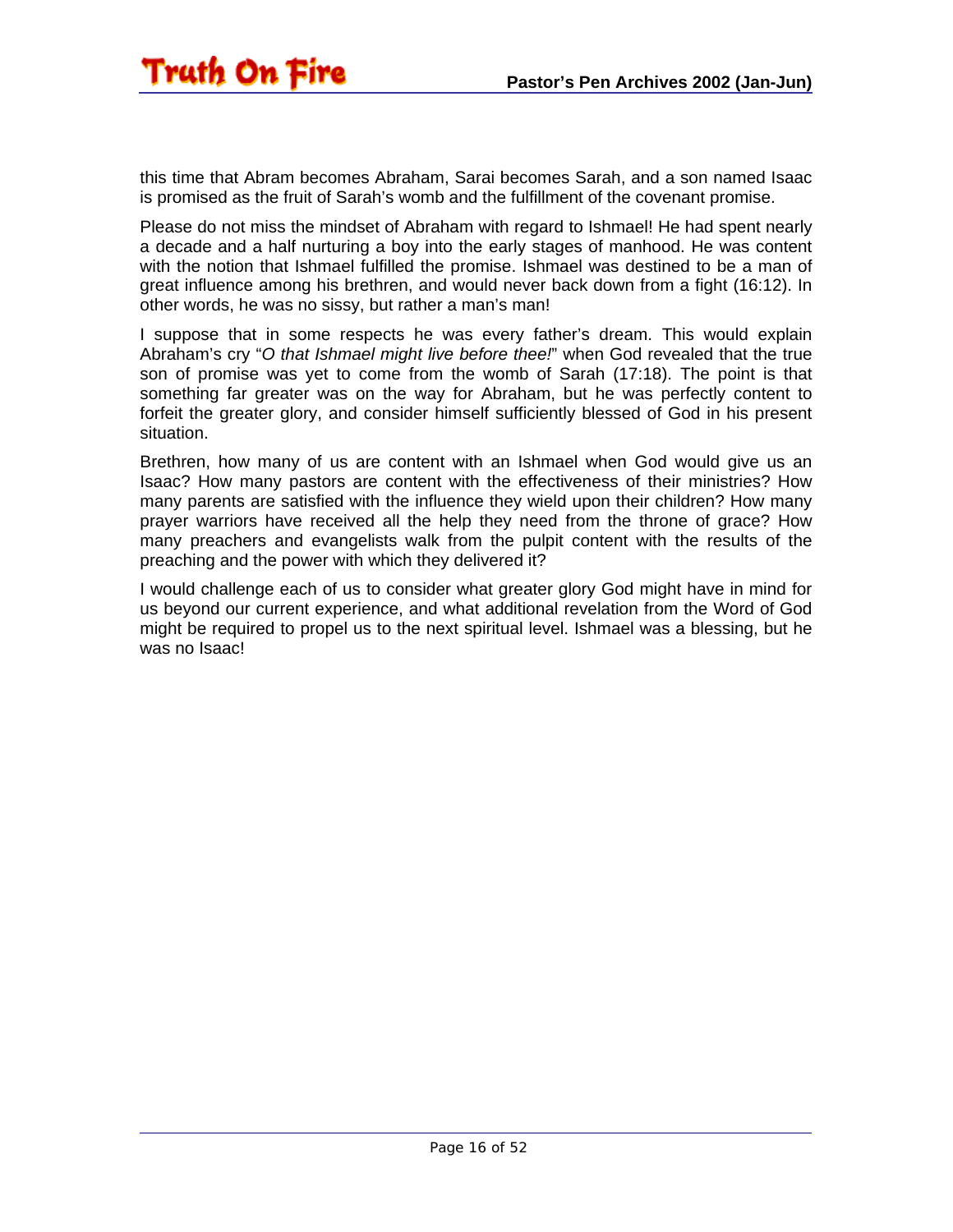this time that Abram becomes Abraham, Sarai becomes Sarah, and a son named Isaac is promised as the fruit of Sarah's womb and the fulfillment of the covenant promise.

Please do not miss the mindset of Abraham with regard to Ishmael! He had spent nearly a decade and a half nurturing a boy into the early stages of manhood. He was content with the notion that Ishmael fulfilled the promise. Ishmael was destined to be a man of great influence among his brethren, and would never back down from a fight (16:12). In other words, he was no sissy, but rather a man's man!

I suppose that in some respects he was every father's dream. This would explain Abraham's cry "*O that Ishmael might live before thee!*" when God revealed that the true son of promise was yet to come from the womb of Sarah (17:18). The point is that something far greater was on the way for Abraham, but he was perfectly content to forfeit the greater glory, and consider himself sufficiently blessed of God in his present situation.

Brethren, how many of us are content with an Ishmael when God would give us an Isaac? How many pastors are content with the effectiveness of their ministries? How many parents are satisfied with the influence they wield upon their children? How many prayer warriors have received all the help they need from the throne of grace? How many preachers and evangelists walk from the pulpit content with the results of the preaching and the power with which they delivered it?

I would challenge each of us to consider what greater glory God might have in mind for us beyond our current experience, and what additional revelation from the Word of God might be required to propel us to the next spiritual level. Ishmael was a blessing, but he was no Isaac!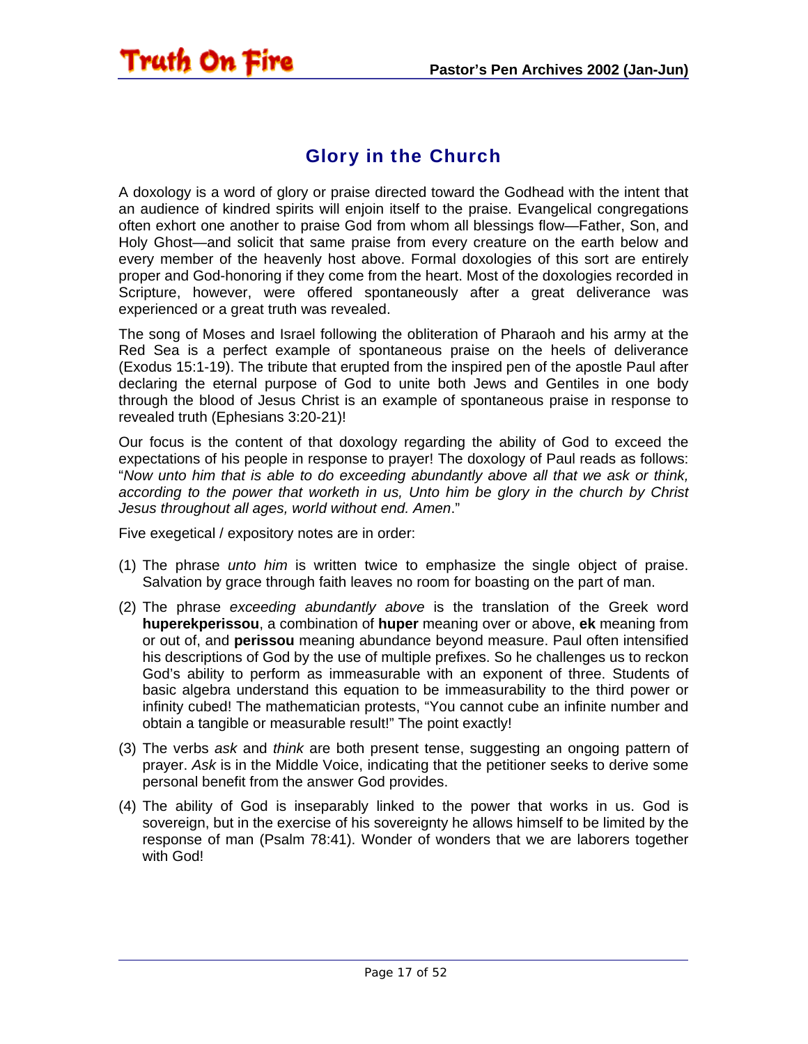## Glory in the Church

A doxology is a word of glory or praise directed toward the Godhead with the intent that an audience of kindred spirits will enjoin itself to the praise. Evangelical congregations often exhort one another to praise God from whom all blessings flow—Father, Son, and Holy Ghost—and solicit that same praise from every creature on the earth below and every member of the heavenly host above. Formal doxologies of this sort are entirely proper and God-honoring if they come from the heart. Most of the doxologies recorded in Scripture, however, were offered spontaneously after a great deliverance was experienced or a great truth was revealed.

The song of Moses and Israel following the obliteration of Pharaoh and his army at the Red Sea is a perfect example of spontaneous praise on the heels of deliverance (Exodus 15:1-19). The tribute that erupted from the inspired pen of the apostle Paul after declaring the eternal purpose of God to unite both Jews and Gentiles in one body through the blood of Jesus Christ is an example of spontaneous praise in response to revealed truth (Ephesians 3:20-21)!

Our focus is the content of that doxology regarding the ability of God to exceed the expectations of his people in response to prayer! The doxology of Paul reads as follows: "*Now unto him that is able to do exceeding abundantly above all that we ask or think, according to the power that worketh in us, Unto him be glory in the church by Christ Jesus throughout all ages, world without end. Amen*."

Five exegetical / expository notes are in order:

(1) The phrase *unto him* is written twice to emphasize the single object of praise. Salvation by grace through faith leaves no room for boasting on the part of man.

(2) The phrase *exceeding abundantly above* is the translation of the Greek word **huperekperissou**, a combination of **huper** meaning over or above, **ek** meaning from or out of, and **perissou** meaning abundance beyond measure. Paul often intensified his descriptions of God by the use of multiple prefixes. So he challenges us to reckon God's ability to perform as immeasurable with an exponent of three. Students of basic algebra understand this equation to be immeasurability to the third power or infinity cubed! The mathematician protests, "You cannot cube an infinite number and obtain a tangible or measurable result!" The point exactly!

(3) The verbs *ask* and *think* are both present tense, suggesting an ongoing pattern of prayer. *Ask* is in the Middle Voice, indicating that the petitioner seeks to derive some personal benefit from the answer God provides.

(4) The ability of God is inseparably linked to the power that works in us. God is sovereign, but in the exercise of his sovereignty he allows himself to be limited by the response of man (Psalm 78:41). Wonder of wonders that we are laborers together with God!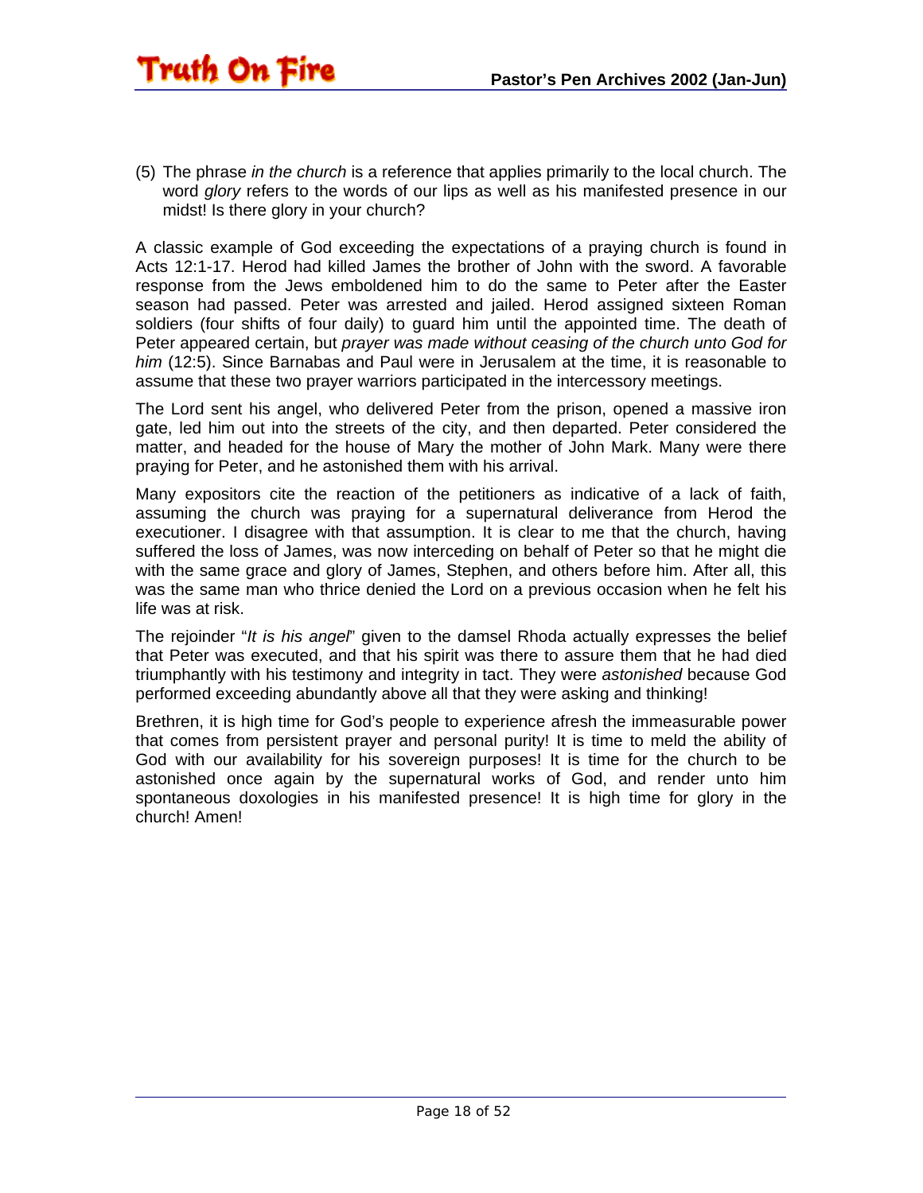(5) The phrase *in the church* is a reference that applies primarily to the local church. The word *glory* refers to the words of our lips as well as his manifested presence in our midst! Is there glory in your church?

A classic example of God exceeding the expectations of a praying church is found in Acts 12:1-17. Herod had killed James the brother of John with the sword. A favorable response from the Jews emboldened him to do the same to Peter after the Easter season had passed. Peter was arrested and jailed. Herod assigned sixteen Roman soldiers (four shifts of four daily) to guard him until the appointed time. The death of Peter appeared certain, but *prayer was made without ceasing of the church unto God for him* (12:5). Since Barnabas and Paul were in Jerusalem at the time, it is reasonable to assume that these two prayer warriors participated in the intercessory meetings.

The Lord sent his angel, who delivered Peter from the prison, opened a massive iron gate, led him out into the streets of the city, and then departed. Peter considered the matter, and headed for the house of Mary the mother of John Mark. Many were there praying for Peter, and he astonished them with his arrival.

Many expositors cite the reaction of the petitioners as indicative of a lack of faith, assuming the church was praying for a supernatural deliverance from Herod the executioner. I disagree with that assumption. It is clear to me that the church, having suffered the loss of James, was now interceding on behalf of Peter so that he might die with the same grace and glory of James, Stephen, and others before him. After all, this was the same man who thrice denied the Lord on a previous occasion when he felt his life was at risk.

The rejoinder "*It is his angel*" given to the damsel Rhoda actually expresses the belief that Peter was executed, and that his spirit was there to assure them that he had died triumphantly with his testimony and integrity in tact. They were *astonished* because God performed exceeding abundantly above all that they were asking and thinking!

Brethren, it is high time for God's people to experience afresh the immeasurable power that comes from persistent prayer and personal purity! It is time to meld the ability of God with our availability for his sovereign purposes! It is time for the church to be astonished once again by the supernatural works of God, and render unto him spontaneous doxologies in his manifested presence! It is high time for glory in the church! Amen!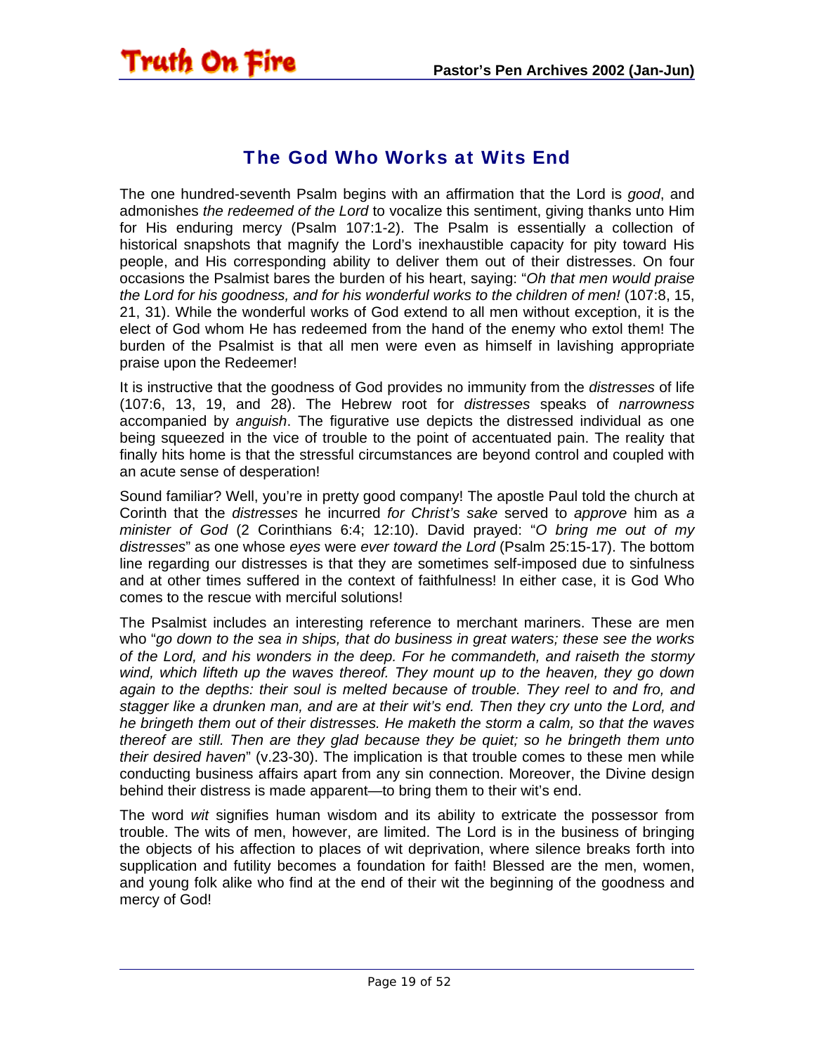## The God Who Works at Wits End

The one hundred-seventh Psalm begins with an affirmation that the Lord is *good*, and admonishes *the redeemed of the Lord* to vocalize this sentiment, giving thanks unto Him for His enduring mercy (Psalm 107:1-2). The Psalm is essentially a collection of historical snapshots that magnify the Lord's inexhaustible capacity for pity toward His people, and His corresponding ability to deliver them out of their distresses. On four occasions the Psalmist bares the burden of his heart, saying: "*Oh that men would praise the Lord for his goodness, and for his wonderful works to the children of men!* (107:8, 15, 21, 31). While the wonderful works of God extend to all men without exception, it is the elect of God whom He has redeemed from the hand of the enemy who extol them! The burden of the Psalmist is that all men were even as himself in lavishing appropriate praise upon the Redeemer!

It is instructive that the goodness of God provides no immunity from the *distresses* of life (107:6, 13, 19, and 28). The Hebrew root for *distresses* speaks of *narrowness* accompanied by *anguish*. The figurative use depicts the distressed individual as one being squeezed in the vice of trouble to the point of accentuated pain. The reality that finally hits home is that the stressful circumstances are beyond control and coupled with an acute sense of desperation!

Sound familiar? Well, you're in pretty good company! The apostle Paul told the church at Corinth that the *distresses* he incurred *for Christ's sake* served to *approve* him as *a minister of God* (2 Corinthians 6:4; 12:10). David prayed: "*O bring me out of my distresses*" as one whose *eyes* were *ever toward the Lord* (Psalm 25:15-17). The bottom line regarding our distresses is that they are sometimes self-imposed due to sinfulness and at other times suffered in the context of faithfulness! In either case, it is God Who comes to the rescue with merciful solutions!

The Psalmist includes an interesting reference to merchant mariners. These are men who "*go down to the sea in ships, that do business in great waters; these see the works of the Lord, and his wonders in the deep. For he commandeth, and raiseth the stormy wind, which lifteth up the waves thereof. They mount up to the heaven, they go down again to the depths: their soul is melted because of trouble. They reel to and fro, and stagger like a drunken man, and are at their wit's end. Then they cry unto the Lord, and he bringeth them out of their distresses. He maketh the storm a calm, so that the waves thereof are still. Then are they glad because they be quiet; so he bringeth them unto their desired haven*" (v.23-30). The implication is that trouble comes to these men while conducting business affairs apart from any sin connection. Moreover, the Divine design behind their distress is made apparent—to bring them to their wit's end.

The word *wit* signifies human wisdom and its ability to extricate the possessor from trouble. The wits of men, however, are limited. The Lord is in the business of bringing the objects of his affection to places of wit deprivation, where silence breaks forth into supplication and futility becomes a foundation for faith! Blessed are the men, women, and young folk alike who find at the end of their wit the beginning of the goodness and mercy of God!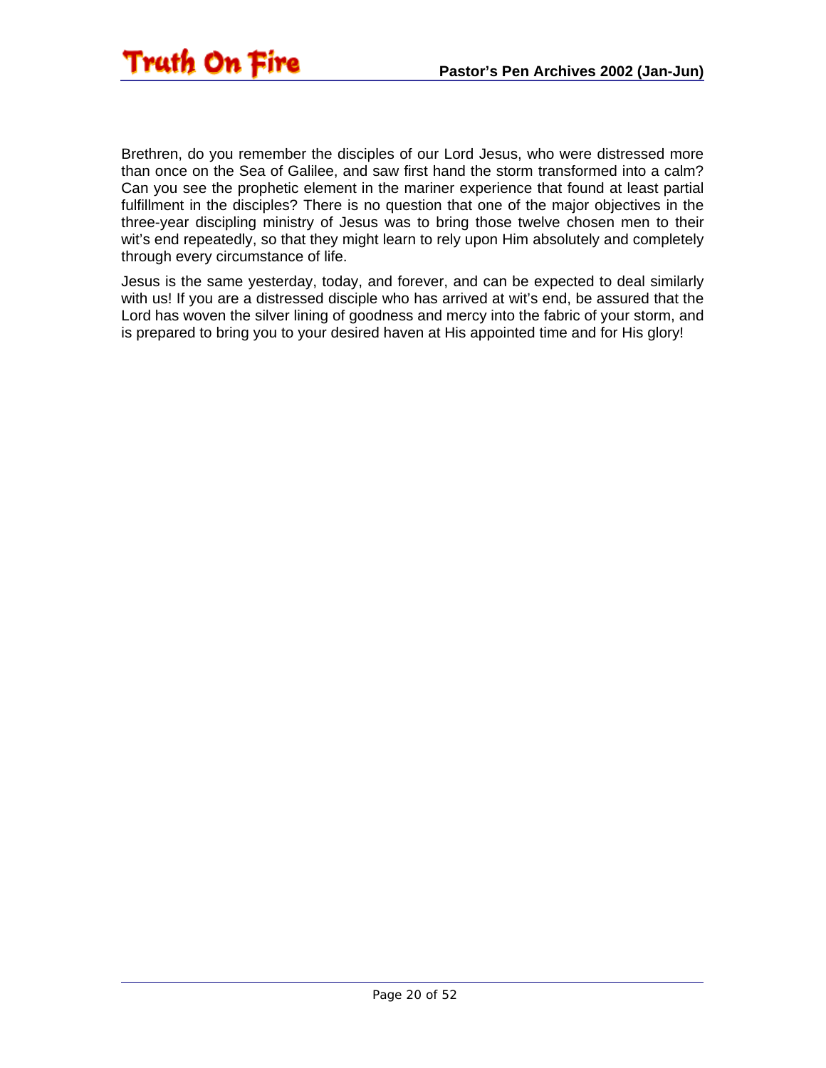Brethren, do you remember the disciples of our Lord Jesus, who were distressed more than once on the Sea of Galilee, and saw first hand the storm transformed into a calm? Can you see the prophetic element in the mariner experience that found at least partial fulfillment in the disciples? There is no question that one of the major objectives in the three-year discipling ministry of Jesus was to bring those twelve chosen men to their wit's end repeatedly, so that they might learn to rely upon Him absolutely and completely through every circumstance of life.

Jesus is the same yesterday, today, and forever, and can be expected to deal similarly with us! If you are a distressed disciple who has arrived at wit's end, be assured that the Lord has woven the silver lining of goodness and mercy into the fabric of your storm, and is prepared to bring you to your desired haven at His appointed time and for His glory!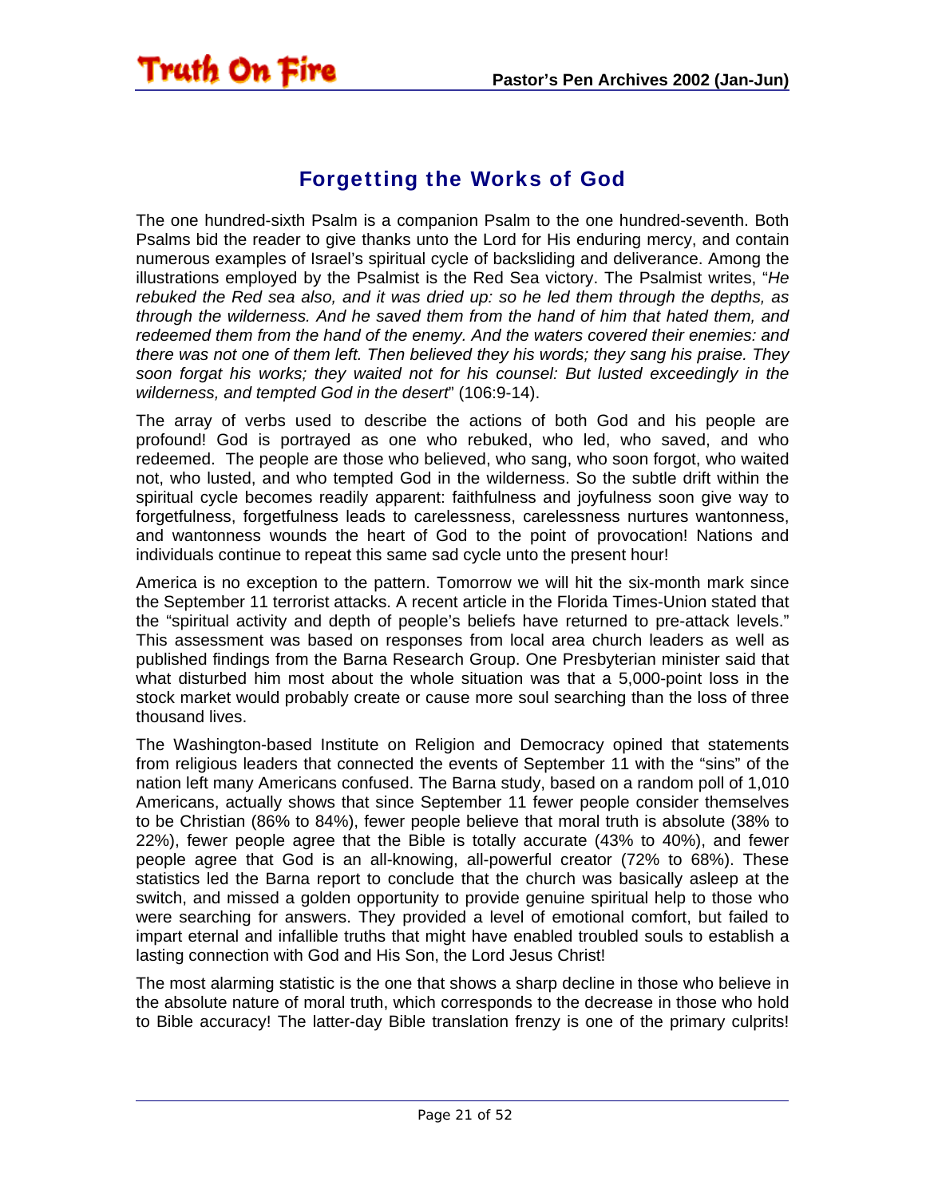## Forgetting the Works of God

The one hundred-sixth Psalm is a companion Psalm to the one hundred-seventh. Both Psalms bid the reader to give thanks unto the Lord for His enduring mercy, and contain numerous examples of Israel's spiritual cycle of backsliding and deliverance. Among the illustrations employed by the Psalmist is the Red Sea victory. The Psalmist writes, "*He rebuked the Red sea also, and it was dried up: so he led them through the depths, as through the wilderness. And he saved them from the hand of him that hated them, and redeemed them from the hand of the enemy. And the waters covered their enemies: and there was not one of them left. Then believed they his words; they sang his praise. They soon forgat his works; they waited not for his counsel: But lusted exceedingly in the wilderness, and tempted God in the desert*" (106:9-14).

The array of verbs used to describe the actions of both God and his people are profound! God is portrayed as one who rebuked, who led, who saved, and who redeemed. The people are those who believed, who sang, who soon forgot, who waited not, who lusted, and who tempted God in the wilderness. So the subtle drift within the spiritual cycle becomes readily apparent: faithfulness and joyfulness soon give way to forgetfulness, forgetfulness leads to carelessness, carelessness nurtures wantonness, and wantonness wounds the heart of God to the point of provocation! Nations and individuals continue to repeat this same sad cycle unto the present hour!

America is no exception to the pattern. Tomorrow we will hit the six-month mark since the September 11 terrorist attacks. A recent article in the Florida Times-Union stated that the "spiritual activity and depth of people's beliefs have returned to pre-attack levels." This assessment was based on responses from local area church leaders as well as published findings from the Barna Research Group. One Presbyterian minister said that what disturbed him most about the whole situation was that a 5,000-point loss in the stock market would probably create or cause more soul searching than the loss of three thousand lives.

The Washington-based Institute on Religion and Democracy opined that statements from religious leaders that connected the events of September 11 with the "sins" of the nation left many Americans confused. The Barna study, based on a random poll of 1,010 Americans, actually shows that since September 11 fewer people consider themselves to be Christian (86% to 84%), fewer people believe that moral truth is absolute (38% to 22%), fewer people agree that the Bible is totally accurate (43% to 40%), and fewer people agree that God is an all-knowing, all-powerful creator (72% to 68%). These statistics led the Barna report to conclude that the church was basically asleep at the switch, and missed a golden opportunity to provide genuine spiritual help to those who were searching for answers. They provided a level of emotional comfort, but failed to impart eternal and infallible truths that might have enabled troubled souls to establish a lasting connection with God and His Son, the Lord Jesus Christ!

The most alarming statistic is the one that shows a sharp decline in those who believe in the absolute nature of moral truth, which corresponds to the decrease in those who hold to Bible accuracy! The latter-day Bible translation frenzy is one of the primary culprits!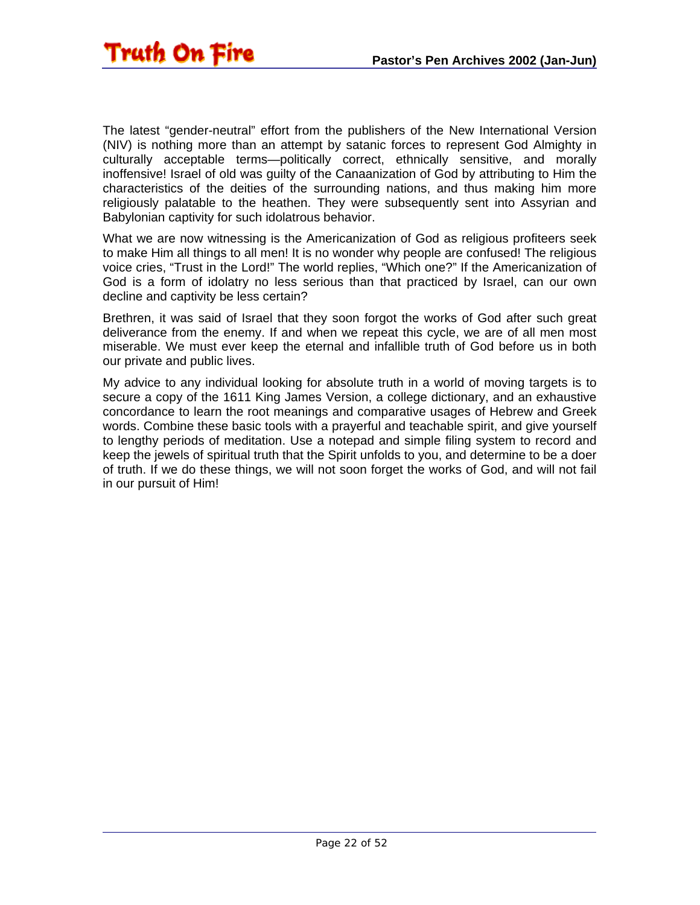The latest "gender-neutral" effort from the publishers of the New International Version (NIV) is nothing more than an attempt by satanic forces to represent God Almighty in culturally acceptable terms—politically correct, ethnically sensitive, and morally inoffensive! Israel of old was guilty of the Canaanization of God by attributing to Him the characteristics of the deities of the surrounding nations, and thus making him more religiously palatable to the heathen. They were subsequently sent into Assyrian and Babylonian captivity for such idolatrous behavior.

What we are now witnessing is the Americanization of God as religious profiteers seek to make Him all things to all men! It is no wonder why people are confused! The religious voice cries, "Trust in the Lord!" The world replies, "Which one?" If the Americanization of God is a form of idolatry no less serious than that practiced by Israel, can our own decline and captivity be less certain?

Brethren, it was said of Israel that they soon forgot the works of God after such great deliverance from the enemy. If and when we repeat this cycle, we are of all men most miserable. We must ever keep the eternal and infallible truth of God before us in both our private and public lives.

My advice to any individual looking for absolute truth in a world of moving targets is to secure a copy of the 1611 King James Version, a college dictionary, and an exhaustive concordance to learn the root meanings and comparative usages of Hebrew and Greek words. Combine these basic tools with a prayerful and teachable spirit, and give yourself to lengthy periods of meditation. Use a notepad and simple filing system to record and keep the jewels of spiritual truth that the Spirit unfolds to you, and determine to be a doer of truth. If we do these things, we will not soon forget the works of God, and will not fail in our pursuit of Him!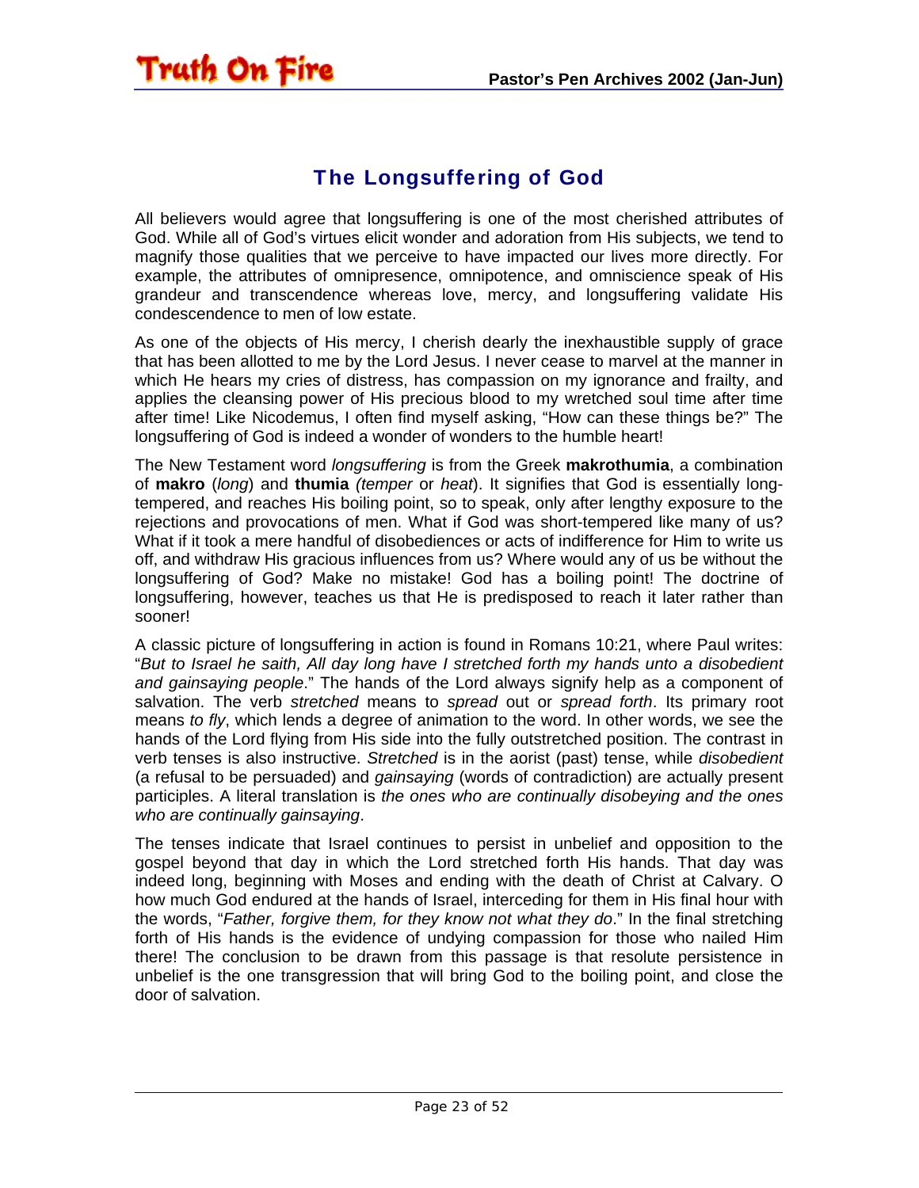## The Longsuffering of God

All believers would agree that longsuffering is one of the most cherished attributes of God. While all of God's virtues elicit wonder and adoration from His subjects, we tend to magnify those qualities that we perceive to have impacted our lives more directly. For example, the attributes of omnipresence, omnipotence, and omniscience speak of His grandeur and transcendence whereas love, mercy, and longsuffering validate His condescendence to men of low estate.

As one of the objects of His mercy, I cherish dearly the inexhaustible supply of grace that has been allotted to me by the Lord Jesus. I never cease to marvel at the manner in which He hears my cries of distress, has compassion on my ignorance and frailty, and applies the cleansing power of His precious blood to my wretched soul time after time after time! Like Nicodemus, I often find myself asking, "How can these things be?" The longsuffering of God is indeed a wonder of wonders to the humble heart!

The New Testament word *longsuffering* is from the Greek **makrothumia**, a combination of **makro** (*long*) and **thumia** *(temper* or *heat*). It signifies that God is essentially long-tempered, and reaches His boiling point, so to speak, only after lengthy exposure to the rejections and provocations of men. What if God was short-tempered like many of us? What if it took a mere handful of disobediences or acts of indifference for Him to write us off, and withdraw His gracious influences from us? Where would any of us be without the longsuffering of God? Make no mistake! God has a boiling point! The doctrine of longsuffering, however, teaches us that He is predisposed to reach it later rather than sooner!

A classic picture of longsuffering in action is found in Romans 10:21, where Paul writes: "*But to Israel he saith, All day long have I stretched forth my hands unto a disobedient and gainsaying people*." The hands of the Lord always signify help as a component of salvation. The verb *stretched* means to *spread* out or *spread forth*. Its primary root means *to fly*, which lends a degree of animation to the word. In other words, we see the hands of the Lord flying from His side into the fully outstretched position. The contrast in verb tenses is also instructive. *Stretched* is in the aorist (past) tense, while *disobedient* (a refusal to be persuaded) and *gainsaying* (words of contradiction) are actually present participles. A literal translation is *the ones who are continually disobeying and the ones who are continually gainsaying*.

The tenses indicate that Israel continues to persist in unbelief and opposition to the gospel beyond that day in which the Lord stretched forth His hands. That day was indeed long, beginning with Moses and ending with the death of Christ at Calvary. O how much God endured at the hands of Israel, interceding for them in His final hour with the words, "*Father, forgive them, for they know not what they do*." In the final stretching forth of His hands is the evidence of undying compassion for those who nailed Him there! The conclusion to be drawn from this passage is that resolute persistence in unbelief is the one transgression that will bring God to the boiling point, and close the door of salvation.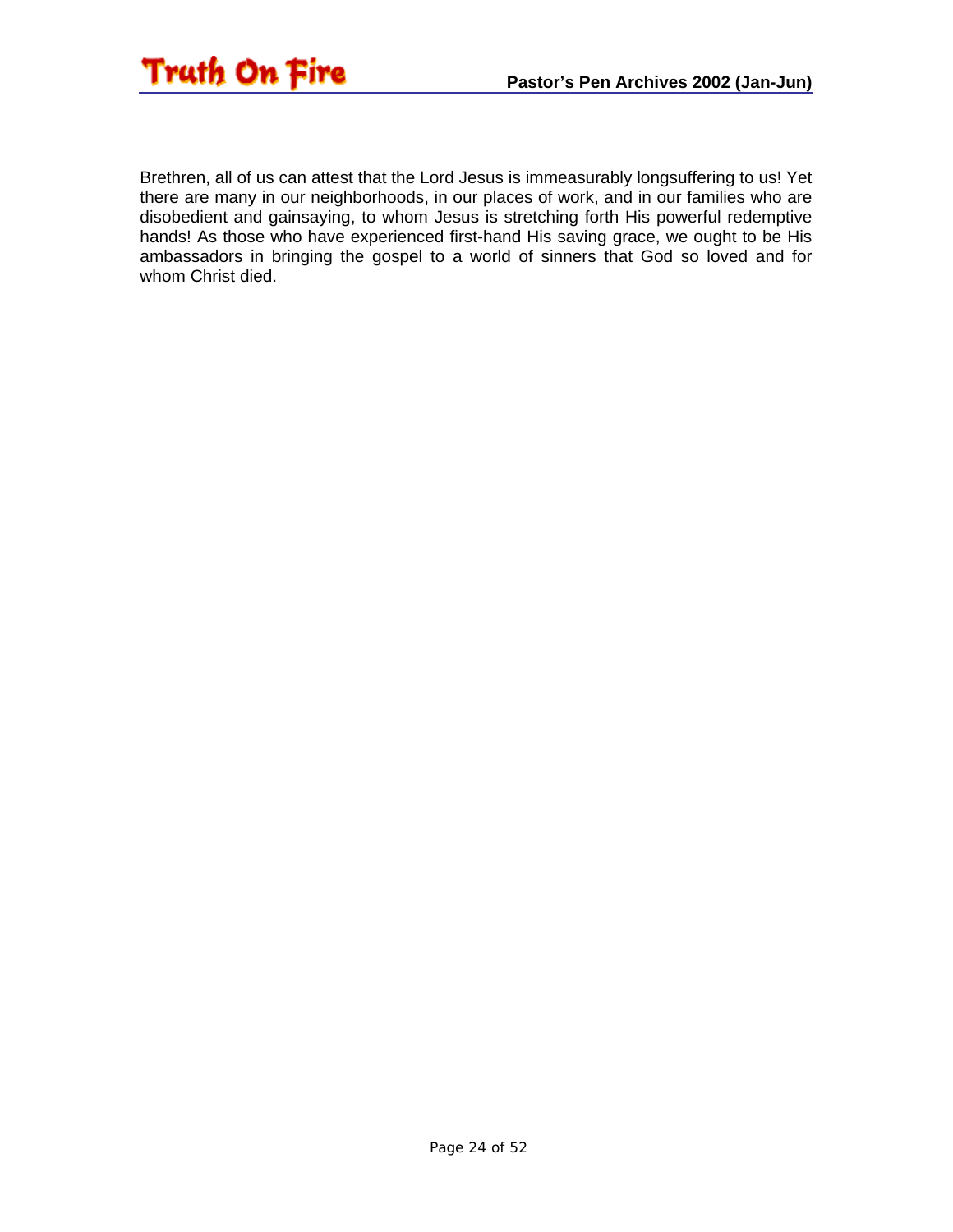Brethren, all of us can attest that the Lord Jesus is immeasurably longsuffering to us! Yet there are many in our neighborhoods, in our places of work, and in our families who are disobedient and gainsaying, to whom Jesus is stretching forth His powerful redemptive hands! As those who have experienced first-hand His saving grace, we ought to be His ambassadors in bringing the gospel to a world of sinners that God so loved and for whom Christ died.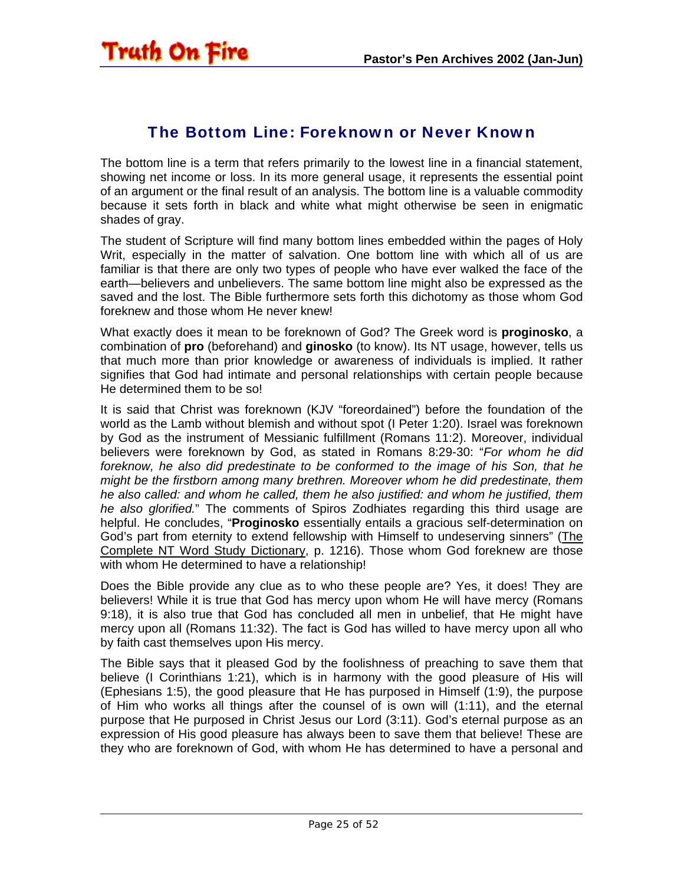## The Bottom Line: Foreknown or Never Known

The bottom line is a term that refers primarily to the lowest line in a financial statement, showing net income or loss. In its more general usage, it represents the essential point of an argument or the final result of an analysis. The bottom line is a valuable commodity because it sets forth in black and white what might otherwise be seen in enigmatic shades of gray.

The student of Scripture will find many bottom lines embedded within the pages of Holy Writ, especially in the matter of salvation. One bottom line with which all of us are familiar is that there are only two types of people who have ever walked the face of the earth—believers and unbelievers. The same bottom line might also be expressed as the saved and the lost. The Bible furthermore sets forth this dichotomy as those whom God foreknew and those whom He never knew!

What exactly does it mean to be foreknown of God? The Greek word is **proginosko**, a combination of **pro** (beforehand) and **ginosko** (to know). Its NT usage, however, tells us that much more than prior knowledge or awareness of individuals is implied. It rather signifies that God had intimate and personal relationships with certain people because He determined them to be so!

It is said that Christ was foreknown (KJV "foreordained") before the foundation of the world as the Lamb without blemish and without spot (I Peter 1:20). Israel was foreknown by God as the instrument of Messianic fulfillment (Romans 11:2). Moreover, individual believers were foreknown by God, as stated in Romans 8:29-30: "*For whom he did foreknow, he also did predestinate to be conformed to the image of his Son, that he might be the firstborn among many brethren. Moreover whom he did predestinate, them he also called: and whom he called, them he also justified: and whom he justified, them he also glorified.*" The comments of Spiros Zodhiates regarding this third usage are helpful. He concludes, "**Proginosko** essentially entails a gracious self-determination on God's part from eternity to extend fellowship with Himself to undeserving sinners" (The Complete NT Word Study Dictionary, p. 1216). Those whom God foreknew are those with whom He determined to have a relationship!

Does the Bible provide any clue as to who these people are? Yes, it does! They are believers! While it is true that God has mercy upon whom He will have mercy (Romans 9:18), it is also true that God has concluded all men in unbelief, that He might have mercy upon all (Romans 11:32). The fact is God has willed to have mercy upon all who by faith cast themselves upon His mercy.

The Bible says that it pleased God by the foolishness of preaching to save them that believe (I Corinthians 1:21), which is in harmony with the good pleasure of His will (Ephesians 1:5), the good pleasure that He has purposed in Himself (1:9), the purpose of Him who works all things after the counsel of is own will (1:11), and the eternal purpose that He purposed in Christ Jesus our Lord (3:11). God's eternal purpose as an expression of His good pleasure has always been to save them that believe! These are they who are foreknown of God, with whom He has determined to have a personal and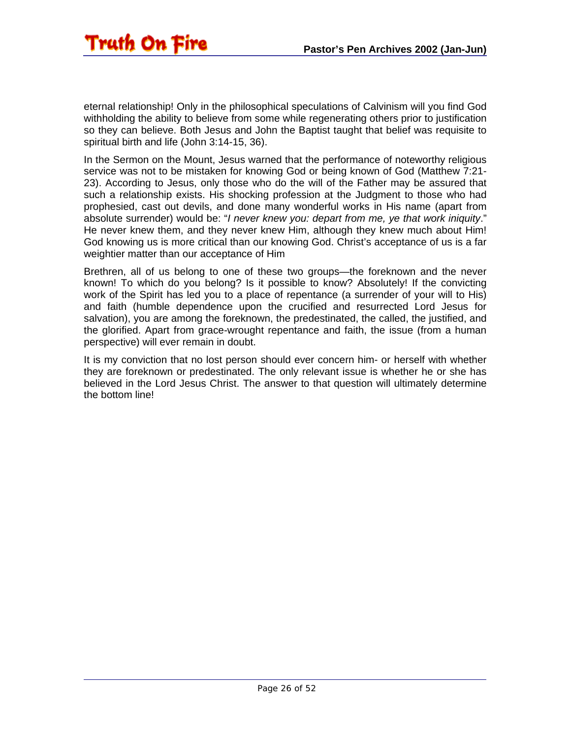eternal relationship! Only in the philosophical speculations of Calvinism will you find God withholding the ability to believe from some while regenerating others prior to justification so they can believe. Both Jesus and John the Baptist taught that belief was requisite to spiritual birth and life (John 3:14-15, 36).

In the Sermon on the Mount, Jesus warned that the performance of noteworthy religious service was not to be mistaken for knowing God or being known of God (Matthew 7:21-23). According to Jesus, only those who do the will of the Father may be assured that such a relationship exists. His shocking profession at the Judgment to those who had prophesied, cast out devils, and done many wonderful works in His name (apart from absolute surrender) would be: "*I never knew you: depart from me, ye that work iniquity*." He never knew them, and they never knew Him, although they knew much about Him! God knowing us is more critical than our knowing God. Christ's acceptance of us is a far weightier matter than our acceptance of Him

Brethren, all of us belong to one of these two groups—the foreknown and the never known! To which do you belong? Is it possible to know? Absolutely! If the convicting work of the Spirit has led you to a place of repentance (a surrender of your will to His) and faith (humble dependence upon the crucified and resurrected Lord Jesus for salvation), you are among the foreknown, the predestinated, the called, the justified, and the glorified. Apart from grace-wrought repentance and faith, the issue (from a human perspective) will ever remain in doubt.

It is my conviction that no lost person should ever concern him- or herself with whether they are foreknown or predestinated. The only relevant issue is whether he or she has believed in the Lord Jesus Christ. The answer to that question will ultimately determine the bottom line!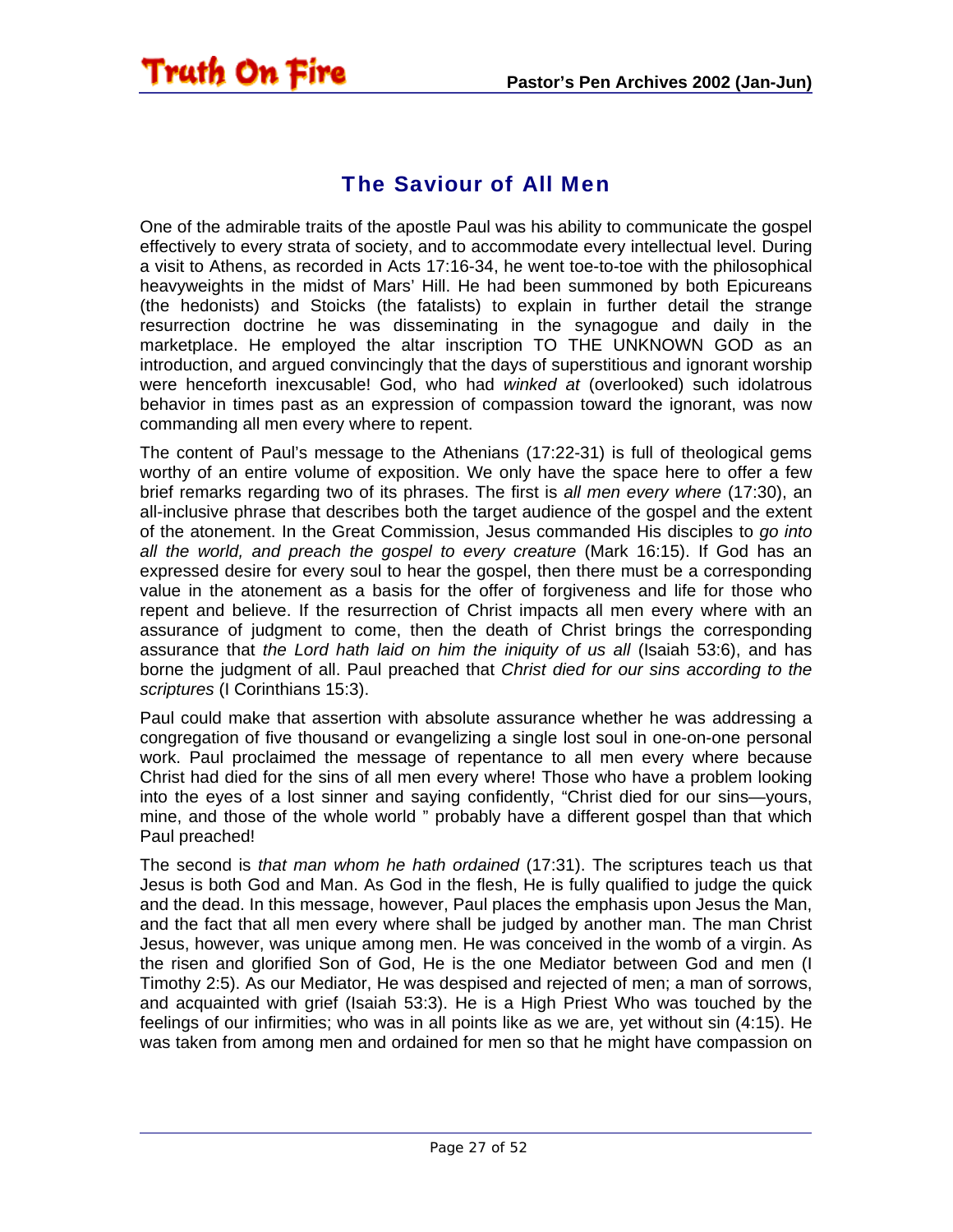## The Saviour of All Men

One of the admirable traits of the apostle Paul was his ability to communicate the gospel effectively to every strata of society, and to accommodate every intellectual level. During a visit to Athens, as recorded in Acts 17:16-34, he went toe-to-toe with the philosophical heavyweights in the midst of Mars' Hill. He had been summoned by both Epicureans (the hedonists) and Stoicks (the fatalists) to explain in further detail the strange resurrection doctrine he was disseminating in the synagogue and daily in the marketplace. He employed the altar inscription TO THE UNKNOWN GOD as an introduction, and argued convincingly that the days of superstitious and ignorant worship were henceforth inexcusable! God, who had *winked at* (overlooked) such idolatrous behavior in times past as an expression of compassion toward the ignorant, was now commanding all men every where to repent.

The content of Paul's message to the Athenians (17:22-31) is full of theological gems worthy of an entire volume of exposition. We only have the space here to offer a few brief remarks regarding two of its phrases. The first is *all men every where* (17:30), an all-inclusive phrase that describes both the target audience of the gospel and the extent of the atonement. In the Great Commission, Jesus commanded His disciples to *go into all the world, and preach the gospel to every creature* (Mark 16:15). If God has an expressed desire for every soul to hear the gospel, then there must be a corresponding value in the atonement as a basis for the offer of forgiveness and life for those who repent and believe. If the resurrection of Christ impacts all men every where with an assurance of judgment to come, then the death of Christ brings the corresponding assurance that *the Lord hath laid on him the iniquity of us all* (Isaiah 53:6), and has borne the judgment of all. Paul preached that *Christ died for our sins according to the scriptures* (I Corinthians 15:3).

Paul could make that assertion with absolute assurance whether he was addressing a congregation of five thousand or evangelizing a single lost soul in one-on-one personal work. Paul proclaimed the message of repentance to all men every where because Christ had died for the sins of all men every where! Those who have a problem looking into the eyes of a lost sinner and saying confidently, "Christ died for our sins—yours, mine, and those of the whole world " probably have a different gospel than that which Paul preached!

The second is *that man whom he hath ordained* (17:31). The scriptures teach us that Jesus is both God and Man. As God in the flesh, He is fully qualified to judge the quick and the dead. In this message, however, Paul places the emphasis upon Jesus the Man, and the fact that all men every where shall be judged by another man. The man Christ Jesus, however, was unique among men. He was conceived in the womb of a virgin. As the risen and glorified Son of God, He is the one Mediator between God and men (I Timothy 2:5). As our Mediator, He was despised and rejected of men; a man of sorrows, and acquainted with grief (Isaiah 53:3). He is a High Priest Who was touched by the feelings of our infirmities; who was in all points like as we are, yet without sin (4:15). He was taken from among men and ordained for men so that he might have compassion on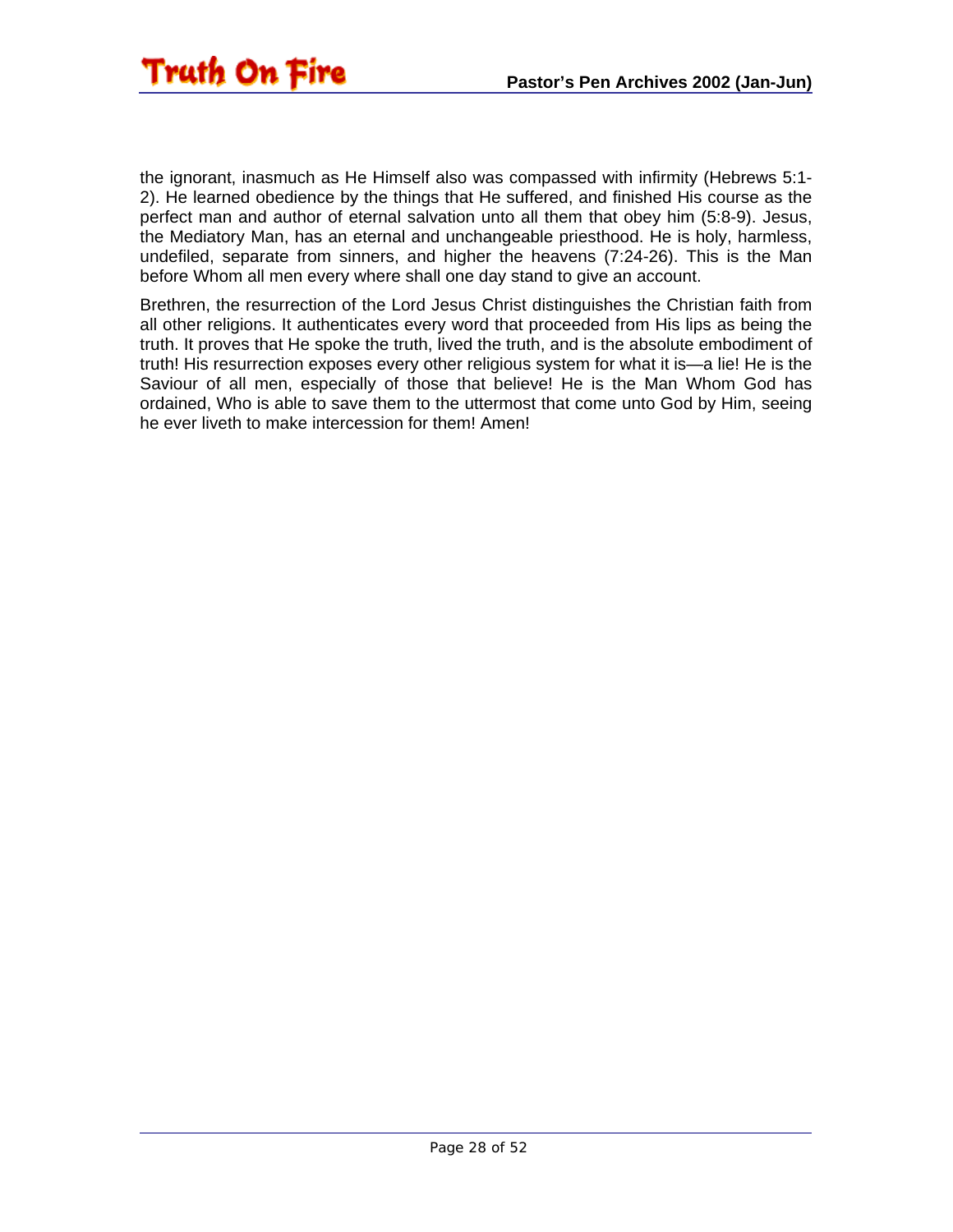the ignorant, inasmuch as He Himself also was compassed with infirmity (Hebrews 5:1-2). He learned obedience by the things that He suffered, and finished His course as the perfect man and author of eternal salvation unto all them that obey him (5:8-9). Jesus, the Mediatory Man, has an eternal and unchangeable priesthood. He is holy, harmless, undefiled, separate from sinners, and higher the heavens (7:24-26). This is the Man before Whom all men every where shall one day stand to give an account.

Brethren, the resurrection of the Lord Jesus Christ distinguishes the Christian faith from all other religions. It authenticates every word that proceeded from His lips as being the truth. It proves that He spoke the truth, lived the truth, and is the absolute embodiment of truth! His resurrection exposes every other religious system for what it is—a lie! He is the Saviour of all men, especially of those that believe! He is the Man Whom God has ordained, Who is able to save them to the uttermost that come unto God by Him, seeing he ever liveth to make intercession for them! Amen!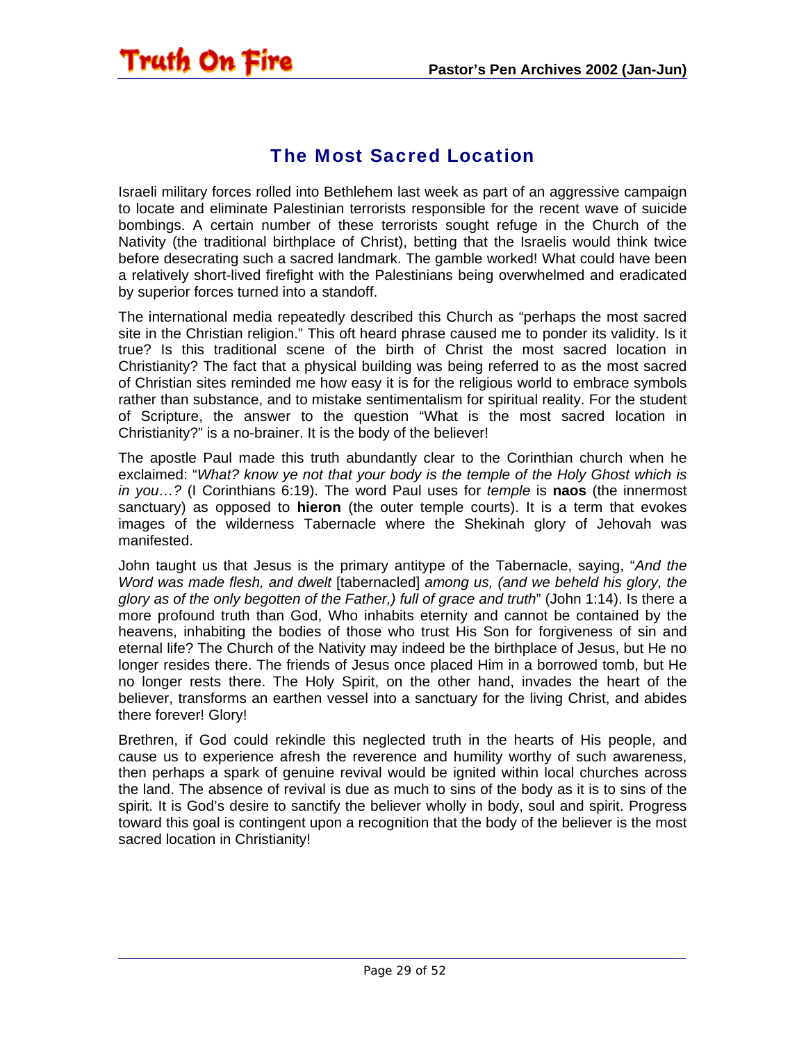## The Most Sacred Location

Israeli military forces rolled into Bethlehem last week as part of an aggressive campaign to locate and eliminate Palestinian terrorists responsible for the recent wave of suicide bombings. A certain number of these terrorists sought refuge in the Church of the Nativity (the traditional birthplace of Christ), betting that the Israelis would think twice before desecrating such a sacred landmark. The gamble worked! What could have been a relatively short-lived firefight with the Palestinians being overwhelmed and eradicated by superior forces turned into a standoff.

The international media repeatedly described this Church as "perhaps the most sacred site in the Christian religion." This oft heard phrase caused me to ponder its validity. Is it true? Is this traditional scene of the birth of Christ the most sacred location in Christianity? The fact that a physical building was being referred to as the most sacred of Christian sites reminded me how easy it is for the religious world to embrace symbols rather than substance, and to mistake sentimentalism for spiritual reality. For the student of Scripture, the answer to the question "What is the most sacred location in Christianity?" is a no-brainer. It is the body of the believer!

The apostle Paul made this truth abundantly clear to the Corinthian church when he exclaimed: "*What? know ye not that your body is the temple of the Holy Ghost which is in you…?* (I Corinthians 6:19). The word Paul uses for *temple* is **naos** (the innermost sanctuary) as opposed to **hieron** (the outer temple courts). It is a term that evokes images of the wilderness Tabernacle where the Shekinah glory of Jehovah was manifested.

John taught us that Jesus is the primary antitype of the Tabernacle, saying, "*And the Word was made flesh, and dwelt* [tabernacled] *among us, (and we beheld his glory, the glory as of the only begotten of the Father,) full of grace and truth*" (John 1:14). Is there a more profound truth than God, Who inhabits eternity and cannot be contained by the heavens, inhabiting the bodies of those who trust His Son for forgiveness of sin and eternal life? The Church of the Nativity may indeed be the birthplace of Jesus, but He no longer resides there. The friends of Jesus once placed Him in a borrowed tomb, but He no longer rests there. The Holy Spirit, on the other hand, invades the heart of the believer, transforms an earthen vessel into a sanctuary for the living Christ, and abides there forever! Glory!

Brethren, if God could rekindle this neglected truth in the hearts of His people, and cause us to experience afresh the reverence and humility worthy of such awareness, then perhaps a spark of genuine revival would be ignited within local churches across the land. The absence of revival is due as much to sins of the body as it is to sins of the spirit. It is God's desire to sanctify the believer wholly in body, soul and spirit. Progress toward this goal is contingent upon a recognition that the body of the believer is the most sacred location in Christianity!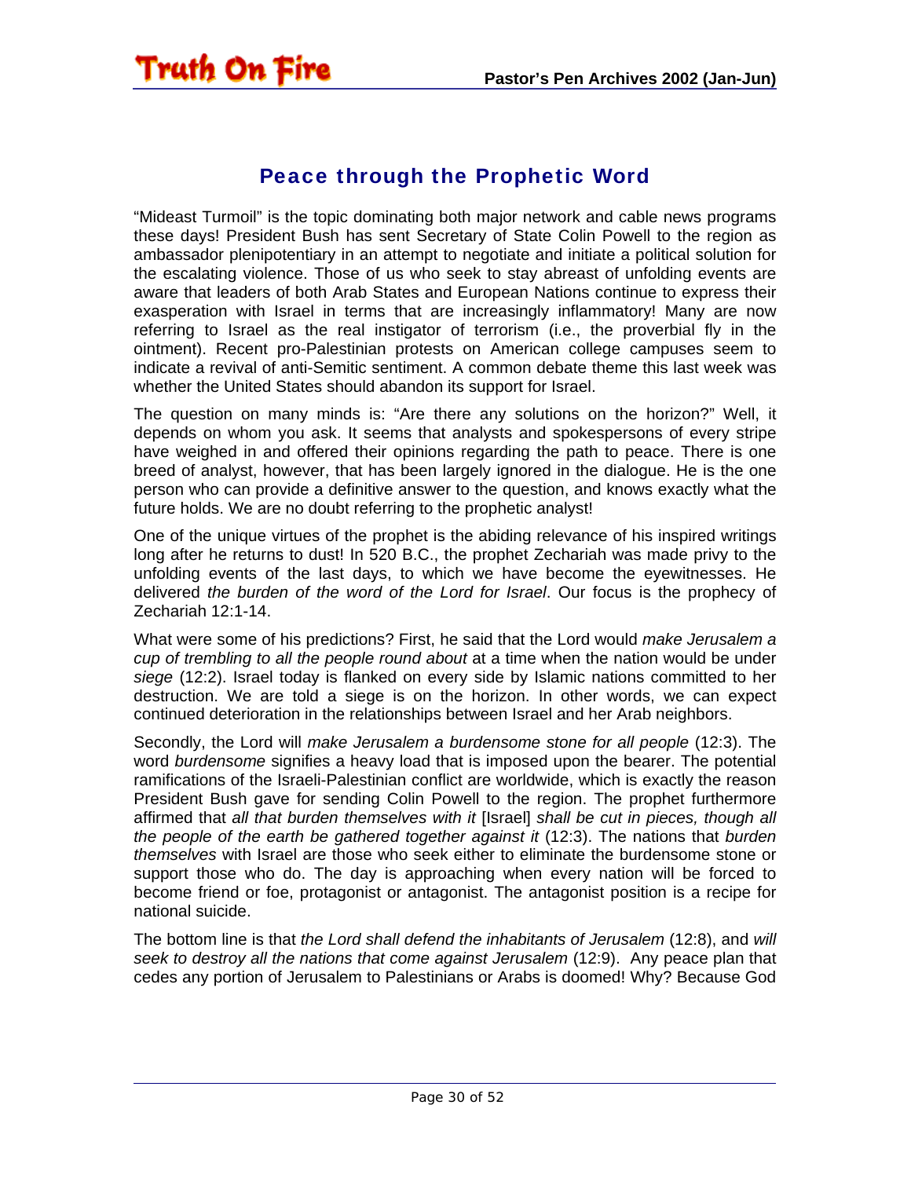## Peace through the Prophetic Word

“Mideast Turmoil” is the topic dominating both major network and cable news programs these days! President Bush has sent Secretary of State Colin Powell to the region as ambassador plenipotentiary in an attempt to negotiate and initiate a political solution for the escalating violence. Those of us who seek to stay abreast of unfolding events are aware that leaders of both Arab States and European Nations continue to express their exasperation with Israel in terms that are increasingly inflammatory! Many are now referring to Israel as the real instigator of terrorism (i.e., the proverbial fly in the ointment). Recent pro-Palestinian protests on American college campuses seem to indicate a revival of anti-Semitic sentiment. A common debate theme this last week was whether the United States should abandon its support for Israel.

The question on many minds is: “Are there any solutions on the horizon?” Well, it depends on whom you ask. It seems that analysts and spokespersons of every stripe have weighed in and offered their opinions regarding the path to peace. There is one breed of analyst, however, that has been largely ignored in the dialogue. He is the one person who can provide a definitive answer to the question, and knows exactly what the future holds. We are no doubt referring to the prophetic analyst!

One of the unique virtues of the prophet is the abiding relevance of his inspired writings long after he returns to dust! In 520 B.C., the prophet Zechariah was made privy to the unfolding events of the last days, to which we have become the eyewitnesses. He delivered *the burden of the word of the Lord for Israel*. Our focus is the prophecy of Zechariah 12:1-14.

What were some of his predictions? First, he said that the Lord would *make Jerusalem a cup of trembling to all the people round about* at a time when the nation would be under *siege* (12:2). Israel today is flanked on every side by Islamic nations committed to her destruction. We are told a siege is on the horizon. In other words, we can expect continued deterioration in the relationships between Israel and her Arab neighbors.

Secondly, the Lord will *make Jerusalem a burdensome stone for all people* (12:3). The word *burdensome* signifies a heavy load that is imposed upon the bearer. The potential ramifications of the Israeli-Palestinian conflict are worldwide, which is exactly the reason President Bush gave for sending Colin Powell to the region. The prophet furthermore affirmed that *all that burden themselves with it* [Israel] *shall be cut in pieces, though all the people of the earth be gathered together against it* (12:3). The nations that *burden themselves* with Israel are those who seek either to eliminate the burdensome stone or support those who do. The day is approaching when every nation will be forced to become friend or foe, protagonist or antagonist. The antagonist position is a recipe for national suicide.

The bottom line is that *the Lord shall defend the inhabitants of Jerusalem* (12:8), and *will seek to destroy all the nations that come against Jerusalem* (12:9). Any peace plan that cedes any portion of Jerusalem to Palestinians or Arabs is doomed! Why? Because God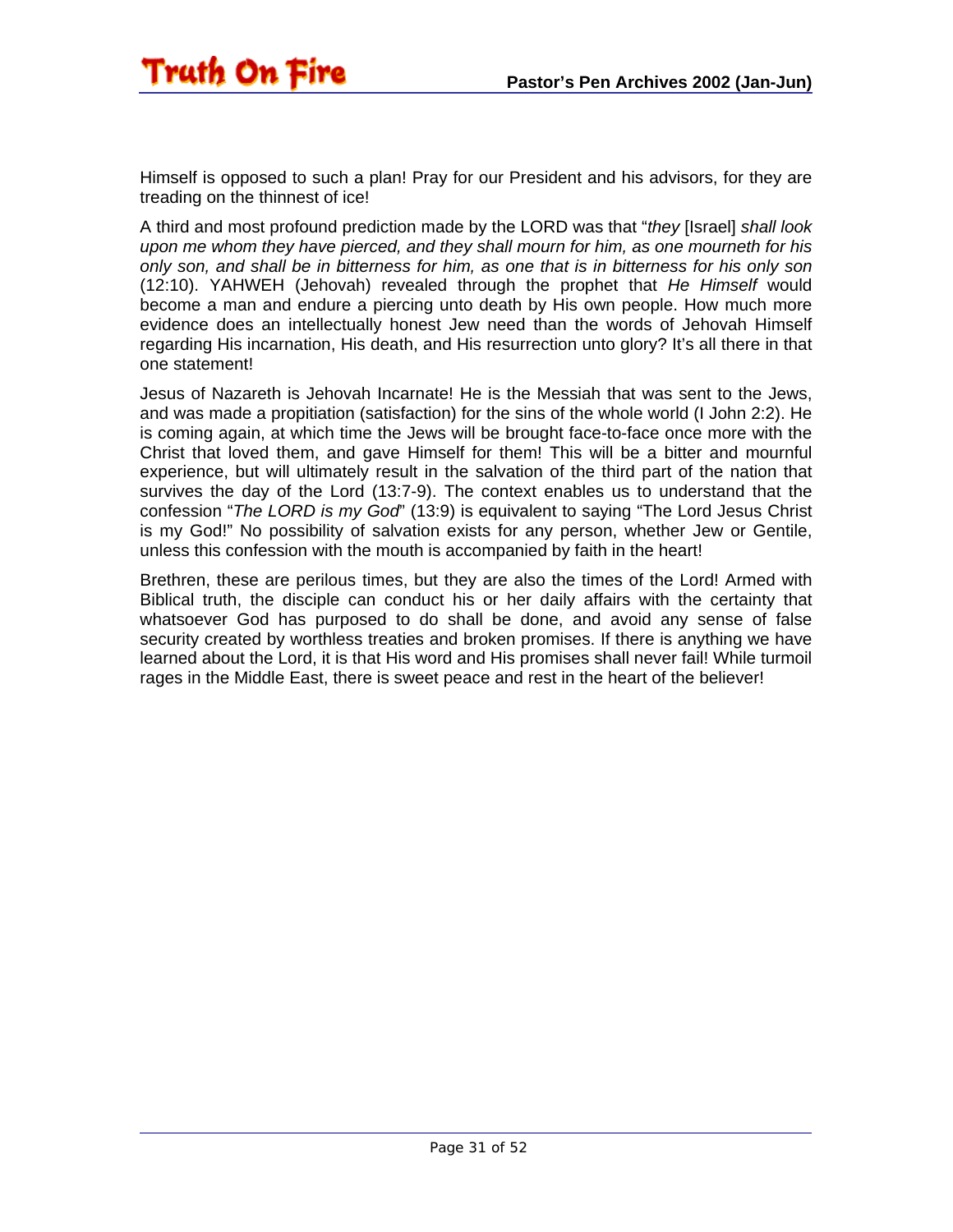Himself is opposed to such a plan! Pray for our President and his advisors, for they are treading on the thinnest of ice!

A third and most profound prediction made by the LORD was that "*they* [Israel] *shall look upon me whom they have pierced, and they shall mourn for him, as one mourneth for his only son, and shall be in bitterness for him, as one that is in bitterness for his only son* (12:10). YAHWEH (Jehovah) revealed through the prophet that *He Himself* would become a man and endure a piercing unto death by His own people. How much more evidence does an intellectually honest Jew need than the words of Jehovah Himself regarding His incarnation, His death, and His resurrection unto glory? It's all there in that one statement!

Jesus of Nazareth is Jehovah Incarnate! He is the Messiah that was sent to the Jews, and was made a propitiation (satisfaction) for the sins of the whole world (I John 2:2). He is coming again, at which time the Jews will be brought face-to-face once more with the Christ that loved them, and gave Himself for them! This will be a bitter and mournful experience, but will ultimately result in the salvation of the third part of the nation that survives the day of the Lord (13:7-9). The context enables us to understand that the confession "*The LORD is my God*" (13:9) is equivalent to saying "The Lord Jesus Christ is my God!" No possibility of salvation exists for any person, whether Jew or Gentile, unless this confession with the mouth is accompanied by faith in the heart!

Brethren, these are perilous times, but they are also the times of the Lord! Armed with Biblical truth, the disciple can conduct his or her daily affairs with the certainty that whatsoever God has purposed to do shall be done, and avoid any sense of false security created by worthless treaties and broken promises. If there is anything we have learned about the Lord, it is that His word and His promises shall never fail! While turmoil rages in the Middle East, there is sweet peace and rest in the heart of the believer!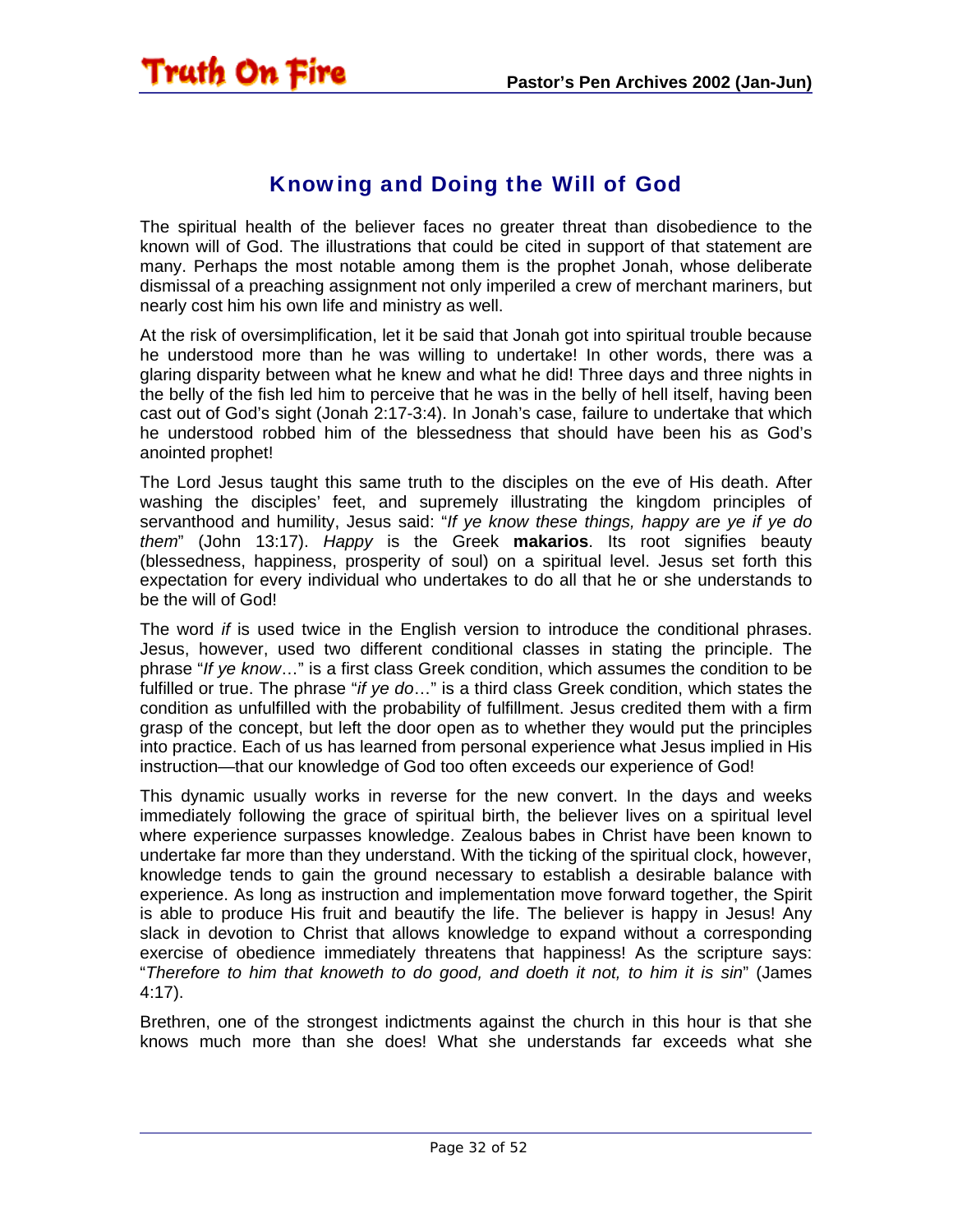## Knowing and Doing the Will of God

The spiritual health of the believer faces no greater threat than disobedience to the known will of God. The illustrations that could be cited in support of that statement are many. Perhaps the most notable among them is the prophet Jonah, whose deliberate dismissal of a preaching assignment not only imperiled a crew of merchant mariners, but nearly cost him his own life and ministry as well.

At the risk of oversimplification, let it be said that Jonah got into spiritual trouble because he understood more than he was willing to undertake! In other words, there was a glaring disparity between what he knew and what he did! Three days and three nights in the belly of the fish led him to perceive that he was in the belly of hell itself, having been cast out of God's sight (Jonah 2:17-3:4). In Jonah's case, failure to undertake that which he understood robbed him of the blessedness that should have been his as God's anointed prophet!

The Lord Jesus taught this same truth to the disciples on the eve of His death. After washing the disciples' feet, and supremely illustrating the kingdom principles of servanthood and humility, Jesus said: "*If ye know these things, happy are ye if ye do them*" (John 13:17). *Happy* is the Greek **makarios**. Its root signifies beauty (blessedness, happiness, prosperity of soul) on a spiritual level. Jesus set forth this expectation for every individual who undertakes to do all that he or she understands to be the will of God!

The word *if* is used twice in the English version to introduce the conditional phrases. Jesus, however, used two different conditional classes in stating the principle. The phrase "*If ye know*…" is a first class Greek condition, which assumes the condition to be fulfilled or true. The phrase "*if ye do*…" is a third class Greek condition, which states the condition as unfulfilled with the probability of fulfillment. Jesus credited them with a firm grasp of the concept, but left the door open as to whether they would put the principles into practice. Each of us has learned from personal experience what Jesus implied in His instruction—that our knowledge of God too often exceeds our experience of God!

This dynamic usually works in reverse for the new convert. In the days and weeks immediately following the grace of spiritual birth, the believer lives on a spiritual level where experience surpasses knowledge. Zealous babes in Christ have been known to undertake far more than they understand. With the ticking of the spiritual clock, however, knowledge tends to gain the ground necessary to establish a desirable balance with experience. As long as instruction and implementation move forward together, the Spirit is able to produce His fruit and beautify the life. The believer is happy in Jesus! Any slack in devotion to Christ that allows knowledge to expand without a corresponding exercise of obedience immediately threatens that happiness! As the scripture says: "*Therefore to him that knoweth to do good, and doeth it not, to him it is sin*" (James 4:17).

Brethren, one of the strongest indictments against the church in this hour is that she knows much more than she does! What she understands far exceeds what she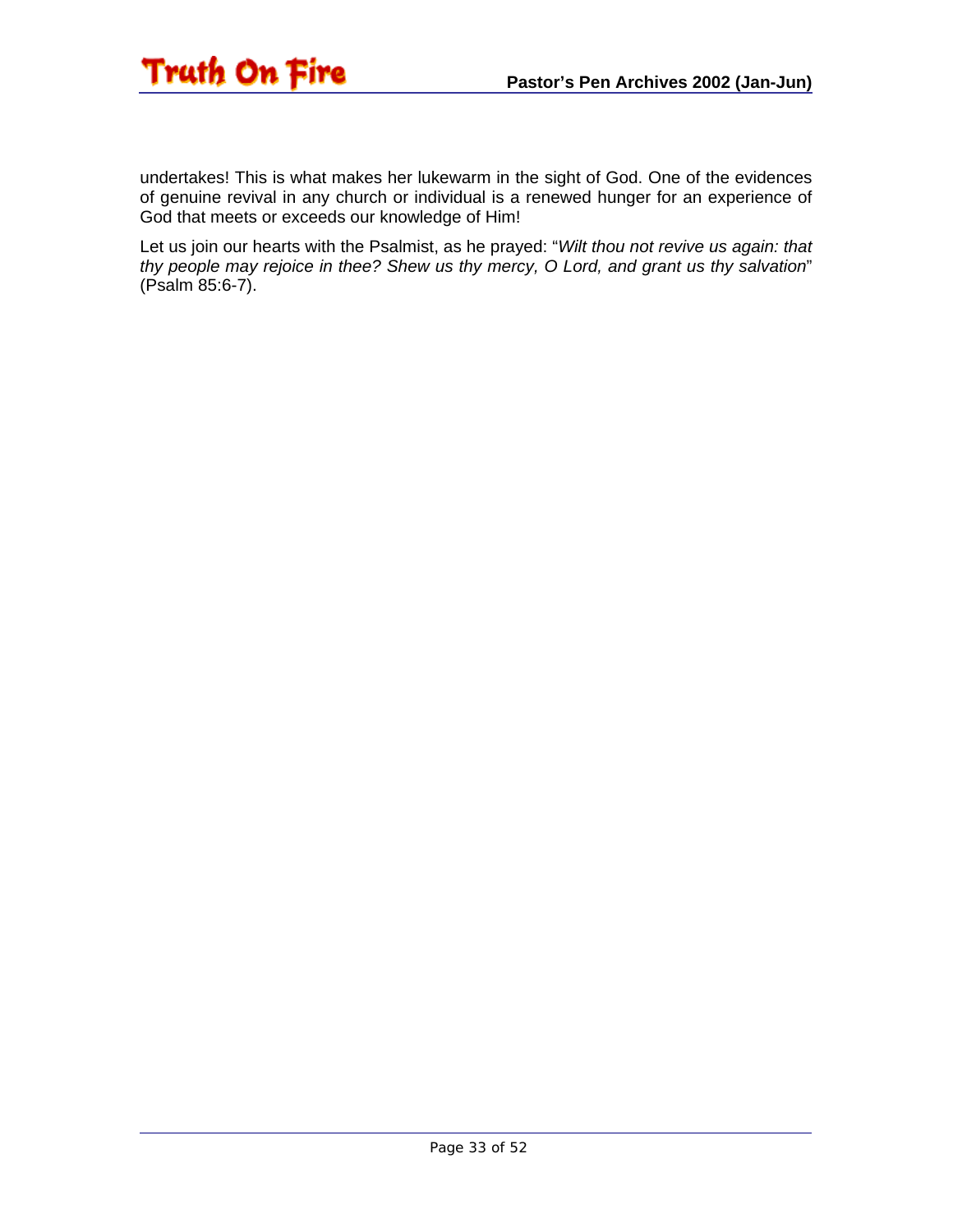undertakes! This is what makes her lukewarm in the sight of God. One of the evidences of genuine revival in any church or individual is a renewed hunger for an experience of God that meets or exceeds our knowledge of Him!

Let us join our hearts with the Psalmist, as he prayed: "*Wilt thou not revive us again: that thy people may rejoice in thee? Shew us thy mercy, O Lord, and grant us thy salvation*" (Psalm 85:6-7).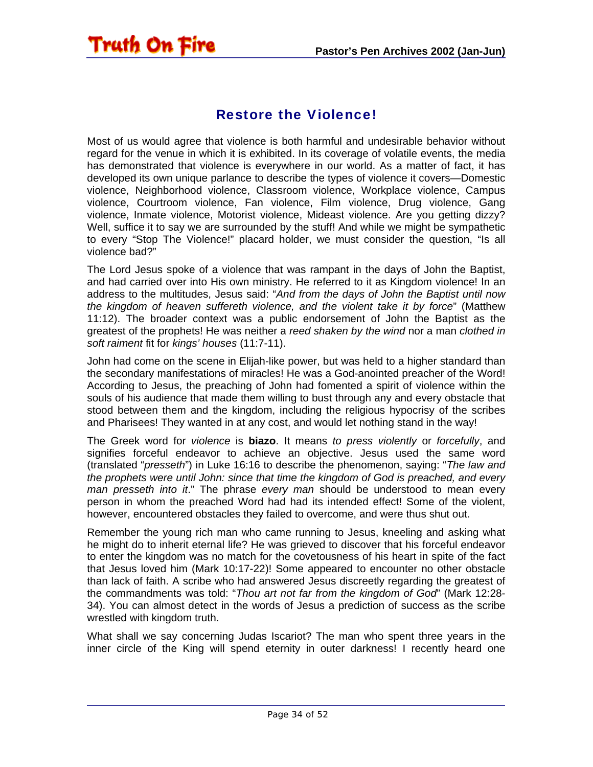## Restore the Violence!

Most of us would agree that violence is both harmful and undesirable behavior without regard for the venue in which it is exhibited. In its coverage of volatile events, the media has demonstrated that violence is everywhere in our world. As a matter of fact, it has developed its own unique parlance to describe the types of violence it covers—Domestic violence, Neighborhood violence, Classroom violence, Workplace violence, Campus violence, Courtroom violence, Fan violence, Film violence, Drug violence, Gang violence, Inmate violence, Motorist violence, Mideast violence. Are you getting dizzy? Well, suffice it to say we are surrounded by the stuff! And while we might be sympathetic to every "Stop The Violence!" placard holder, we must consider the question, "Is all violence bad?"

The Lord Jesus spoke of a violence that was rampant in the days of John the Baptist, and had carried over into His own ministry. He referred to it as Kingdom violence! In an address to the multitudes, Jesus said: "*And from the days of John the Baptist until now the kingdom of heaven suffereth violence, and the violent take it by force*" (Matthew 11:12). The broader context was a public endorsement of John the Baptist as the greatest of the prophets! He was neither a *reed shaken by the wind* nor a man *clothed in soft raiment* fit for *kings' houses* (11:7-11).

John had come on the scene in Elijah-like power, but was held to a higher standard than the secondary manifestations of miracles! He was a God-anointed preacher of the Word! According to Jesus, the preaching of John had fomented a spirit of violence within the souls of his audience that made them willing to bust through any and every obstacle that stood between them and the kingdom, including the religious hypocrisy of the scribes and Pharisees! They wanted in at any cost, and would let nothing stand in the way!

The Greek word for *violence* is **biazo**. It means *to press violently* or *forcefully*, and signifies forceful endeavor to achieve an objective. Jesus used the same word (translated "*presseth*") in Luke 16:16 to describe the phenomenon, saying: "*The law and the prophets were until John: since that time the kingdom of God is preached, and every man presseth into it*." The phrase *every man* should be understood to mean every person in whom the preached Word had had its intended effect! Some of the violent, however, encountered obstacles they failed to overcome, and were thus shut out.

Remember the young rich man who came running to Jesus, kneeling and asking what he might do to inherit eternal life? He was grieved to discover that his forceful endeavor to enter the kingdom was no match for the covetousness of his heart in spite of the fact that Jesus loved him (Mark 10:17-22)! Some appeared to encounter no other obstacle than lack of faith. A scribe who had answered Jesus discreetly regarding the greatest of the commandments was told: "*Thou art not far from the kingdom of God*" (Mark 12:28-34). You can almost detect in the words of Jesus a prediction of success as the scribe wrestled with kingdom truth.

What shall we say concerning Judas Iscariot? The man who spent three years in the inner circle of the King will spend eternity in outer darkness! I recently heard one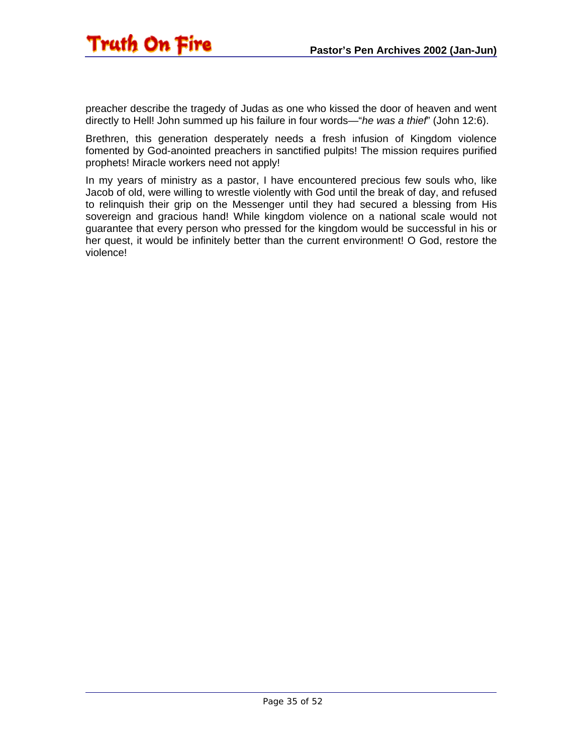preacher describe the tragedy of Judas as one who kissed the door of heaven and went directly to Hell! John summed up his failure in four words—"*he was a thief*" (John 12:6).

Brethren, this generation desperately needs a fresh infusion of Kingdom violence fomented by God-anointed preachers in sanctified pulpits! The mission requires purified prophets! Miracle workers need not apply!

In my years of ministry as a pastor, I have encountered precious few souls who, like Jacob of old, were willing to wrestle violently with God until the break of day, and refused to relinquish their grip on the Messenger until they had secured a blessing from His sovereign and gracious hand! While kingdom violence on a national scale would not guarantee that every person who pressed for the kingdom would be successful in his or her quest, it would be infinitely better than the current environment! O God, restore the violence!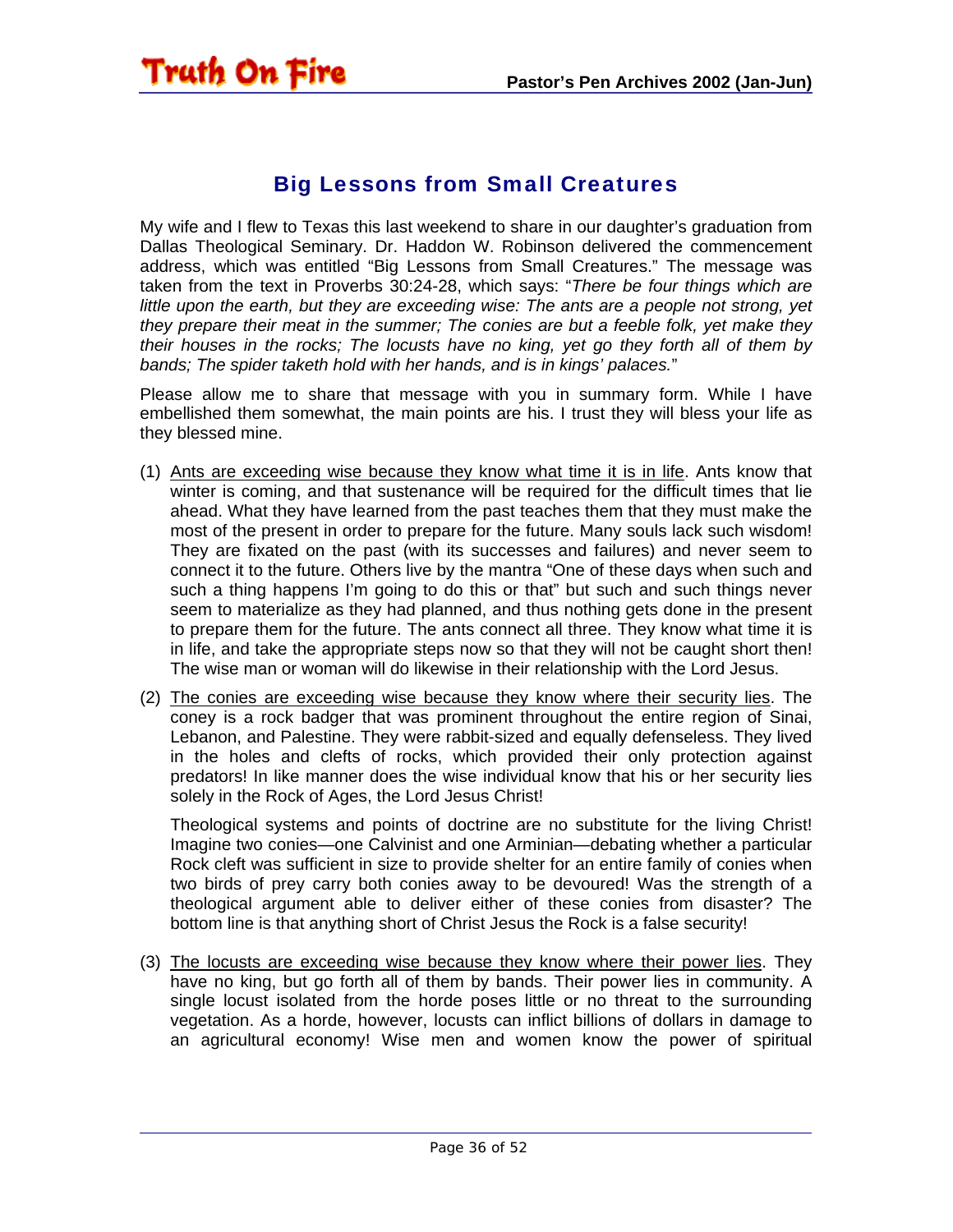## Big Lessons from Small Creatures

My wife and I flew to Texas this last weekend to share in our daughter's graduation from Dallas Theological Seminary. Dr. Haddon W. Robinson delivered the commencement address, which was entitled "Big Lessons from Small Creatures." The message was taken from the text in Proverbs 30:24-28, which says: "*There be four things which are little upon the earth, but they are exceeding wise: The ants are a people not strong, yet they prepare their meat in the summer; The conies are but a feeble folk, yet make they their houses in the rocks; The locusts have no king, yet go they forth all of them by bands; The spider taketh hold with her hands, and is in kings' palaces.*"

Please allow me to share that message with you in summary form. While I have embellished them somewhat, the main points are his. I trust they will bless your life as they blessed mine.

(1) Ants are exceeding wise because they know what time it is in life. Ants know that winter is coming, and that sustenance will be required for the difficult times that lie ahead. What they have learned from the past teaches them that they must make the most of the present in order to prepare for the future. Many souls lack such wisdom! They are fixated on the past (with its successes and failures) and never seem to connect it to the future. Others live by the mantra "One of these days when such and such a thing happens I'm going to do this or that" but such and such things never seem to materialize as they had planned, and thus nothing gets done in the present to prepare them for the future. The ants connect all three. They know what time it is in life, and take the appropriate steps now so that they will not be caught short then! The wise man or woman will do likewise in their relationship with the Lord Jesus.

(2) The conies are exceeding wise because they know where their security lies. The coney is a rock badger that was prominent throughout the entire region of Sinai, Lebanon, and Palestine. They were rabbit-sized and equally defenseless. They lived in the holes and clefts of rocks, which provided their only protection against predators! In like manner does the wise individual know that his or her security lies solely in the Rock of Ages, the Lord Jesus Christ!

    Theological systems and points of doctrine are no substitute for the living Christ! Imagine two conies—one Calvinist and one Arminian—debating whether a particular Rock cleft was sufficient in size to provide shelter for an entire family of conies when two birds of prey carry both conies away to be devoured! Was the strength of a theological argument able to deliver either of these conies from disaster? The bottom line is that anything short of Christ Jesus the Rock is a false security!

(3) The locusts are exceeding wise because they know where their power lies. They have no king, but go forth all of them by bands. Their power lies in community. A single locust isolated from the horde poses little or no threat to the surrounding vegetation. As a horde, however, locusts can inflict billions of dollars in damage to an agricultural economy! Wise men and women know the power of spiritual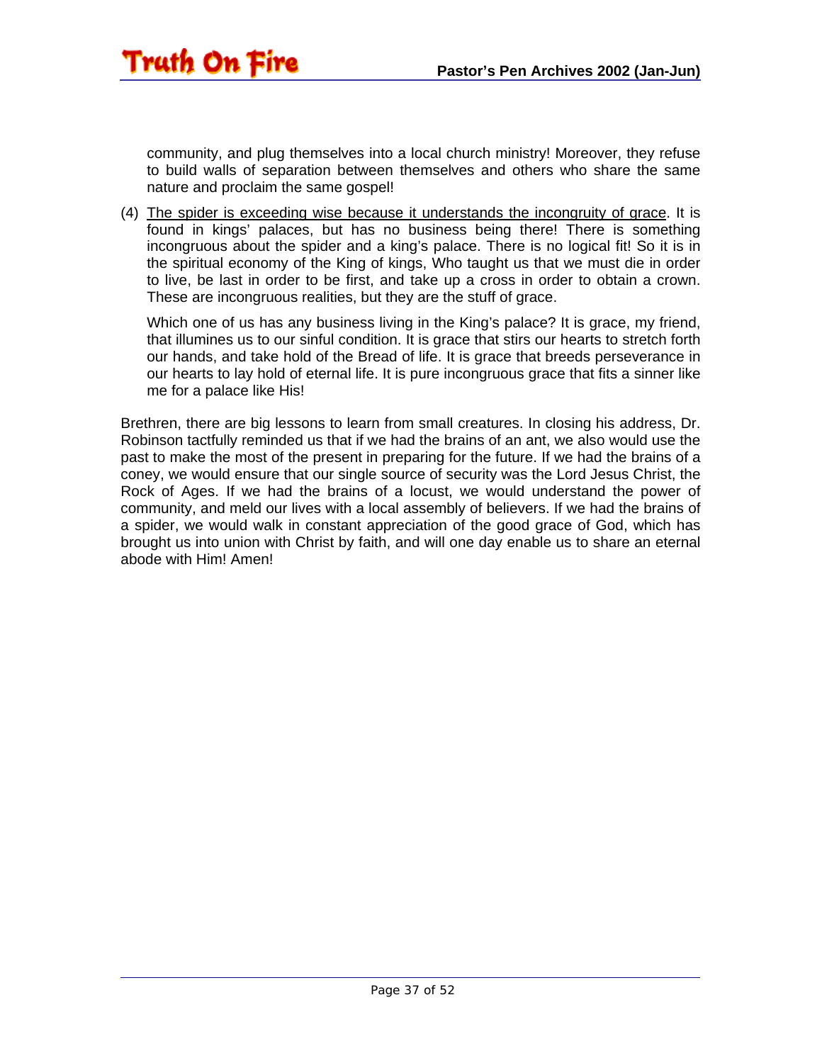community, and plug themselves into a local church ministry! Moreover, they refuse to build walls of separation between themselves and others who share the same nature and proclaim the same gospel!

(4) <u>The spider is exceeding wise because it understands the incongruity of grace</u>. It is found in kings' palaces, but has no business being there! There is something incongruous about the spider and a king's palace. There is no logical fit! So it is in the spiritual economy of the King of kings, Who taught us that we must die in order to live, be last in order to be first, and take up a cross in order to obtain a crown. These are incongruous realities, but they are the stuff of grace.

    Which one of us has any business living in the King's palace? It is grace, my friend, that illumines us to our sinful condition. It is grace that stirs our hearts to stretch forth our hands, and take hold of the Bread of life. It is grace that breeds perseverance in our hearts to lay hold of eternal life. It is pure incongruous grace that fits a sinner like me for a palace like His!

Brethren, there are big lessons to learn from small creatures. In closing his address, Dr. Robinson tactfully reminded us that if we had the brains of an ant, we also would use the past to make the most of the present in preparing for the future. If we had the brains of a coney, we would ensure that our single source of security was the Lord Jesus Christ, the Rock of Ages. If we had the brains of a locust, we would understand the power of community, and meld our lives with a local assembly of believers. If we had the brains of a spider, we would walk in constant appreciation of the good grace of God, which has brought us into union with Christ by faith, and will one day enable us to share an eternal abode with Him! Amen!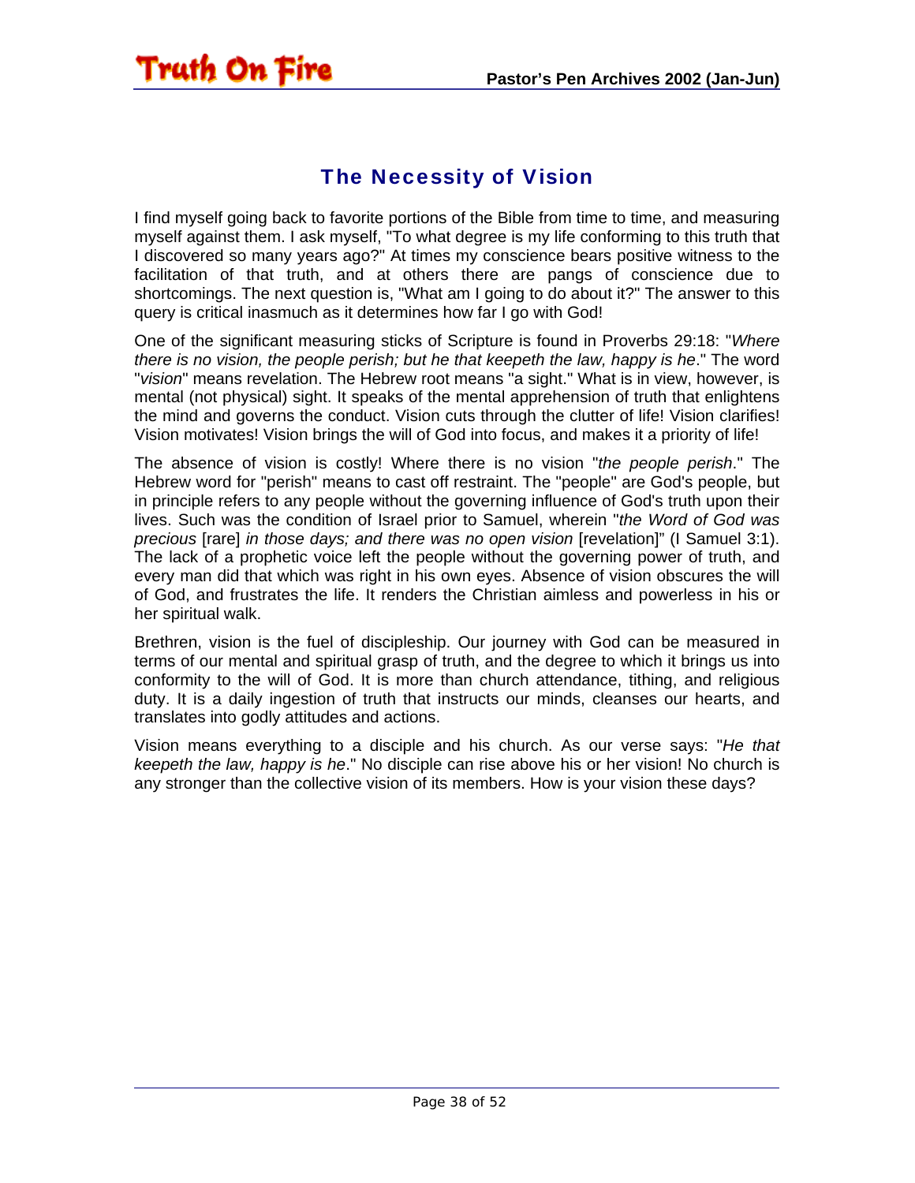## The Necessity of Vision

I find myself going back to favorite portions of the Bible from time to time, and measuring myself against them. I ask myself, "To what degree is my life conforming to this truth that I discovered so many years ago?" At times my conscience bears positive witness to the facilitation of that truth, and at others there are pangs of conscience due to shortcomings. The next question is, "What am I going to do about it?" The answer to this query is critical inasmuch as it determines how far I go with God!

One of the significant measuring sticks of Scripture is found in Proverbs 29:18: "*Where there is no vision, the people perish; but he that keepeth the law, happy is he*." The word "*vision*" means revelation. The Hebrew root means "a sight." What is in view, however, is mental (not physical) sight. It speaks of the mental apprehension of truth that enlightens the mind and governs the conduct. Vision cuts through the clutter of life! Vision clarifies! Vision motivates! Vision brings the will of God into focus, and makes it a priority of life!

The absence of vision is costly! Where there is no vision "*the people perish*." The Hebrew word for "perish" means to cast off restraint. The "people" are God's people, but in principle refers to any people without the governing influence of God's truth upon their lives. Such was the condition of Israel prior to Samuel, wherein "*the Word of God was precious* [rare] *in those days; and there was no open vision* [revelation]" (I Samuel 3:1). The lack of a prophetic voice left the people without the governing power of truth, and every man did that which was right in his own eyes. Absence of vision obscures the will of God, and frustrates the life. It renders the Christian aimless and powerless in his or her spiritual walk.

Brethren, vision is the fuel of discipleship. Our journey with God can be measured in terms of our mental and spiritual grasp of truth, and the degree to which it brings us into conformity to the will of God. It is more than church attendance, tithing, and religious duty. It is a daily ingestion of truth that instructs our minds, cleanses our hearts, and translates into godly attitudes and actions.

Vision means everything to a disciple and his church. As our verse says: "*He that keepeth the law, happy is he*." No disciple can rise above his or her vision! No church is any stronger than the collective vision of its members. How is your vision these days?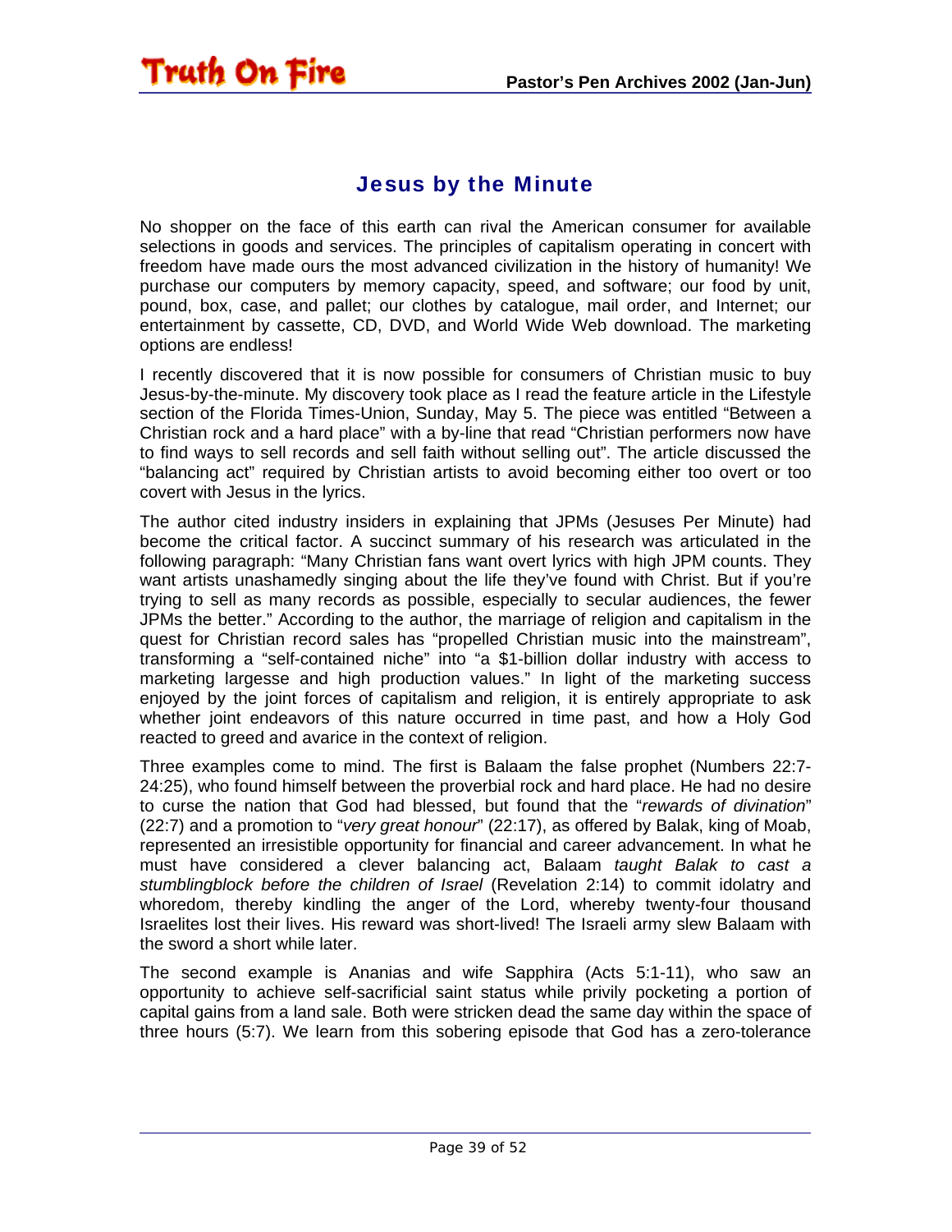## Jesus by the Minute

No shopper on the face of this earth can rival the American consumer for available selections in goods and services. The principles of capitalism operating in concert with freedom have made ours the most advanced civilization in the history of humanity! We purchase our computers by memory capacity, speed, and software; our food by unit, pound, box, case, and pallet; our clothes by catalogue, mail order, and Internet; our entertainment by cassette, CD, DVD, and World Wide Web download. The marketing options are endless!

I recently discovered that it is now possible for consumers of Christian music to buy Jesus-by-the-minute. My discovery took place as I read the feature article in the Lifestyle section of the Florida Times-Union, Sunday, May 5. The piece was entitled "Between a Christian rock and a hard place" with a by-line that read "Christian performers now have to find ways to sell records and sell faith without selling out". The article discussed the "balancing act" required by Christian artists to avoid becoming either too overt or too covert with Jesus in the lyrics.

The author cited industry insiders in explaining that JPMs (Jesuses Per Minute) had become the critical factor. A succinct summary of his research was articulated in the following paragraph: "Many Christian fans want overt lyrics with high JPM counts. They want artists unashamedly singing about the life they've found with Christ. But if you're trying to sell as many records as possible, especially to secular audiences, the fewer JPMs the better." According to the author, the marriage of religion and capitalism in the quest for Christian record sales has "propelled Christian music into the mainstream", transforming a "self-contained niche" into "a $1-billion dollar industry with access to marketing largesse and high production values." In light of the marketing success enjoyed by the joint forces of capitalism and religion, it is entirely appropriate to ask whether joint endeavors of this nature occurred in time past, and how a Holy God reacted to greed and avarice in the context of religion.

Three examples come to mind. The first is Balaam the false prophet (Numbers 22:7-24:25), who found himself between the proverbial rock and hard place. He had no desire to curse the nation that God had blessed, but found that the "*rewards of divination*" (22:7) and a promotion to "*very great honour*" (22:17), as offered by Balak, king of Moab, represented an irresistible opportunity for financial and career advancement. In what he must have considered a clever balancing act, Balaam *taught Balak to cast a stumblingblock before the children of Israel* (Revelation 2:14) to commit idolatry and whoredom, thereby kindling the anger of the Lord, whereby twenty-four thousand Israelites lost their lives. His reward was short-lived! The Israeli army slew Balaam with the sword a short while later.

The second example is Ananias and wife Sapphira (Acts 5:1-11), who saw an opportunity to achieve self-sacrificial saint status while privily pocketing a portion of capital gains from a land sale. Both were stricken dead the same day within the space of three hours (5:7). We learn from this sobering episode that God has a zero-tolerance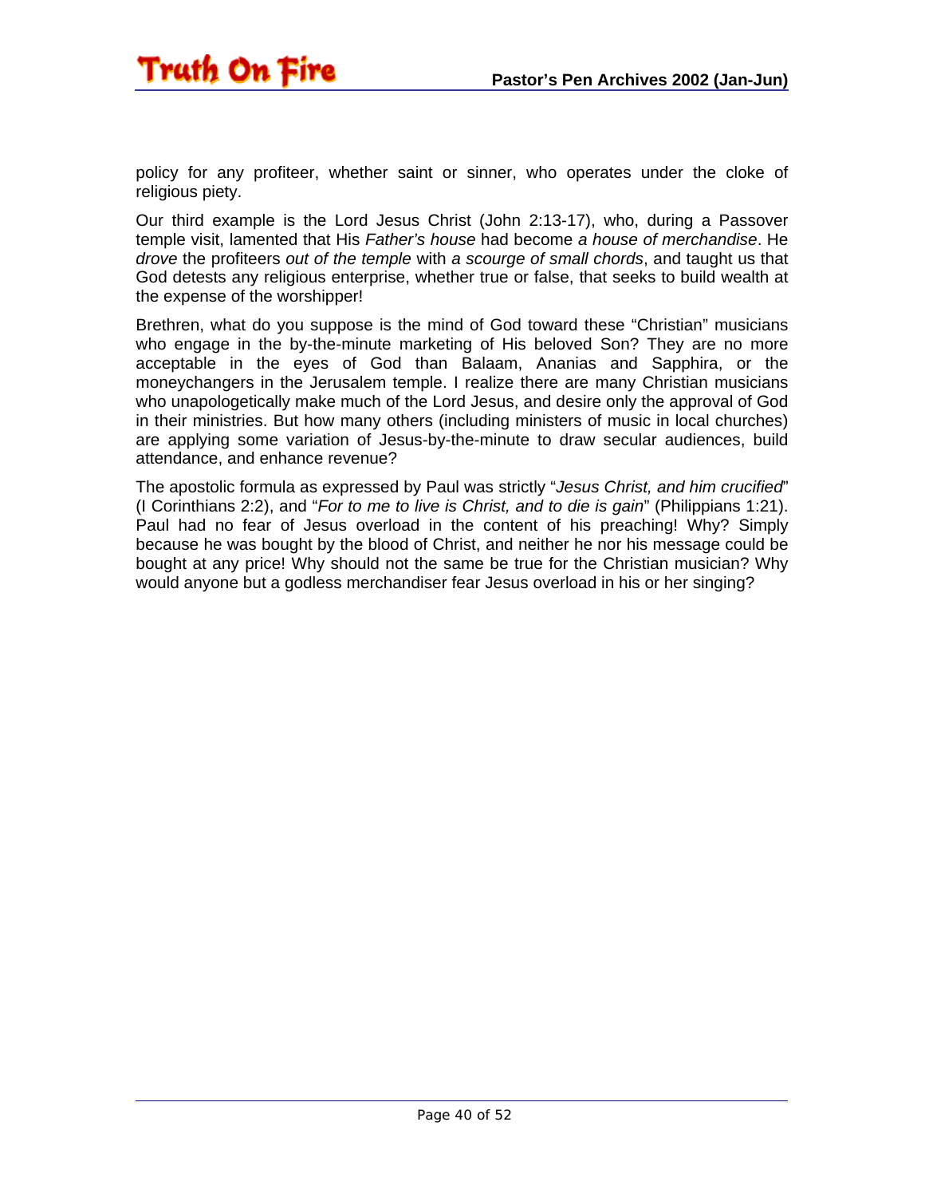policy for any profiteer, whether saint or sinner, who operates under the cloke of religious piety.

Our third example is the Lord Jesus Christ (John 2:13-17), who, during a Passover temple visit, lamented that His *Father's house* had become *a house of merchandise*. He *drove* the profiteers *out of the temple* with *a scourge of small chords*, and taught us that God detests any religious enterprise, whether true or false, that seeks to build wealth at the expense of the worshipper!

Brethren, what do you suppose is the mind of God toward these "Christian" musicians who engage in the by-the-minute marketing of His beloved Son? They are no more acceptable in the eyes of God than Balaam, Ananias and Sapphira, or the moneychangers in the Jerusalem temple. I realize there are many Christian musicians who unapologetically make much of the Lord Jesus, and desire only the approval of God in their ministries. But how many others (including ministers of music in local churches) are applying some variation of Jesus-by-the-minute to draw secular audiences, build attendance, and enhance revenue?

The apostolic formula as expressed by Paul was strictly "*Jesus Christ, and him crucified*" (I Corinthians 2:2), and "*For to me to live is Christ, and to die is gain*" (Philippians 1:21). Paul had no fear of Jesus overload in the content of his preaching! Why? Simply because he was bought by the blood of Christ, and neither he nor his message could be bought at any price! Why should not the same be true for the Christian musician? Why would anyone but a godless merchandiser fear Jesus overload in his or her singing?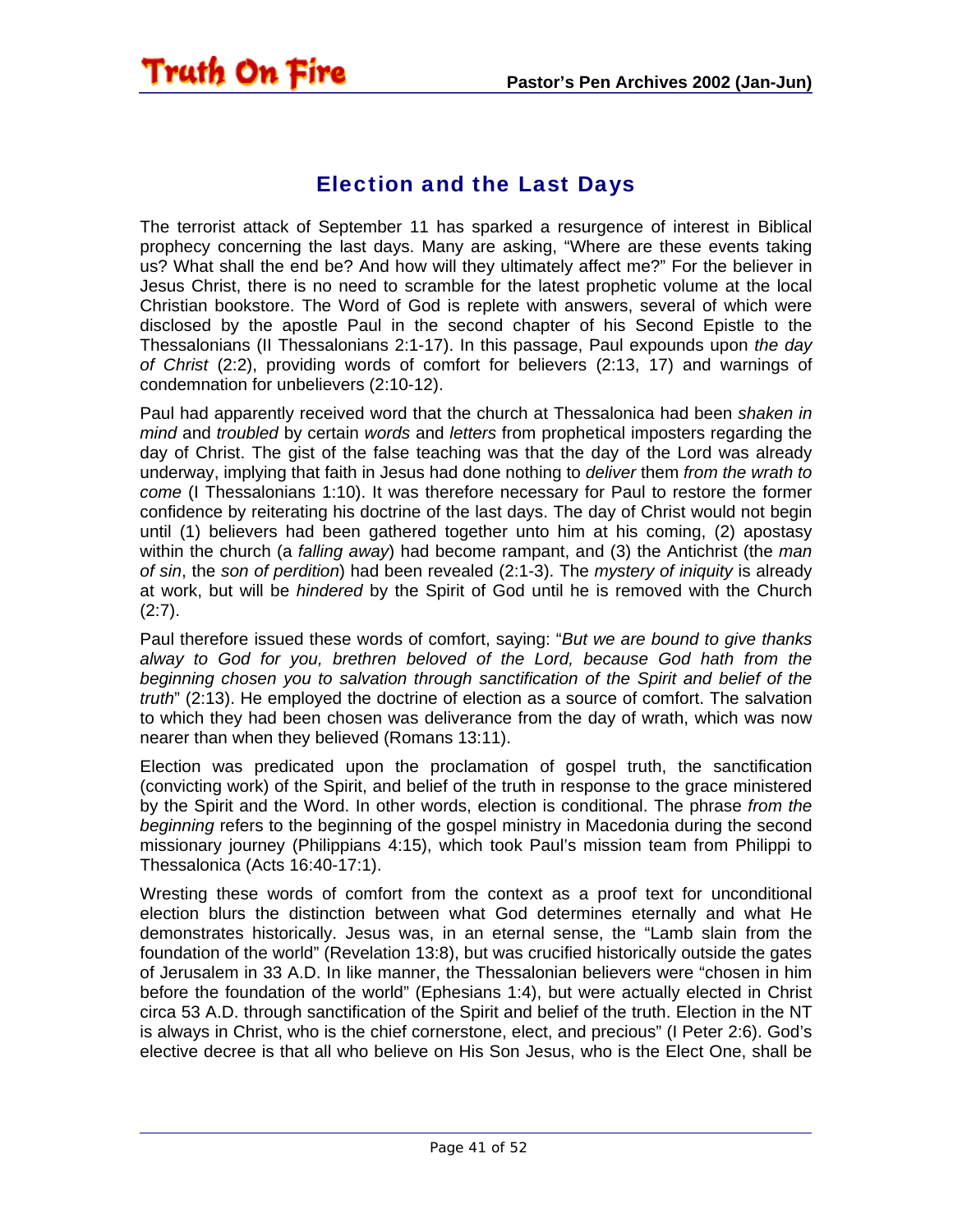## Election and the Last Days

The terrorist attack of September 11 has sparked a resurgence of interest in Biblical prophecy concerning the last days. Many are asking, "Where are these events taking us? What shall the end be? And how will they ultimately affect me?" For the believer in Jesus Christ, there is no need to scramble for the latest prophetic volume at the local Christian bookstore. The Word of God is replete with answers, several of which were disclosed by the apostle Paul in the second chapter of his Second Epistle to the Thessalonians (II Thessalonians 2:1-17). In this passage, Paul expounds upon *the day of Christ* (2:2), providing words of comfort for believers (2:13, 17) and warnings of condemnation for unbelievers (2:10-12).

Paul had apparently received word that the church at Thessalonica had been *shaken in mind* and *troubled* by certain *words* and *letters* from prophetical imposters regarding the day of Christ. The gist of the false teaching was that the day of the Lord was already underway, implying that faith in Jesus had done nothing to *deliver* them *from the wrath to come* (I Thessalonians 1:10). It was therefore necessary for Paul to restore the former confidence by reiterating his doctrine of the last days. The day of Christ would not begin until (1) believers had been gathered together unto him at his coming, (2) apostasy within the church (a *falling away*) had become rampant, and (3) the Antichrist (the *man of sin*, the *son of perdition*) had been revealed (2:1-3). The *mystery of iniquity* is already at work, but will be *hindered* by the Spirit of God until he is removed with the Church (2:7).

Paul therefore issued these words of comfort, saying: "*But we are bound to give thanks alway to God for you, brethren beloved of the Lord, because God hath from the beginning chosen you to salvation through sanctification of the Spirit and belief of the truth*" (2:13). He employed the doctrine of election as a source of comfort. The salvation to which they had been chosen was deliverance from the day of wrath, which was now nearer than when they believed (Romans 13:11).

Election was predicated upon the proclamation of gospel truth, the sanctification (convicting work) of the Spirit, and belief of the truth in response to the grace ministered by the Spirit and the Word. In other words, election is conditional. The phrase *from the beginning* refers to the beginning of the gospel ministry in Macedonia during the second missionary journey (Philippians 4:15), which took Paul's mission team from Philippi to Thessalonica (Acts 16:40-17:1).

Wresting these words of comfort from the context as a proof text for unconditional election blurs the distinction between what God determines eternally and what He demonstrates historically. Jesus was, in an eternal sense, the "Lamb slain from the foundation of the world" (Revelation 13:8), but was crucified historically outside the gates of Jerusalem in 33 A.D. In like manner, the Thessalonian believers were "chosen in him before the foundation of the world" (Ephesians 1:4), but were actually elected in Christ circa 53 A.D. through sanctification of the Spirit and belief of the truth. Election in the NT is always in Christ, who is the chief cornerstone, elect, and precious" (I Peter 2:6). God's elective decree is that all who believe on His Son Jesus, who is the Elect One, shall be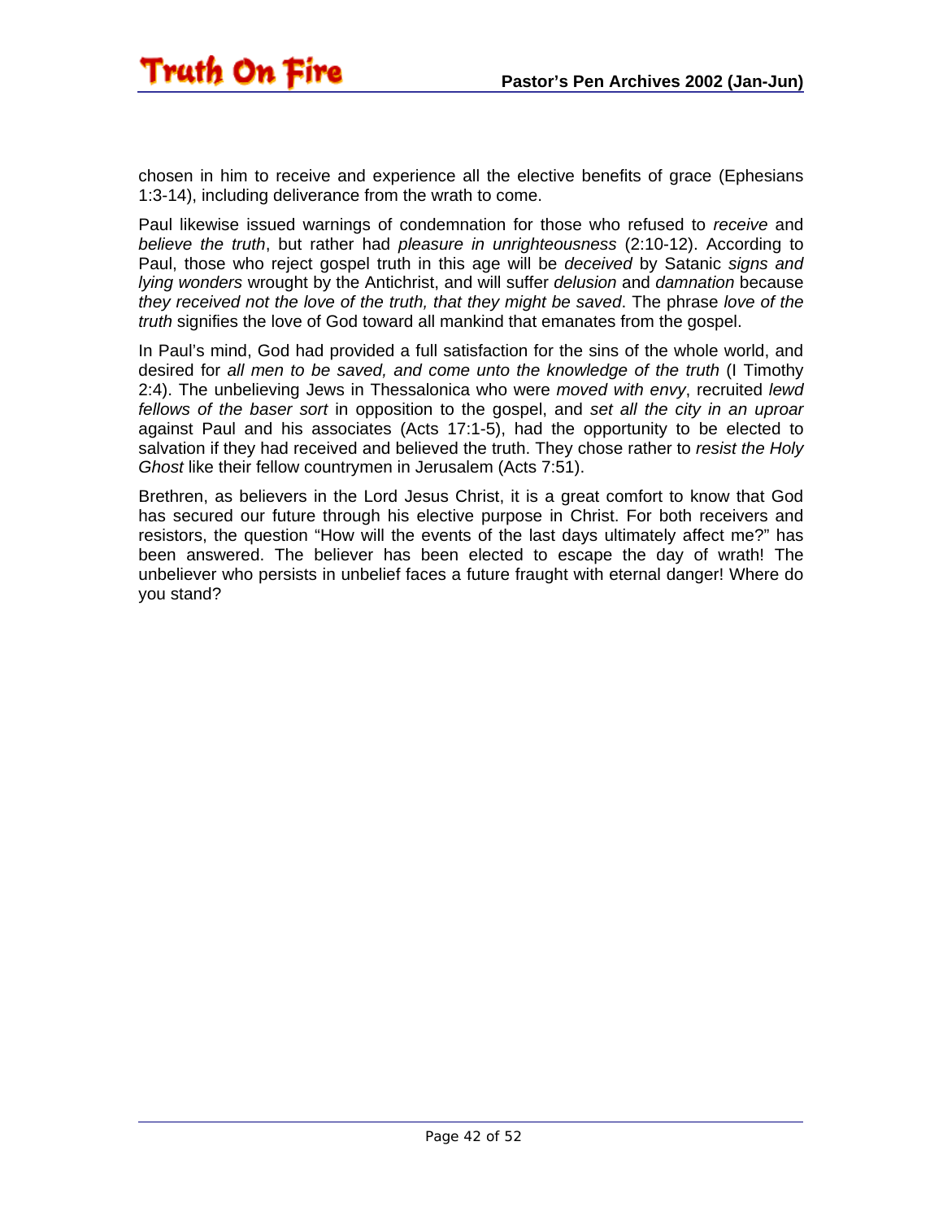chosen in him to receive and experience all the elective benefits of grace (Ephesians 1:3-14), including deliverance from the wrath to come.

Paul likewise issued warnings of condemnation for those who refused to *receive* and *believe the truth*, but rather had *pleasure in unrighteousness* (2:10-12). According to Paul, those who reject gospel truth in this age will be *deceived* by Satanic *signs and lying wonders* wrought by the Antichrist, and will suffer *delusion* and *damnation* because *they received not the love of the truth, that they might be saved*. The phrase *love of the truth* signifies the love of God toward all mankind that emanates from the gospel.

In Paul's mind, God had provided a full satisfaction for the sins of the whole world, and desired for *all men to be saved, and come unto the knowledge of the truth* (I Timothy 2:4). The unbelieving Jews in Thessalonica who were *moved with envy*, recruited *lewd fellows of the baser sort* in opposition to the gospel, and *set all the city in an uproar* against Paul and his associates (Acts 17:1-5), had the opportunity to be elected to salvation if they had received and believed the truth. They chose rather to *resist the Holy Ghost* like their fellow countrymen in Jerusalem (Acts 7:51).

Brethren, as believers in the Lord Jesus Christ, it is a great comfort to know that God has secured our future through his elective purpose in Christ. For both receivers and resistors, the question "How will the events of the last days ultimately affect me?" has been answered. The believer has been elected to escape the day of wrath! The unbeliever who persists in unbelief faces a future fraught with eternal danger! Where do you stand?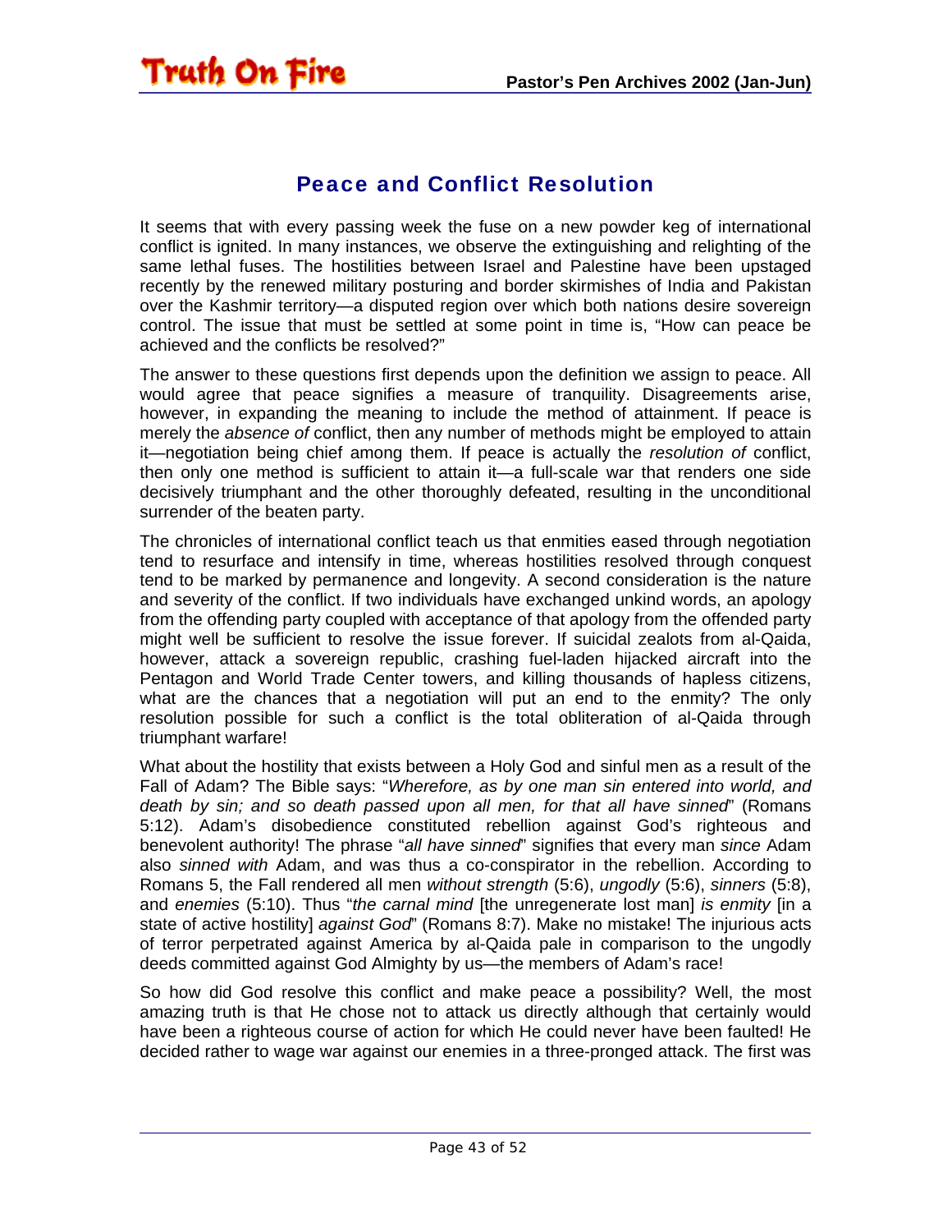## Peace and Conflict Resolution

It seems that with every passing week the fuse on a new powder keg of international conflict is ignited. In many instances, we observe the extinguishing and relighting of the same lethal fuses. The hostilities between Israel and Palestine have been upstaged recently by the renewed military posturing and border skirmishes of India and Pakistan over the Kashmir territory—a disputed region over which both nations desire sovereign control. The issue that must be settled at some point in time is, "How can peace be achieved and the conflicts be resolved?"

The answer to these questions first depends upon the definition we assign to peace. All would agree that peace signifies a measure of tranquility. Disagreements arise, however, in expanding the meaning to include the method of attainment. If peace is merely the *absence of* conflict, then any number of methods might be employed to attain it—negotiation being chief among them. If peace is actually the *resolution of* conflict, then only one method is sufficient to attain it—a full-scale war that renders one side decisively triumphant and the other thoroughly defeated, resulting in the unconditional surrender of the beaten party.

The chronicles of international conflict teach us that enmities eased through negotiation tend to resurface and intensify in time, whereas hostilities resolved through conquest tend to be marked by permanence and longevity. A second consideration is the nature and severity of the conflict. If two individuals have exchanged unkind words, an apology from the offending party coupled with acceptance of that apology from the offended party might well be sufficient to resolve the issue forever. If suicidal zealots from al-Qaida, however, attack a sovereign republic, crashing fuel-laden hijacked aircraft into the Pentagon and World Trade Center towers, and killing thousands of hapless citizens, what are the chances that a negotiation will put an end to the enmity? The only resolution possible for such a conflict is the total obliteration of al-Qaida through triumphant warfare!

What about the hostility that exists between a Holy God and sinful men as a result of the Fall of Adam? The Bible says: "*Wherefore, as by one man sin entered into world, and death by sin; and so death passed upon all men, for that all have sinned*" (Romans 5:12). Adam's disobedience constituted rebellion against God's righteous and benevolent authority! The phrase "*all have sinned*" signifies that every man *since* Adam also *sinned with* Adam, and was thus a co-conspirator in the rebellion. According to Romans 5, the Fall rendered all men *without strength* (5:6), *ungodly* (5:6), *sinners* (5:8), and *enemies* (5:10). Thus "*the carnal mind* [the unregenerate lost man] *is enmity* [in a state of active hostility] *against God*" (Romans 8:7). Make no mistake! The injurious acts of terror perpetrated against America by al-Qaida pale in comparison to the ungodly deeds committed against God Almighty by us—the members of Adam's race!

So how did God resolve this conflict and make peace a possibility? Well, the most amazing truth is that He chose not to attack us directly although that certainly would have been a righteous course of action for which He could never have been faulted! He decided rather to wage war against our enemies in a three-pronged attack. The first was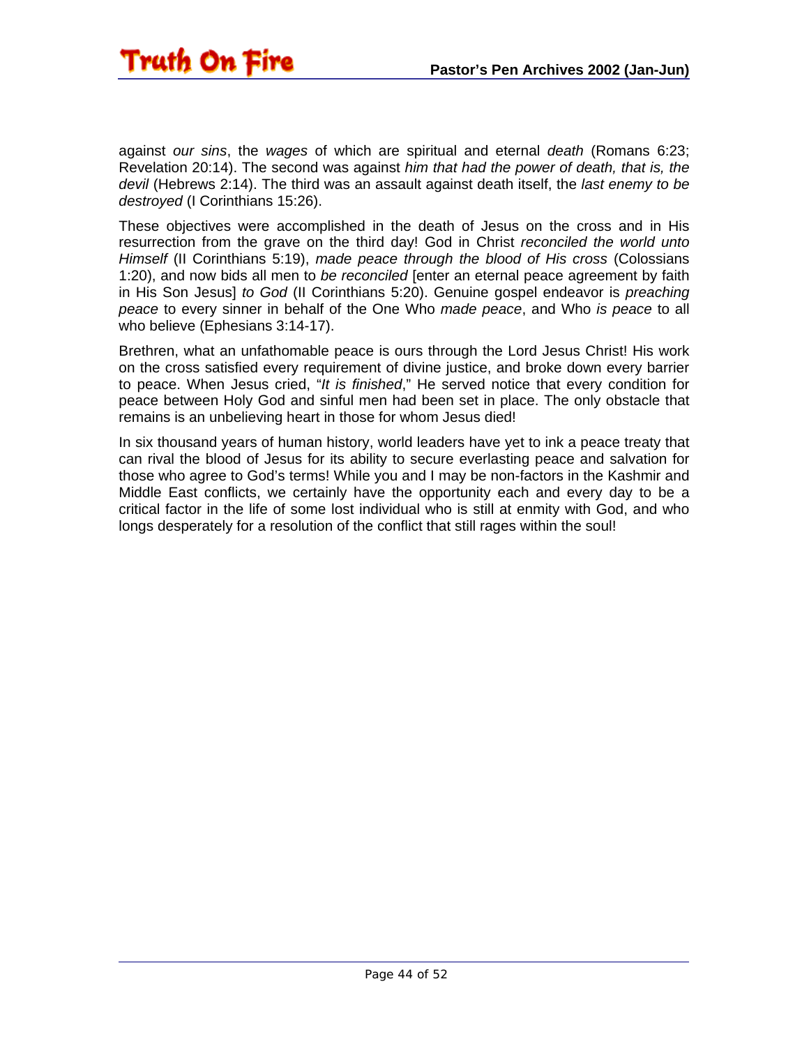against *our sins*, the *wages* of which are spiritual and eternal *death* (Romans 6:23; Revelation 20:14). The second was against *him that had the power of death, that is, the devil* (Hebrews 2:14). The third was an assault against death itself, the *last enemy to be destroyed* (I Corinthians 15:26).

These objectives were accomplished in the death of Jesus on the cross and in His resurrection from the grave on the third day! God in Christ *reconciled the world unto Himself* (II Corinthians 5:19), *made peace through the blood of His cross* (Colossians 1:20), and now bids all men to *be reconciled* [enter an eternal peace agreement by faith in His Son Jesus] *to God* (II Corinthians 5:20). Genuine gospel endeavor is *preaching peace* to every sinner in behalf of the One Who *made peace*, and Who *is peace* to all who believe (Ephesians 3:14-17).

Brethren, what an unfathomable peace is ours through the Lord Jesus Christ! His work on the cross satisfied every requirement of divine justice, and broke down every barrier to peace. When Jesus cried, "*It is finished*," He served notice that every condition for peace between Holy God and sinful men had been set in place. The only obstacle that remains is an unbelieving heart in those for whom Jesus died!

In six thousand years of human history, world leaders have yet to ink a peace treaty that can rival the blood of Jesus for its ability to secure everlasting peace and salvation for those who agree to God's terms! While you and I may be non-factors in the Kashmir and Middle East conflicts, we certainly have the opportunity each and every day to be a critical factor in the life of some lost individual who is still at enmity with God, and who longs desperately for a resolution of the conflict that still rages within the soul!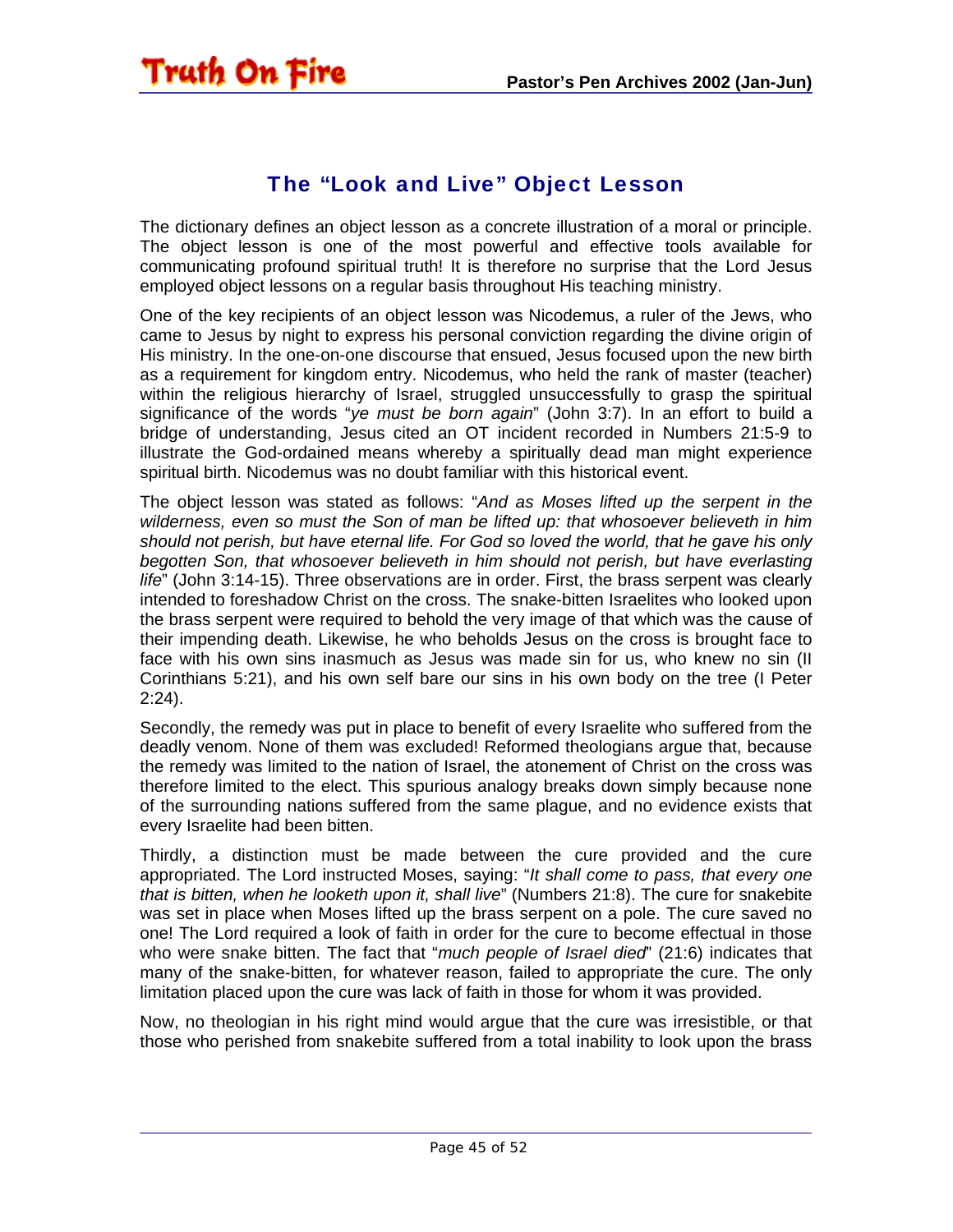## The "Look and Live" Object Lesson

The dictionary defines an object lesson as a concrete illustration of a moral or principle. The object lesson is one of the most powerful and effective tools available for communicating profound spiritual truth! It is therefore no surprise that the Lord Jesus employed object lessons on a regular basis throughout His teaching ministry.

One of the key recipients of an object lesson was Nicodemus, a ruler of the Jews, who came to Jesus by night to express his personal conviction regarding the divine origin of His ministry. In the one-on-one discourse that ensued, Jesus focused upon the new birth as a requirement for kingdom entry. Nicodemus, who held the rank of master (teacher) within the religious hierarchy of Israel, struggled unsuccessfully to grasp the spiritual significance of the words "*ye must be born again*" (John 3:7). In an effort to build a bridge of understanding, Jesus cited an OT incident recorded in Numbers 21:5-9 to illustrate the God-ordained means whereby a spiritually dead man might experience spiritual birth. Nicodemus was no doubt familiar with this historical event.

The object lesson was stated as follows: "*And as Moses lifted up the serpent in the wilderness, even so must the Son of man be lifted up: that whosoever believeth in him should not perish, but have eternal life. For God so loved the world, that he gave his only begotten Son, that whosoever believeth in him should not perish, but have everlasting life*" (John 3:14-15). Three observations are in order. First, the brass serpent was clearly intended to foreshadow Christ on the cross. The snake-bitten Israelites who looked upon the brass serpent were required to behold the very image of that which was the cause of their impending death. Likewise, he who beholds Jesus on the cross is brought face to face with his own sins inasmuch as Jesus was made sin for us, who knew no sin (II Corinthians 5:21), and his own self bare our sins in his own body on the tree (I Peter 2:24).

Secondly, the remedy was put in place to benefit of every Israelite who suffered from the deadly venom. None of them was excluded! Reformed theologians argue that, because the remedy was limited to the nation of Israel, the atonement of Christ on the cross was therefore limited to the elect. This spurious analogy breaks down simply because none of the surrounding nations suffered from the same plague, and no evidence exists that every Israelite had been bitten.

Thirdly, a distinction must be made between the cure provided and the cure appropriated. The Lord instructed Moses, saying: "*It shall come to pass, that every one that is bitten, when he looketh upon it, shall live*" (Numbers 21:8). The cure for snakebite was set in place when Moses lifted up the brass serpent on a pole. The cure saved no one! The Lord required a look of faith in order for the cure to become effectual in those who were snake bitten. The fact that "*much people of Israel died*" (21:6) indicates that many of the snake-bitten, for whatever reason, failed to appropriate the cure. The only limitation placed upon the cure was lack of faith in those for whom it was provided.

Now, no theologian in his right mind would argue that the cure was irresistible, or that those who perished from snakebite suffered from a total inability to look upon the brass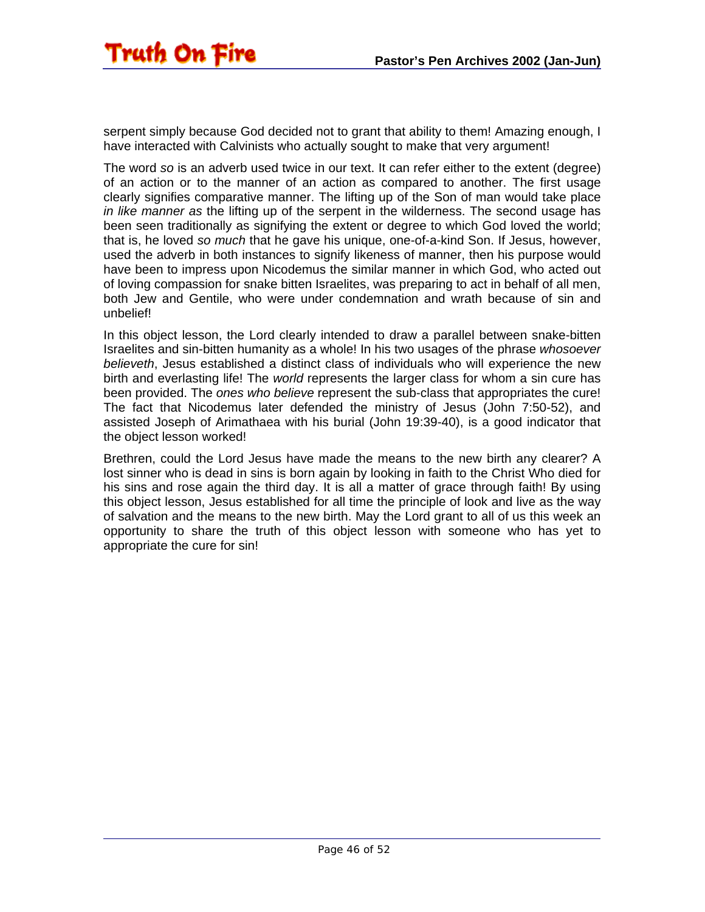serpent simply because God decided not to grant that ability to them! Amazing enough, I have interacted with Calvinists who actually sought to make that very argument!

The word *so* is an adverb used twice in our text. It can refer either to the extent (degree) of an action or to the manner of an action as compared to another. The first usage clearly signifies comparative manner. The lifting up of the Son of man would take place *in like manner as* the lifting up of the serpent in the wilderness. The second usage has been seen traditionally as signifying the extent or degree to which God loved the world; that is, he loved *so much* that he gave his unique, one-of-a-kind Son. If Jesus, however, used the adverb in both instances to signify likeness of manner, then his purpose would have been to impress upon Nicodemus the similar manner in which God, who acted out of loving compassion for snake bitten Israelites, was preparing to act in behalf of all men, both Jew and Gentile, who were under condemnation and wrath because of sin and unbelief!

In this object lesson, the Lord clearly intended to draw a parallel between snake-bitten Israelites and sin-bitten humanity as a whole! In his two usages of the phrase *whosoever believeth*, Jesus established a distinct class of individuals who will experience the new birth and everlasting life! The *world* represents the larger class for whom a sin cure has been provided. The *ones who believe* represent the sub-class that appropriates the cure! The fact that Nicodemus later defended the ministry of Jesus (John 7:50-52), and assisted Joseph of Arimathaea with his burial (John 19:39-40), is a good indicator that the object lesson worked!

Brethren, could the Lord Jesus have made the means to the new birth any clearer? A lost sinner who is dead in sins is born again by looking in faith to the Christ Who died for his sins and rose again the third day. It is all a matter of grace through faith! By using this object lesson, Jesus established for all time the principle of look and live as the way of salvation and the means to the new birth. May the Lord grant to all of us this week an opportunity to share the truth of this object lesson with someone who has yet to appropriate the cure for sin!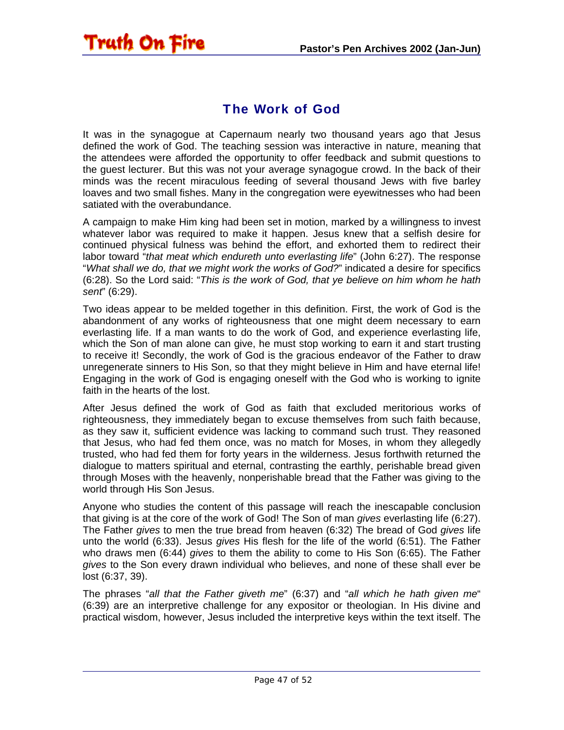## The Work of God

It was in the synagogue at Capernaum nearly two thousand years ago that Jesus defined the work of God. The teaching session was interactive in nature, meaning that the attendees were afforded the opportunity to offer feedback and submit questions to the guest lecturer. But this was not your average synagogue crowd. In the back of their minds was the recent miraculous feeding of several thousand Jews with five barley loaves and two small fishes. Many in the congregation were eyewitnesses who had been satiated with the overabundance.

A campaign to make Him king had been set in motion, marked by a willingness to invest whatever labor was required to make it happen. Jesus knew that a selfish desire for continued physical fulness was behind the effort, and exhorted them to redirect their labor toward "*that meat which endureth unto everlasting life*" (John 6:27). The response "*What shall we do, that we might work the works of God?*" indicated a desire for specifics (6:28). So the Lord said: "*This is the work of God, that ye believe on him whom he hath sent*" (6:29).

Two ideas appear to be melded together in this definition. First, the work of God is the abandonment of any works of righteousness that one might deem necessary to earn everlasting life. If a man wants to do the work of God, and experience everlasting life, which the Son of man alone can give, he must stop working to earn it and start trusting to receive it! Secondly, the work of God is the gracious endeavor of the Father to draw unregenerate sinners to His Son, so that they might believe in Him and have eternal life! Engaging in the work of God is engaging oneself with the God who is working to ignite faith in the hearts of the lost.

After Jesus defined the work of God as faith that excluded meritorious works of righteousness, they immediately began to excuse themselves from such faith because, as they saw it, sufficient evidence was lacking to command such trust. They reasoned that Jesus, who had fed them once, was no match for Moses, in whom they allegedly trusted, who had fed them for forty years in the wilderness. Jesus forthwith returned the dialogue to matters spiritual and eternal, contrasting the earthly, perishable bread given through Moses with the heavenly, nonperishable bread that the Father was giving to the world through His Son Jesus.

Anyone who studies the content of this passage will reach the inescapable conclusion that giving is at the core of the work of God! The Son of man *gives* everlasting life (6:27). The Father *gives* to men the true bread from heaven (6:32) The bread of God *gives* life unto the world (6:33). Jesus *gives* His flesh for the life of the world (6:51). The Father who draws men (6:44) *gives* to them the ability to come to His Son (6:65). The Father *gives* to the Son every drawn individual who believes, and none of these shall ever be lost (6:37, 39).

The phrases "*all that the Father giveth me*" (6:37) and "*all which he hath given me*" (6:39) are an interpretive challenge for any expositor or theologian. In His divine and practical wisdom, however, Jesus included the interpretive keys within the text itself. The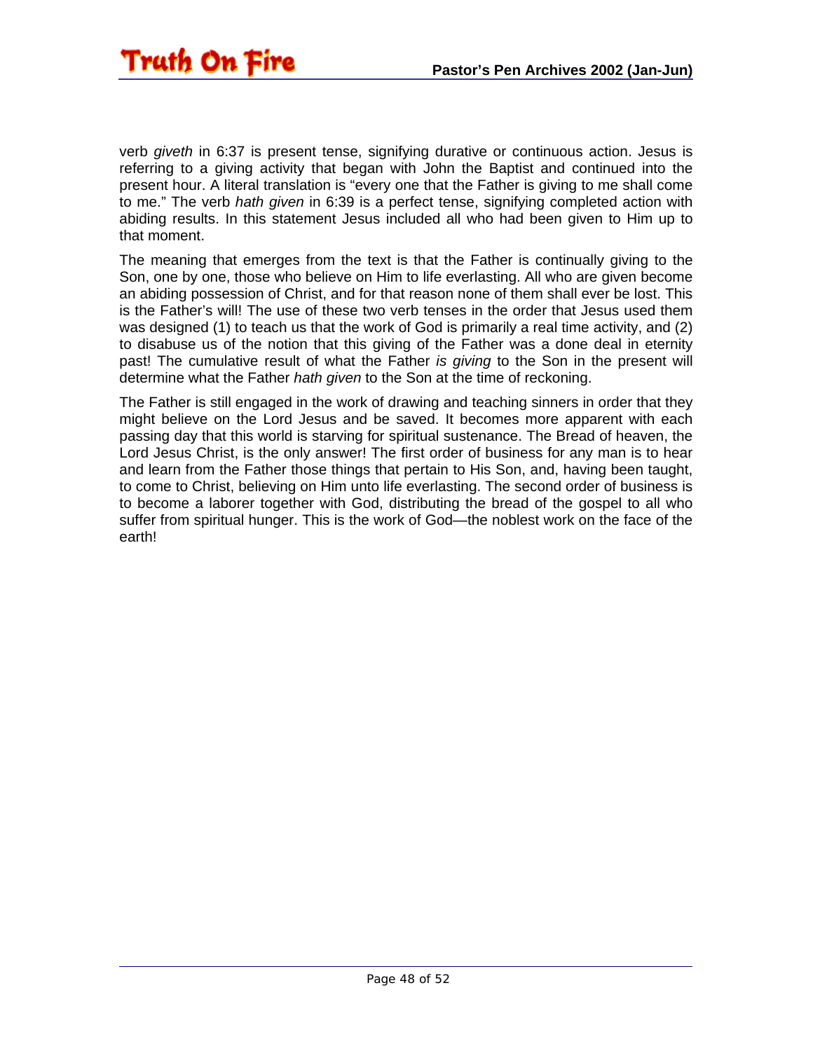verb *giveth* in 6:37 is present tense, signifying durative or continuous action. Jesus is referring to a giving activity that began with John the Baptist and continued into the present hour. A literal translation is “every one that the Father is giving to me shall come to me.” The verb *hath given* in 6:39 is a perfect tense, signifying completed action with abiding results. In this statement Jesus included all who had been given to Him up to that moment.

The meaning that emerges from the text is that the Father is continually giving to the Son, one by one, those who believe on Him to life everlasting. All who are given become an abiding possession of Christ, and for that reason none of them shall ever be lost. This is the Father’s will! The use of these two verb tenses in the order that Jesus used them was designed (1) to teach us that the work of God is primarily a real time activity, and (2) to disabuse us of the notion that this giving of the Father was a done deal in eternity past! The cumulative result of what the Father *is giving* to the Son in the present will determine what the Father *hath given* to the Son at the time of reckoning.

The Father is still engaged in the work of drawing and teaching sinners in order that they might believe on the Lord Jesus and be saved. It becomes more apparent with each passing day that this world is starving for spiritual sustenance. The Bread of heaven, the Lord Jesus Christ, is the only answer! The first order of business for any man is to hear and learn from the Father those things that pertain to His Son, and, having been taught, to come to Christ, believing on Him unto life everlasting. The second order of business is to become a laborer together with God, distributing the bread of the gospel to all who suffer from spiritual hunger. This is the work of God—the noblest work on the face of the earth!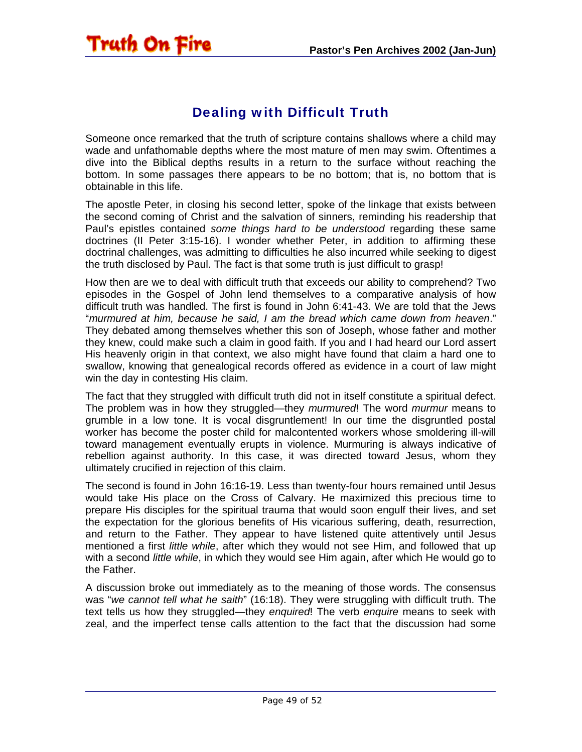## Dealing with Difficult Truth

Someone once remarked that the truth of scripture contains shallows where a child may wade and unfathomable depths where the most mature of men may swim. Oftentimes a dive into the Biblical depths results in a return to the surface without reaching the bottom. In some passages there appears to be no bottom; that is, no bottom that is obtainable in this life.

The apostle Peter, in closing his second letter, spoke of the linkage that exists between the second coming of Christ and the salvation of sinners, reminding his readership that Paul's epistles contained *some things hard to be understood* regarding these same doctrines (II Peter 3:15-16). I wonder whether Peter, in addition to affirming these doctrinal challenges, was admitting to difficulties he also incurred while seeking to digest the truth disclosed by Paul. The fact is that some truth is just difficult to grasp!

How then are we to deal with difficult truth that exceeds our ability to comprehend? Two episodes in the Gospel of John lend themselves to a comparative analysis of how difficult truth was handled. The first is found in John 6:41-43. We are told that the Jews "*murmured at him, because he said, I am the bread which came down from heaven*." They debated among themselves whether this son of Joseph, whose father and mother they knew, could make such a claim in good faith. If you and I had heard our Lord assert His heavenly origin in that context, we also might have found that claim a hard one to swallow, knowing that genealogical records offered as evidence in a court of law might win the day in contesting His claim.

The fact that they struggled with difficult truth did not in itself constitute a spiritual defect. The problem was in how they struggled—they *murmured*! The word *murmur* means to grumble in a low tone. It is vocal disgruntlement! In our time the disgruntled postal worker has become the poster child for malcontented workers whose smoldering ill-will toward management eventually erupts in violence. Murmuring is always indicative of rebellion against authority. In this case, it was directed toward Jesus, whom they ultimately crucified in rejection of this claim.

The second is found in John 16:16-19. Less than twenty-four hours remained until Jesus would take His place on the Cross of Calvary. He maximized this precious time to prepare His disciples for the spiritual trauma that would soon engulf their lives, and set the expectation for the glorious benefits of His vicarious suffering, death, resurrection, and return to the Father. They appear to have listened quite attentively until Jesus mentioned a first *little while*, after which they would not see Him, and followed that up with a second *little while*, in which they would see Him again, after which He would go to the Father.

A discussion broke out immediately as to the meaning of those words. The consensus was "*we cannot tell what he saith*" (16:18). They were struggling with difficult truth. The text tells us how they struggled—they *enquired*! The verb *enquire* means to seek with zeal, and the imperfect tense calls attention to the fact that the discussion had some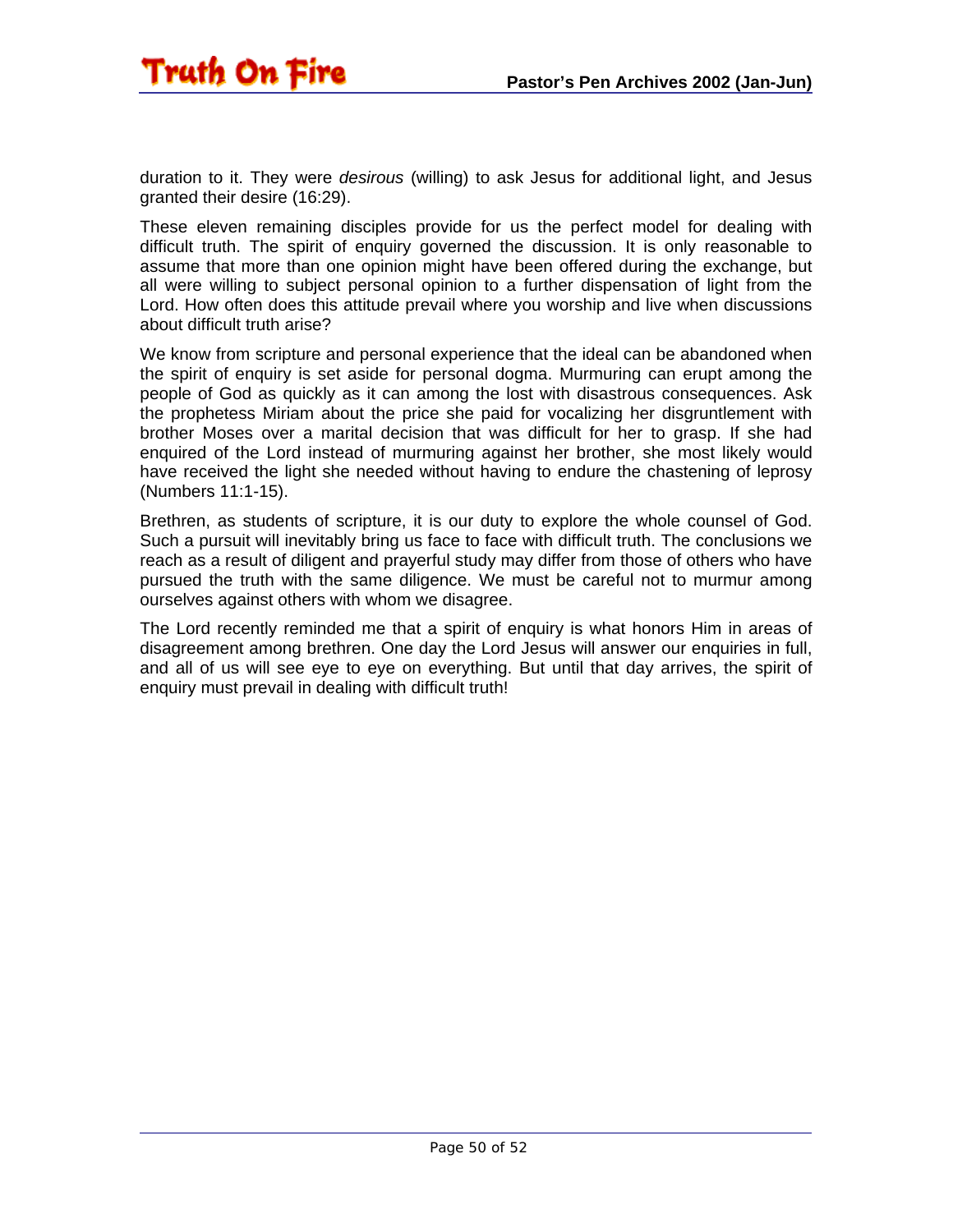duration to it. They were *desirous* (willing) to ask Jesus for additional light, and Jesus granted their desire (16:29).

These eleven remaining disciples provide for us the perfect model for dealing with difficult truth. The spirit of enquiry governed the discussion. It is only reasonable to assume that more than one opinion might have been offered during the exchange, but all were willing to subject personal opinion to a further dispensation of light from the Lord. How often does this attitude prevail where you worship and live when discussions about difficult truth arise?

We know from scripture and personal experience that the ideal can be abandoned when the spirit of enquiry is set aside for personal dogma. Murmuring can erupt among the people of God as quickly as it can among the lost with disastrous consequences. Ask the prophetess Miriam about the price she paid for vocalizing her disgruntlement with brother Moses over a marital decision that was difficult for her to grasp. If she had enquired of the Lord instead of murmuring against her brother, she most likely would have received the light she needed without having to endure the chastening of leprosy (Numbers 11:1-15).

Brethren, as students of scripture, it is our duty to explore the whole counsel of God. Such a pursuit will inevitably bring us face to face with difficult truth. The conclusions we reach as a result of diligent and prayerful study may differ from those of others who have pursued the truth with the same diligence. We must be careful not to murmur among ourselves against others with whom we disagree.

The Lord recently reminded me that a spirit of enquiry is what honors Him in areas of disagreement among brethren. One day the Lord Jesus will answer our enquiries in full, and all of us will see eye to eye on everything. But until that day arrives, the spirit of enquiry must prevail in dealing with difficult truth!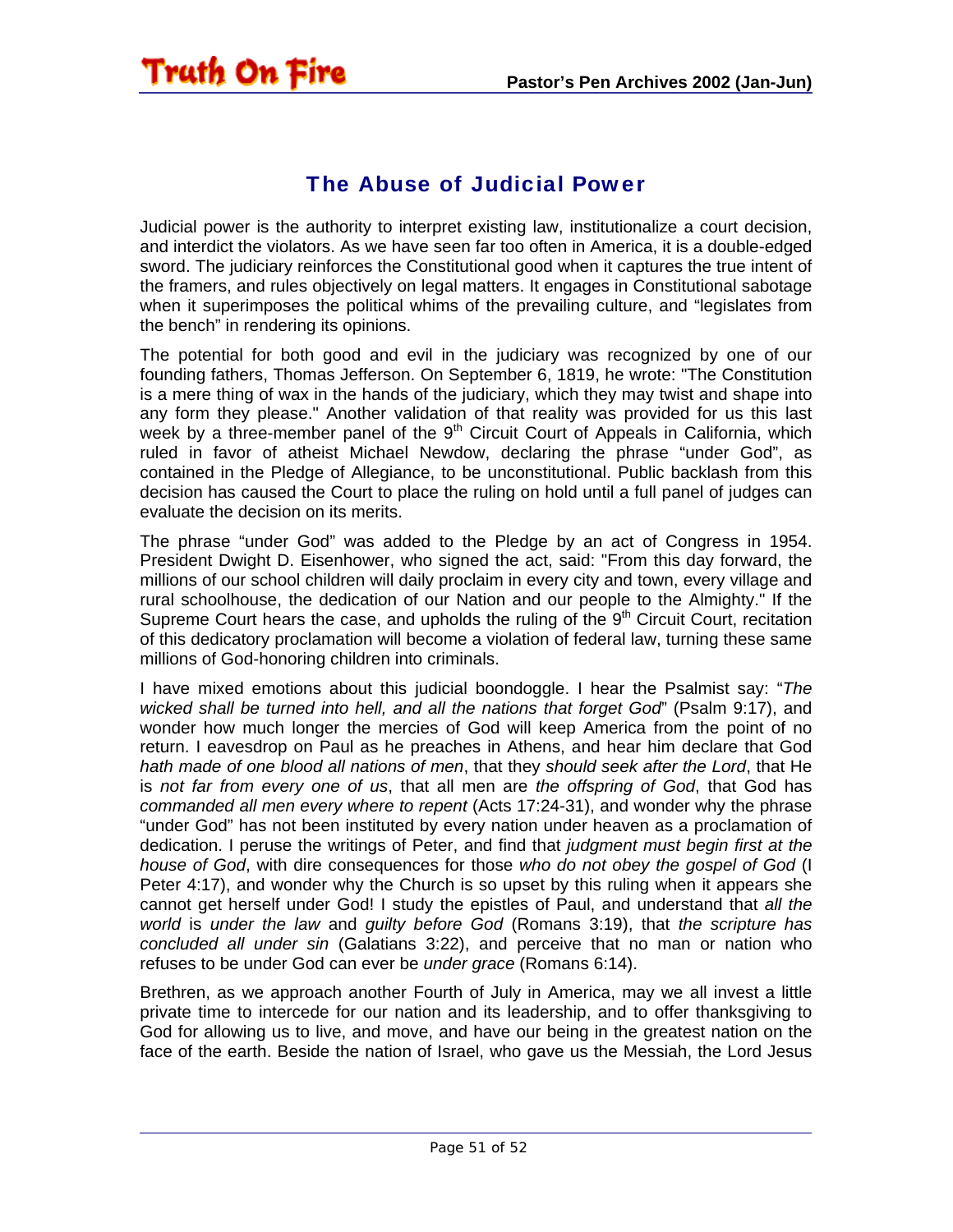## The Abuse of Judicial Power

Judicial power is the authority to interpret existing law, institutionalize a court decision, and interdict the violators. As we have seen far too often in America, it is a double-edged sword. The judiciary reinforces the Constitutional good when it captures the true intent of the framers, and rules objectively on legal matters. It engages in Constitutional sabotage when it superimposes the political whims of the prevailing culture, and "legislates from the bench" in rendering its opinions.

The potential for both good and evil in the judiciary was recognized by one of our founding fathers, Thomas Jefferson. On September 6, 1819, he wrote: "The Constitution is a mere thing of wax in the hands of the judiciary, which they may twist and shape into any form they please." Another validation of that reality was provided for us this last week by a three-member panel of the 9th Circuit Court of Appeals in California, which ruled in favor of atheist Michael Newdow, declaring the phrase "under God", as contained in the Pledge of Allegiance, to be unconstitutional. Public backlash from this decision has caused the Court to place the ruling on hold until a full panel of judges can evaluate the decision on its merits.

The phrase "under God" was added to the Pledge by an act of Congress in 1954. President Dwight D. Eisenhower, who signed the act, said: "From this day forward, the millions of our school children will daily proclaim in every city and town, every village and rural schoolhouse, the dedication of our Nation and our people to the Almighty." If the Supreme Court hears the case, and upholds the ruling of the 9th Circuit Court, recitation of this dedicatory proclamation will become a violation of federal law, turning these same millions of God-honoring children into criminals.

I have mixed emotions about this judicial boondoggle. I hear the Psalmist say: "*The wicked shall be turned into hell, and all the nations that forget God*" (Psalm 9:17), and wonder how much longer the mercies of God will keep America from the point of no return. I eavesdrop on Paul as he preaches in Athens, and hear him declare that God *hath made of one blood all nations of men*, that they *should seek after the Lord*, that He is *not far from every one of us*, that all men are *the offspring of God*, that God has *commanded all men every where to repent* (Acts 17:24-31), and wonder why the phrase "under God" has not been instituted by every nation under heaven as a proclamation of dedication. I peruse the writings of Peter, and find that *judgment must begin first at the house of God*, with dire consequences for those *who do not obey the gospel of God* (I Peter 4:17), and wonder why the Church is so upset by this ruling when it appears she cannot get herself under God! I study the epistles of Paul, and understand that *all the world* is *under the law* and *guilty before God* (Romans 3:19), that *the scripture has concluded all under sin* (Galatians 3:22), and perceive that no man or nation who refuses to be under God can ever be *under grace* (Romans 6:14).

Brethren, as we approach another Fourth of July in America, may we all invest a little private time to intercede for our nation and its leadership, and to offer thanksgiving to God for allowing us to live, and move, and have our being in the greatest nation on the face of the earth. Beside the nation of Israel, who gave us the Messiah, the Lord Jesus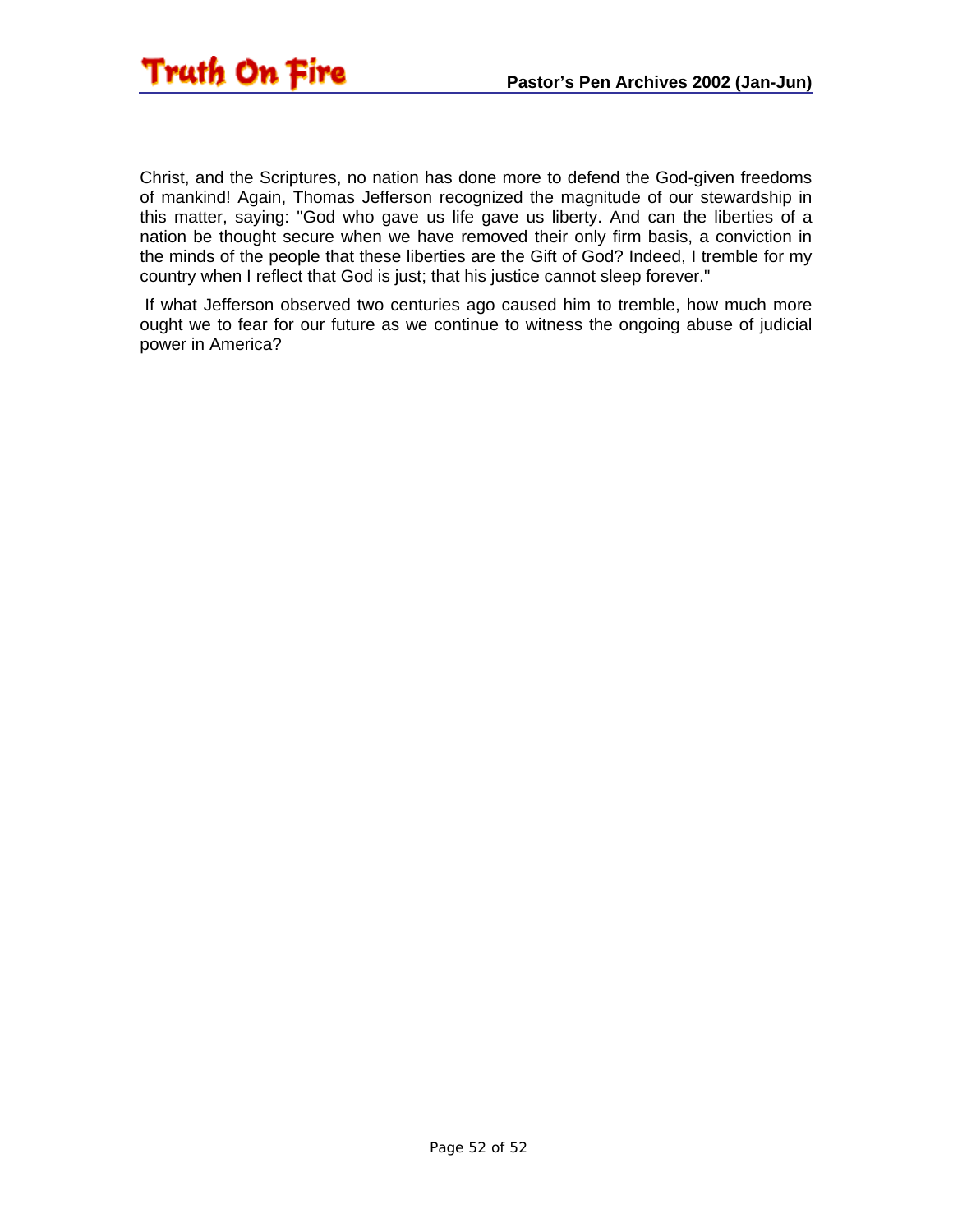Christ, and the Scriptures, no nation has done more to defend the God-given freedoms of mankind! Again, Thomas Jefferson recognized the magnitude of our stewardship in this matter, saying: "God who gave us life gave us liberty. And can the liberties of a nation be thought secure when we have removed their only firm basis, a conviction in the minds of the people that these liberties are the Gift of God? Indeed, I tremble for my country when I reflect that God is just; that his justice cannot sleep forever."

If what Jefferson observed two centuries ago caused him to tremble, how much more ought we to fear for our future as we continue to witness the ongoing abuse of judicial power in America?